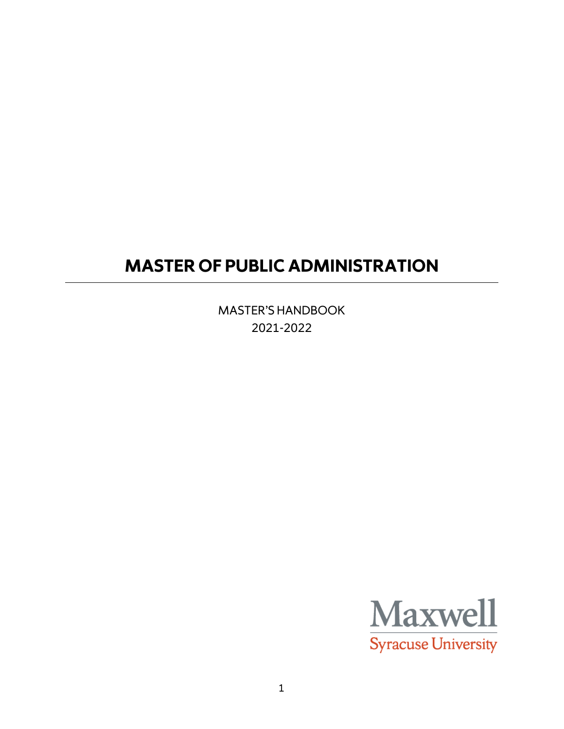# MASTER OF PUBLIC ADMINISTRATION

MASTER'S HANDBOOK

2021-2022

Maxwell

Syracuse University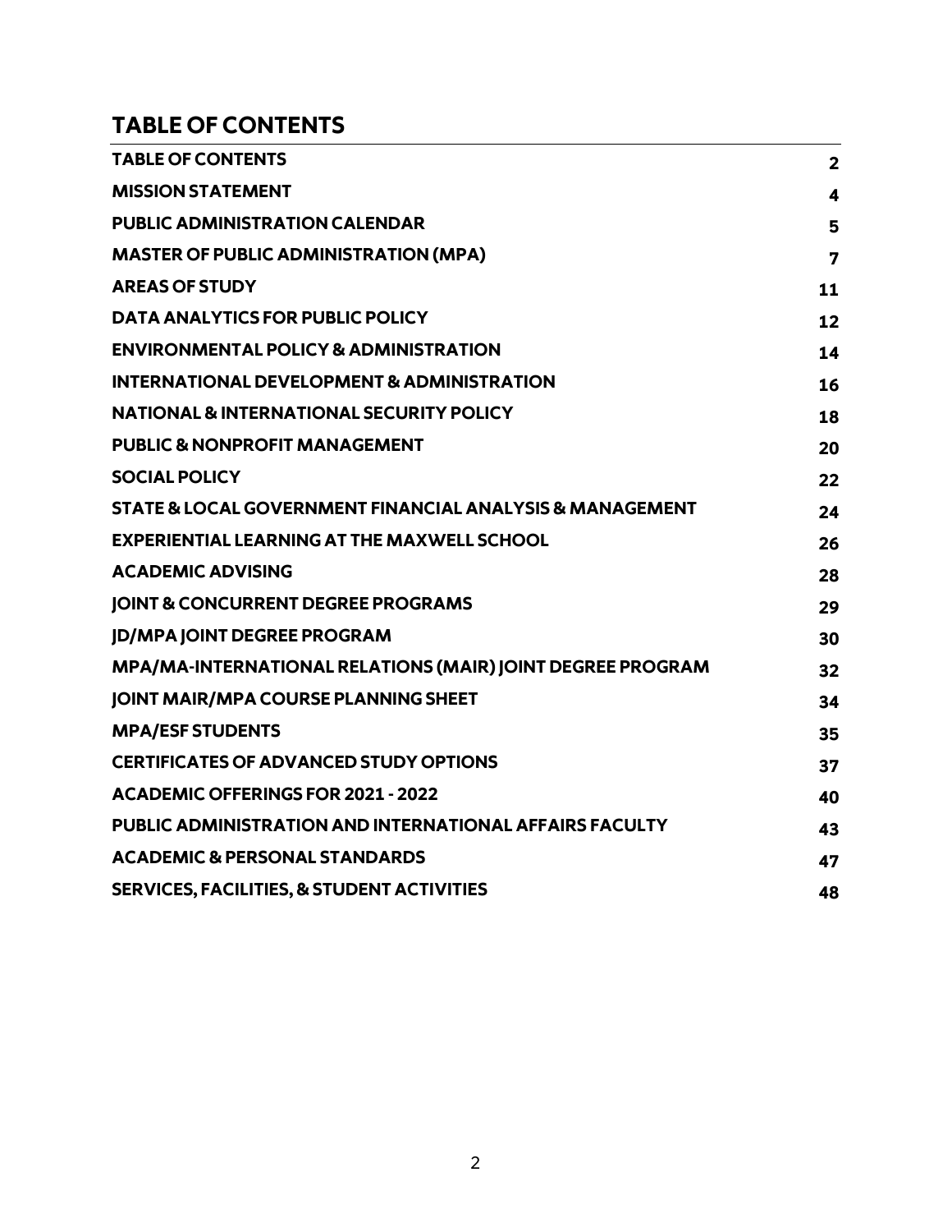## TABLE OF CONTENTS

| | |
|---|---|
| **TABLE OF CONTENTS** | **2** |
| **MISSION STATEMENT** | **4** |
| **PUBLIC ADMINISTRATION CALENDAR** | **5** |
| **MASTER OF PUBLIC ADMINISTRATION (MPA)** | **7** |
| **AREAS OF STUDY** | **11** |
| **DATA ANALYTICS FOR PUBLIC POLICY** | **12** |
| **ENVIRONMENTAL POLICY & ADMINISTRATION** | **14** |
| **INTERNATIONAL DEVELOPMENT & ADMINISTRATION** | **16** |
| **NATIONAL & INTERNATIONAL SECURITY POLICY** | **18** |
| **PUBLIC & NONPROFIT MANAGEMENT** | **20** |
| **SOCIAL POLICY** | **22** |
| **STATE & LOCAL GOVERNMENT FINANCIAL ANALYSIS & MANAGEMENT** | **24** |
| **EXPERIENTIAL LEARNING AT THE MAXWELL SCHOOL** | **26** |
| **ACADEMIC ADVISING** | **28** |
| **JOINT & CONCURRENT DEGREE PROGRAMS** | **29** |
| **JD/MPA JOINT DEGREE PROGRAM** | **30** |
| **MPA/MA-INTERNATIONAL RELATIONS (MAIR) JOINT DEGREE PROGRAM** | **32** |
| **JOINT MAIR/MPA COURSE PLANNING SHEET** | **34** |
| **MPA/ESF STUDENTS** | **35** |
| **CERTIFICATES OF ADVANCED STUDY OPTIONS** | **37** |
| **ACADEMIC OFFERINGS FOR 2021 - 2022** | **40** |
| **PUBLIC ADMINISTRATION AND INTERNATIONAL AFFAIRS FACULTY** | **43** |
| **ACADEMIC & PERSONAL STANDARDS** | **47** |
| **SERVICES, FACILITIES, & STUDENT ACTIVITIES** | **48** |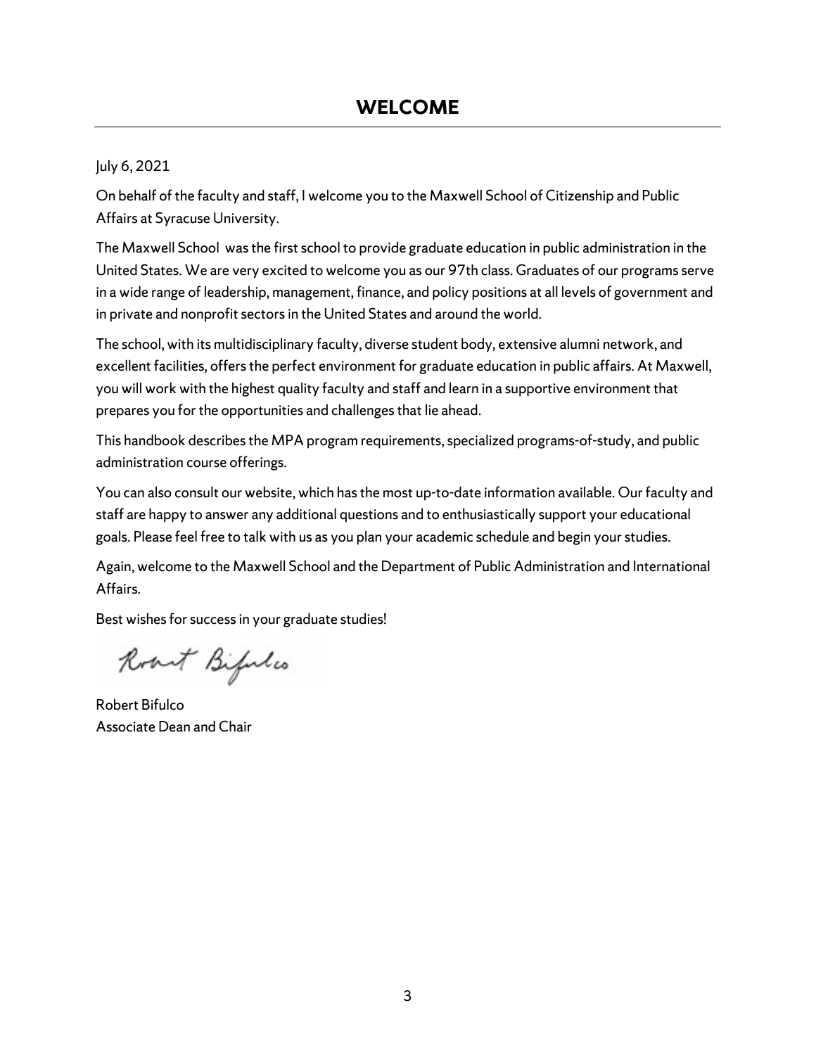# WELCOME

July 6, 2021

On behalf of the faculty and staff, I welcome you to the Maxwell School of Citizenship and Public Affairs at Syracuse University.

The Maxwell School was the first school to provide graduate education in public administration in the United States. We are very excited to welcome you as our 97th class. Graduates of our programs serve in a wide range of leadership, management, finance, and policy positions at all levels of government and in private and nonprofit sectors in the United States and around the world.

The school, with its multidisciplinary faculty, diverse student body, extensive alumni network, and excellent facilities, offers the perfect environment for graduate education in public affairs. At Maxwell, you will work with the highest quality faculty and staff and learn in a supportive environment that prepares you for the opportunities and challenges that lie ahead.

This handbook describes the MPA program requirements, specialized programs-of-study, and public administration course offerings.

You can also consult our website, which has the most up-to-date information available. Our faculty and staff are happy to answer any additional questions and to enthusiastically support your educational goals. Please feel free to talk with us as you plan your academic schedule and begin your studies.

Again, welcome to the Maxwell School and the Department of Public Administration and International Affairs.

Best wishes for success in your graduate studies!

Robert Bifulco

Robert Bifulco
Associate Dean and Chair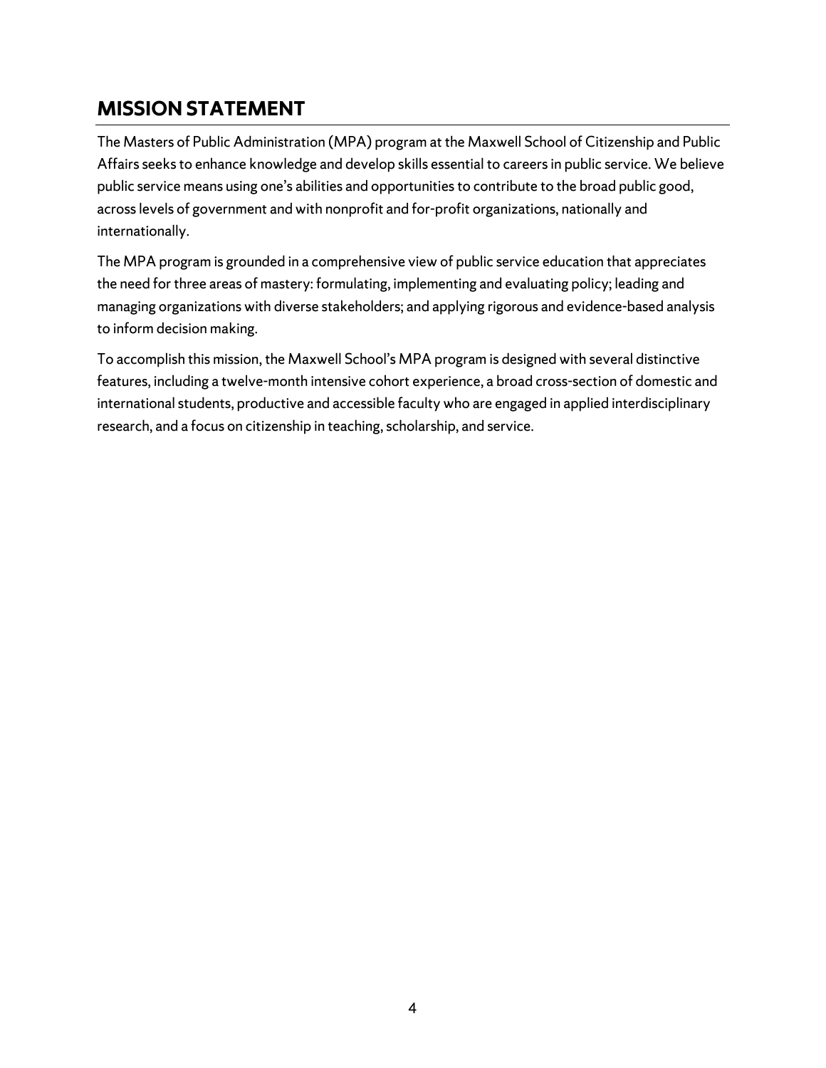## MISSION STATEMENT

The Masters of Public Administration (MPA) program at the Maxwell School of Citizenship and Public Affairs seeks to enhance knowledge and develop skills essential to careers in public service. We believe public service means using one's abilities and opportunities to contribute to the broad public good, across levels of government and with nonprofit and for-profit organizations, nationally and internationally.

The MPA program is grounded in a comprehensive view of public service education that appreciates the need for three areas of mastery: formulating, implementing and evaluating policy; leading and managing organizations with diverse stakeholders; and applying rigorous and evidence-based analysis to inform decision making.

To accomplish this mission, the Maxwell School's MPA program is designed with several distinctive features, including a twelve-month intensive cohort experience, a broad cross-section of domestic and international students, productive and accessible faculty who are engaged in applied interdisciplinary research, and a focus on citizenship in teaching, scholarship, and service.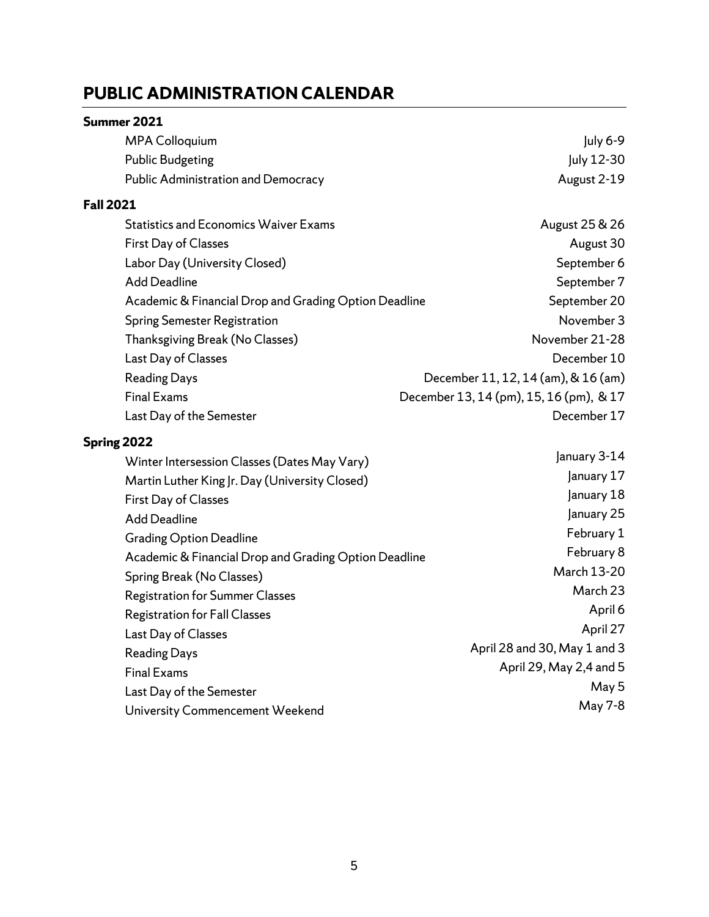# PUBLIC ADMINISTRATION CALENDAR

**Summer 2021**

| | |
|---|---|
| MPA Colloquium | July 6-9 |
| Public Budgeting | July 12-30 |
| Public Administration and Democracy | August 2-19 |

**Fall 2021**

| | |
|---|---|
| Statistics and Economics Waiver Exams | August 25 & 26 |
| First Day of Classes | August 30 |
| Labor Day (University Closed) | September 6 |
| Add Deadline | September 7 |
| Academic & Financial Drop and Grading Option Deadline | September 20 |
| Spring Semester Registration | November 3 |
| Thanksgiving Break (No Classes) | November 21-28 |
| Last Day of Classes | December 10 |
| Reading Days | December 11, 12, 14 (am), & 16 (am) |
| Final Exams | December 13, 14 (pm), 15, 16 (pm), & 17 |
| Last Day of the Semester | December 17 |

**Spring 2022**

| | |
|---|---|
| Winter Intersession Classes (Dates May Vary) | January 3-14 |
| Martin Luther King Jr. Day (University Closed) | January 17 |
| First Day of Classes | January 18 |
| Add Deadline | January 25 |
| Grading Option Deadline | February 1 |
| Academic & Financial Drop and Grading Option Deadline | February 8 |
| Spring Break (No Classes) | March 13-20 |
| Registration for Summer Classes | March 23 |
| Registration for Fall Classes | April 6 |
| Last Day of Classes | April 27 |
| Reading Days | April 28 and 30, May 1 and 3 |
| Final Exams | April 29, May 2,4 and 5 |
| Last Day of the Semester | May 5 |
| University Commencement Weekend | May 7-8 |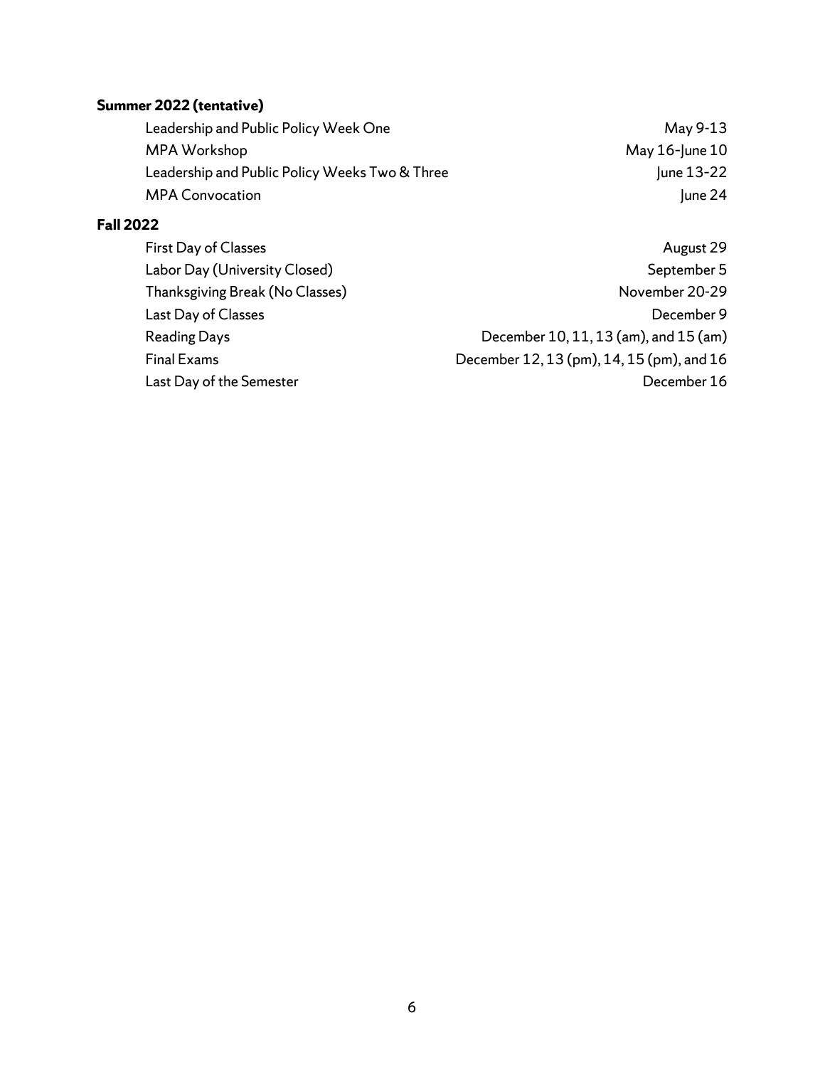**Summer 2022 (tentative)**

| | |
|---|---|
| Leadership and Public Policy Week One | May 9-13 |
| MPA Workshop | May 16-June 10 |
| Leadership and Public Policy Weeks Two & Three | June 13-22 |
| MPA Convocation | June 24 |

**Fall 2022**

| | |
|---|---|
| First Day of Classes | August 29 |
| Labor Day (University Closed) | September 5 |
| Thanksgiving Break (No Classes) | November 20-29 |
| Last Day of Classes | December 9 |
| Reading Days | December 10, 11, 13 (am), and 15 (am) |
| Final Exams | December 12, 13 (pm), 14, 15 (pm), and 16 |
| Last Day of the Semester | December 16 |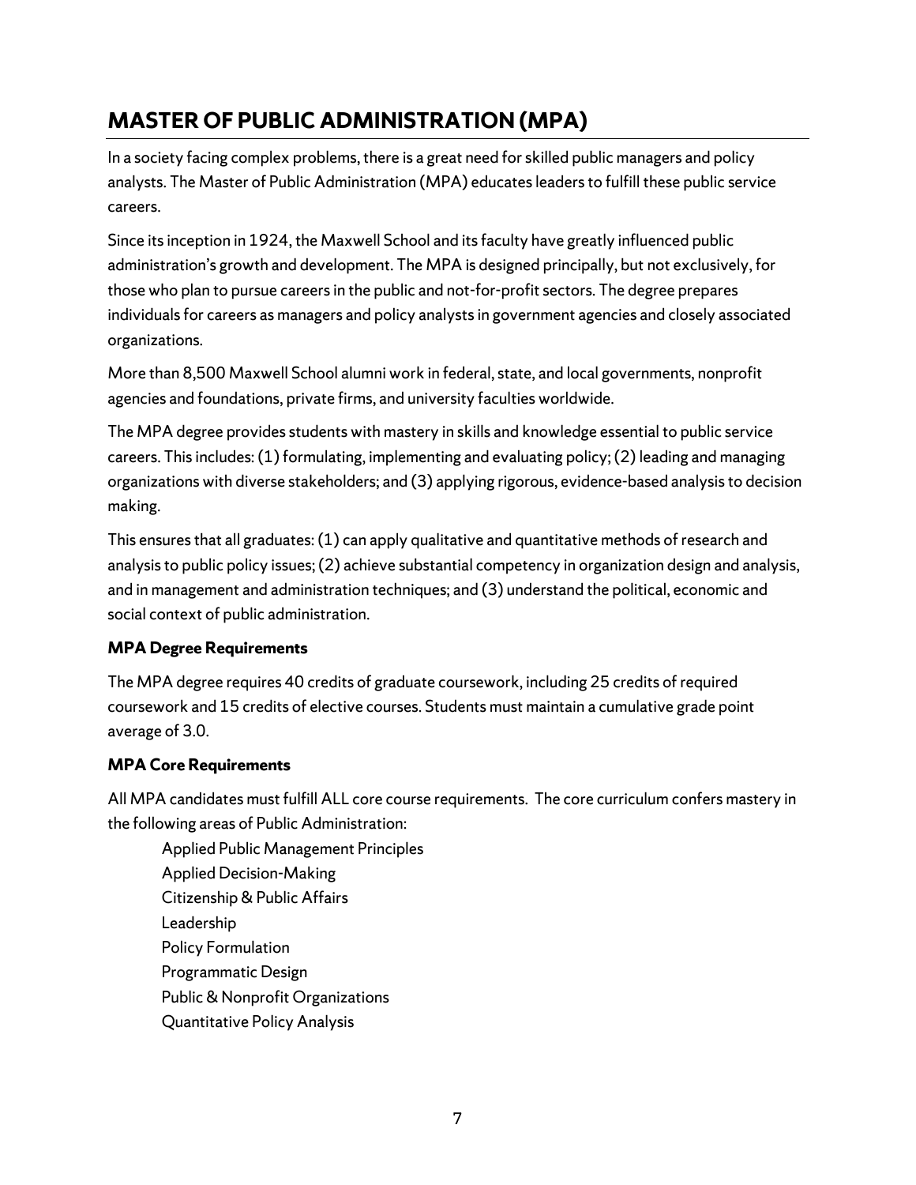# MASTER OF PUBLIC ADMINISTRATION (MPA)

In a society facing complex problems, there is a great need for skilled public managers and policy analysts. The Master of Public Administration (MPA) educates leaders to fulfill these public service careers.

Since its inception in 1924, the Maxwell School and its faculty have greatly influenced public administration's growth and development. The MPA is designed principally, but not exclusively, for those who plan to pursue careers in the public and not-for-profit sectors. The degree prepares individuals for careers as managers and policy analysts in government agencies and closely associated organizations.

More than 8,500 Maxwell School alumni work in federal, state, and local governments, nonprofit agencies and foundations, private firms, and university faculties worldwide.

The MPA degree provides students with mastery in skills and knowledge essential to public service careers. This includes: (1) formulating, implementing and evaluating policy; (2) leading and managing organizations with diverse stakeholders; and (3) applying rigorous, evidence-based analysis to decision making.

This ensures that all graduates: (1) can apply qualitative and quantitative methods of research and analysis to public policy issues; (2) achieve substantial competency in organization design and analysis, and in management and administration techniques; and (3) understand the political, economic and social context of public administration.

**MPA Degree Requirements**

The MPA degree requires 40 credits of graduate coursework, including 25 credits of required coursework and 15 credits of elective courses. Students must maintain a cumulative grade point average of 3.0.

**MPA Core Requirements**

All MPA candidates must fulfill ALL core course requirements. The core curriculum confers mastery in the following areas of Public Administration:

- Applied Public Management Principles
- Applied Decision-Making
- Citizenship & Public Affairs
- Leadership
- Policy Formulation
- Programmatic Design
- Public & Nonprofit Organizations
- Quantitative Policy Analysis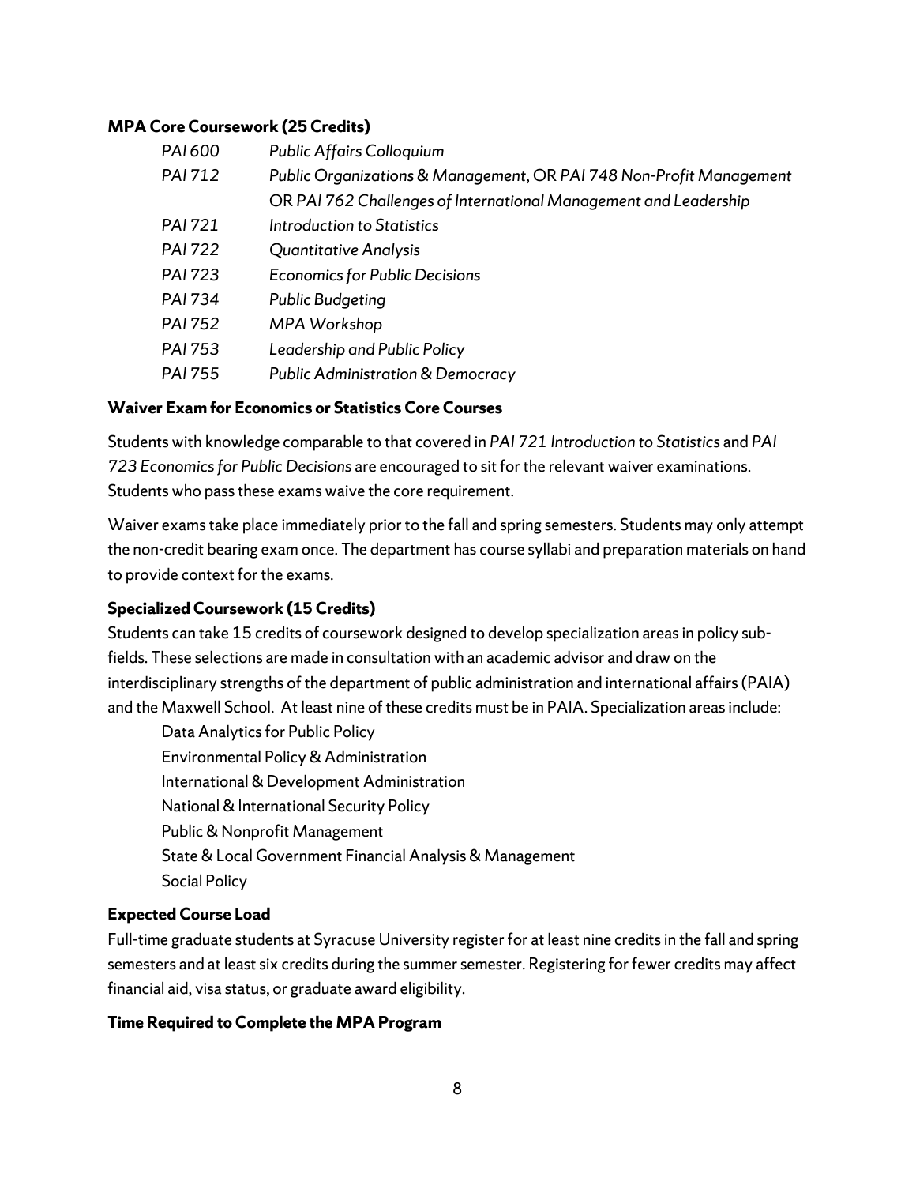### MPA Core Coursework (25 Credits)

| | |
|---|---|
| *PAI 600* | *Public Affairs Colloquium* |
| *PAI 712* | *Public Organizations & Management*, OR *PAI 748 Non-Profit Management* OR *PAI 762 Challenges of International Management and Leadership* |
| *PAI 721* | *Introduction to Statistics* |
| *PAI 722* | *Quantitative Analysis* |
| *PAI 723* | *Economics for Public Decisions* |
| *PAI 734* | *Public Budgeting* |
| *PAI 752* | *MPA Workshop* |
| *PAI 753* | *Leadership and Public Policy* |
| *PAI 755* | *Public Administration & Democracy* |

### Waiver Exam for Economics or Statistics Core Courses

Students with knowledge comparable to that covered in *PAI 721 Introduction to Statistics* and *PAI 723 Economics for Public Decisions* are encouraged to sit for the relevant waiver examinations. Students who pass these exams waive the core requirement.

Waiver exams take place immediately prior to the fall and spring semesters. Students may only attempt the non-credit bearing exam once. The department has course syllabi and preparation materials on hand to provide context for the exams.

### Specialized Coursework (15 Credits)

Students can take 15 credits of coursework designed to develop specialization areas in policy sub-fields. These selections are made in consultation with an academic advisor and draw on the interdisciplinary strengths of the department of public administration and international affairs (PAIA) and the Maxwell School. At least nine of these credits must be in PAIA. Specialization areas include:

- Data Analytics for Public Policy
- Environmental Policy & Administration
- International & Development Administration
- National & International Security Policy
- Public & Nonprofit Management
- State & Local Government Financial Analysis & Management
- Social Policy

### Expected Course Load

Full-time graduate students at Syracuse University register for at least nine credits in the fall and spring semesters and at least six credits during the summer semester. Registering for fewer credits may affect financial aid, visa status, or graduate award eligibility.

### Time Required to Complete the MPA Program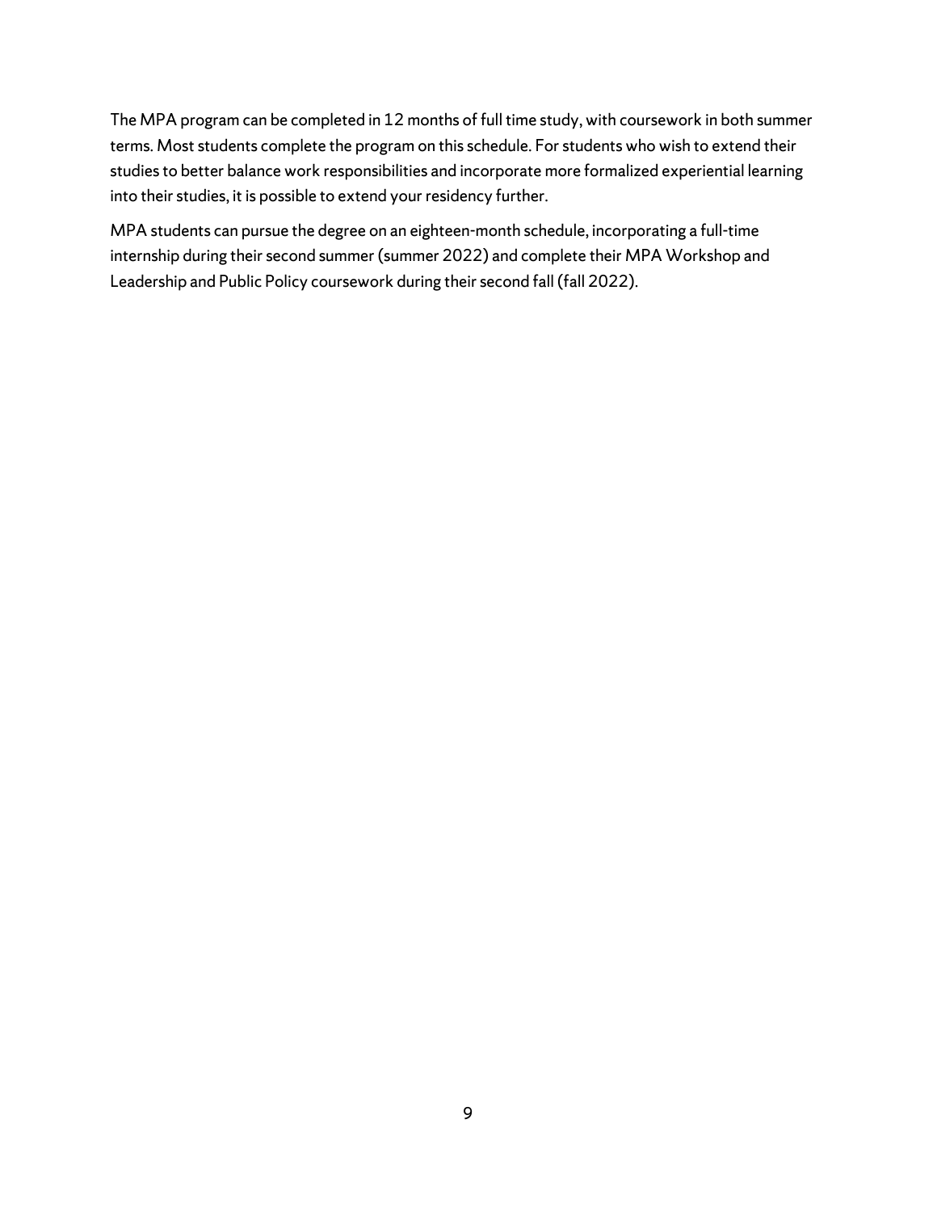The MPA program can be completed in 12 months of full time study, with coursework in both summer terms. Most students complete the program on this schedule. For students who wish to extend their studies to better balance work responsibilities and incorporate more formalized experiential learning into their studies, it is possible to extend your residency further.

MPA students can pursue the degree on an eighteen-month schedule, incorporating a full-time internship during their second summer (summer 2022) and complete their MPA Workshop and Leadership and Public Policy coursework during their second fall (fall 2022).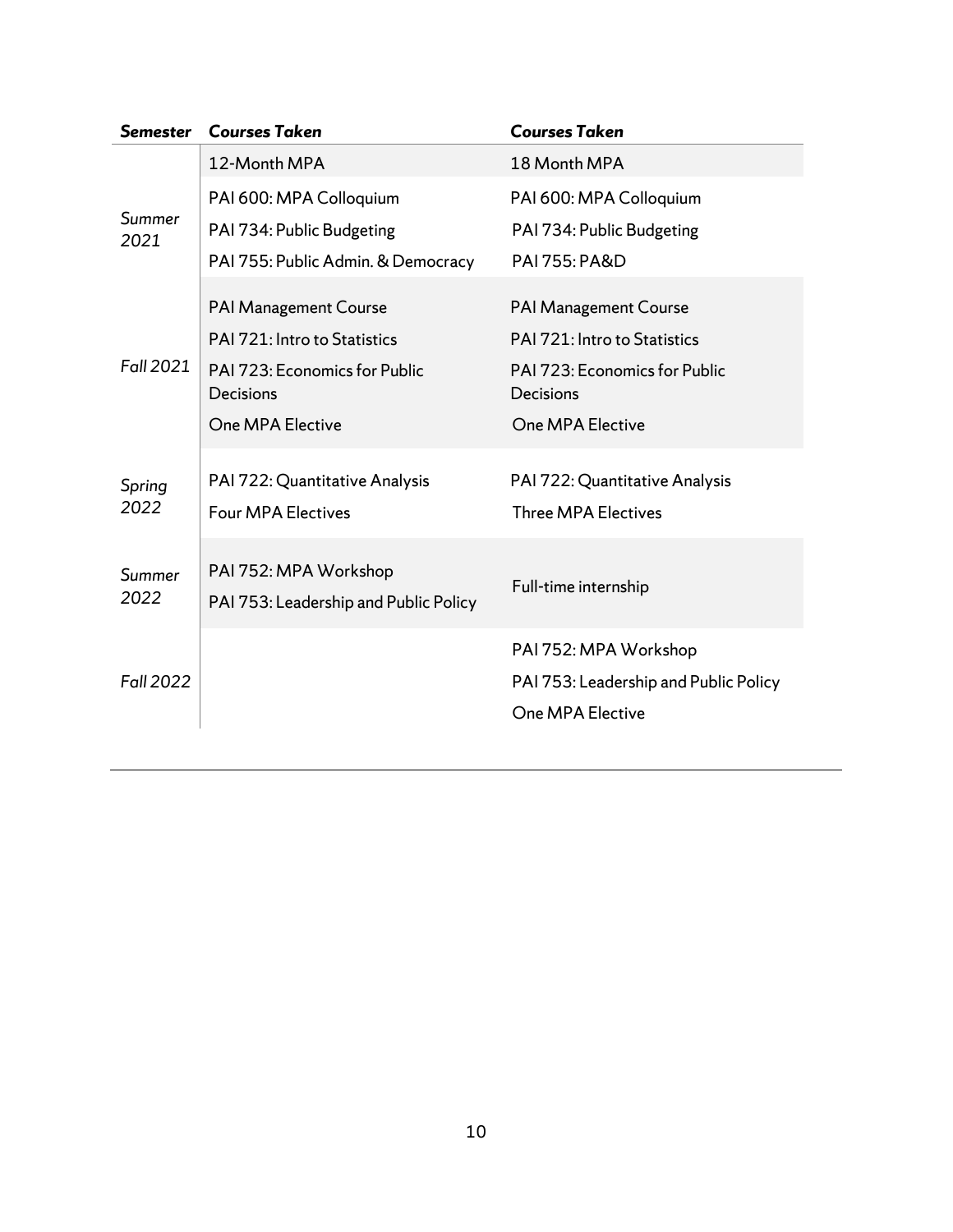| *Semester* | *Courses Taken* | *Courses Taken* |
|---|---|---|
| | 12-Month MPA | 18 Month MPA |
| *Summer 2021* | PAI 600: MPA Colloquium<br>PAI 734: Public Budgeting<br>PAI 755: Public Admin. & Democracy | PAI 600: MPA Colloquium<br>PAI 734: Public Budgeting<br>PAI 755: PA&D |
| *Fall 2021* | PAI Management Course<br>PAI 721: Intro to Statistics<br>PAI 723: Economics for Public Decisions<br>One MPA Elective | PAI Management Course<br>PAI 721: Intro to Statistics<br>PAI 723: Economics for Public Decisions<br>One MPA Elective |
| *Spring 2022* | PAI 722: Quantitative Analysis<br>Four MPA Electives | PAI 722: Quantitative Analysis<br>Three MPA Electives |
| *Summer 2022* | PAI 752: MPA Workshop<br>PAI 753: Leadership and Public Policy | Full-time internship |
| *Fall 2022* | | PAI 752: MPA Workshop<br>PAI 753: Leadership and Public Policy<br>One MPA Elective |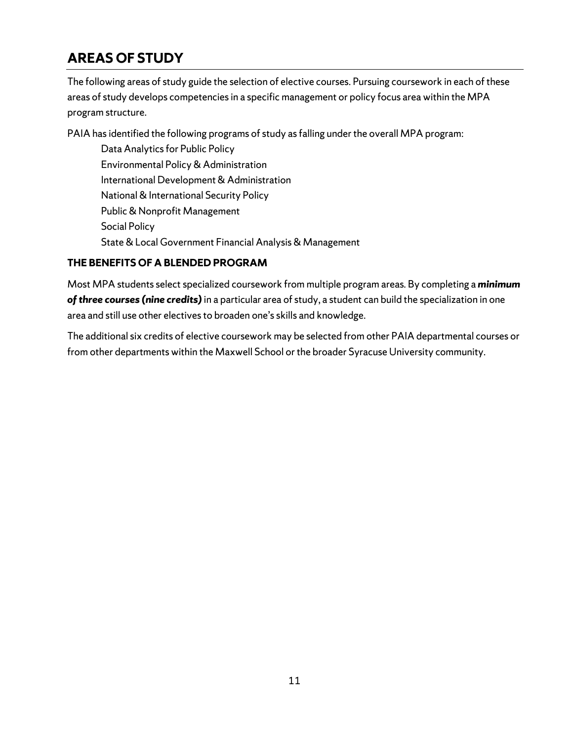## AREAS OF STUDY

The following areas of study guide the selection of elective courses. Pursuing coursework in each of these areas of study develops competencies in a specific management or policy focus area within the MPA program structure.

PAIA has identified the following programs of study as falling under the overall MPA program:

- Data Analytics for Public Policy
- Environmental Policy & Administration
- International Development & Administration
- National & International Security Policy
- Public & Nonprofit Management
- Social Policy
- State & Local Government Financial Analysis & Management

### THE BENEFITS OF A BLENDED PROGRAM

Most MPA students select specialized coursework from multiple program areas. By completing a ***minimum of three courses (nine credits)*** in a particular area of study, a student can build the specialization in one area and still use other electives to broaden one's skills and knowledge.

The additional six credits of elective coursework may be selected from other PAIA departmental courses or from other departments within the Maxwell School or the broader Syracuse University community.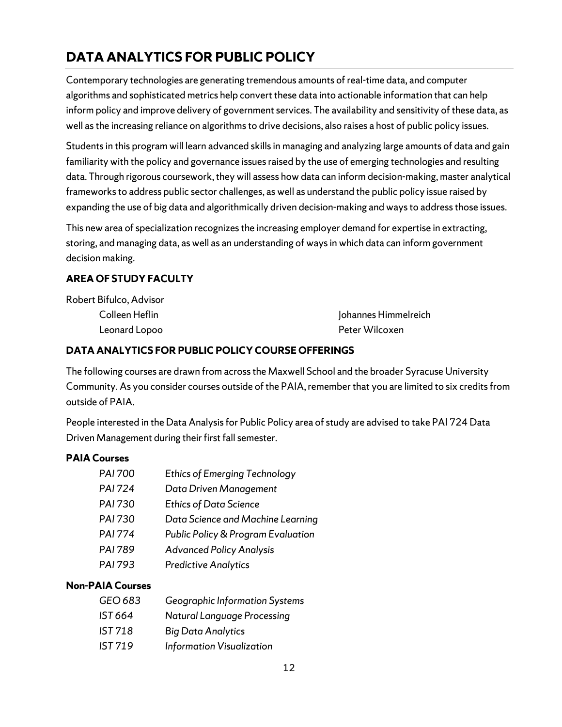# DATA ANALYTICS FOR PUBLIC POLICY

Contemporary technologies are generating tremendous amounts of real-time data, and computer algorithms and sophisticated metrics help convert these data into actionable information that can help inform policy and improve delivery of government services. The availability and sensitivity of these data, as well as the increasing reliance on algorithms to drive decisions, also raises a host of public policy issues.

Students in this program will learn advanced skills in managing and analyzing large amounts of data and gain familiarity with the policy and governance issues raised by the use of emerging technologies and resulting data. Through rigorous coursework, they will assess how data can inform decision-making, master analytical frameworks to address public sector challenges, as well as understand the public policy issue raised by expanding the use of big data and algorithmically driven decision-making and ways to address those issues.

This new area of specialization recognizes the increasing employer demand for expertise in extracting, storing, and managing data, as well as an understanding of ways in which data can inform government decision making.

### AREA OF STUDY FACULTY

Robert Bifulco, Advisor

- Colleen Heflin
- Johannes Himmelreich
- Leonard Lopoo
- Peter Wilcoxen

### DATA ANALYTICS FOR PUBLIC POLICY COURSE OFFERINGS

The following courses are drawn from across the Maxwell School and the broader Syracuse University Community. As you consider courses outside of the PAIA, remember that you are limited to six credits from outside of PAIA.

People interested in the Data Analysis for Public Policy area of study are advised to take PAI 724 Data Driven Management during their first fall semester.

**PAIA Courses**

| | |
|---|---|
| *PAI 700* | *Ethics of Emerging Technology* |
| *PAI 724* | *Data Driven Management* |
| *PAI 730* | *Ethics of Data Science* |
| *PAI 730* | *Data Science and Machine Learning* |
| *PAI 774* | *Public Policy & Program Evaluation* |
| *PAI 789* | *Advanced Policy Analysis* |
| *PAI 793* | *Predictive Analytics* |

**Non-PAIA Courses**

| | |
|---|---|
| *GEO 683* | *Geographic Information Systems* |
| *IST 664* | *Natural Language Processing* |
| *IST 718* | *Big Data Analytics* |
| *IST 719* | *Information Visualization* |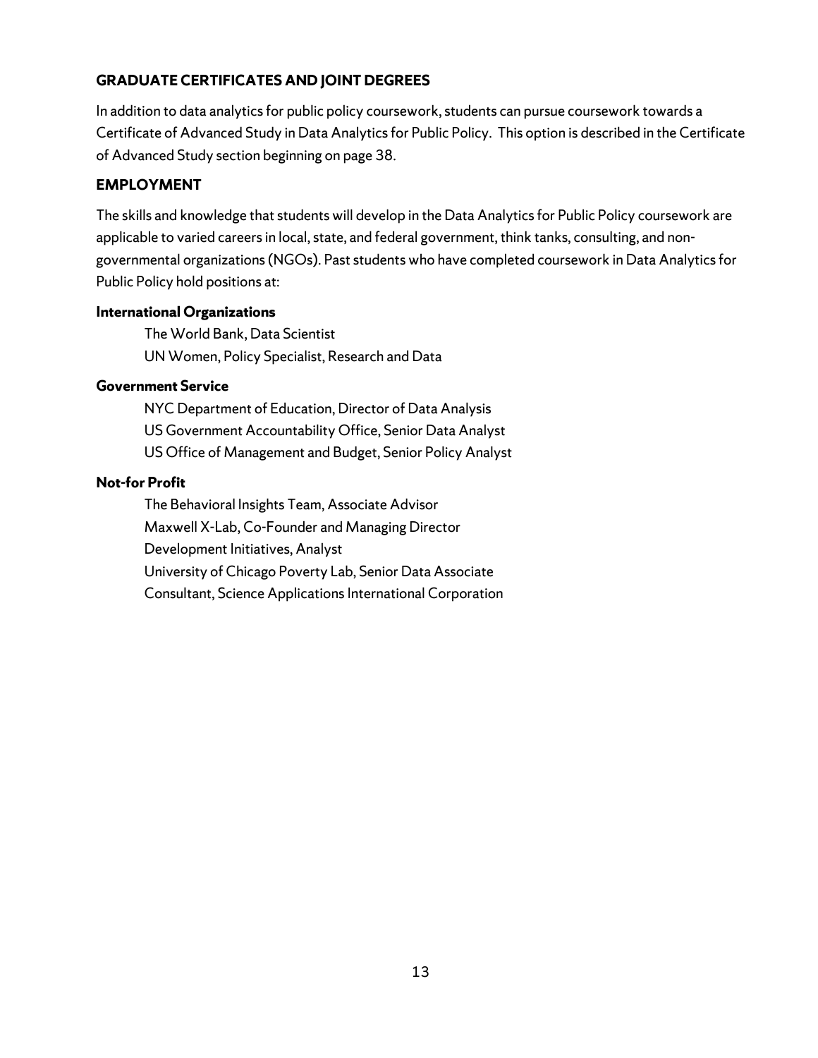## GRADUATE CERTIFICATES AND JOINT DEGREES

In addition to data analytics for public policy coursework, students can pursue coursework towards a Certificate of Advanced Study in Data Analytics for Public Policy. This option is described in the Certificate of Advanced Study section beginning on page 38.

## EMPLOYMENT

The skills and knowledge that students will develop in the Data Analytics for Public Policy coursework are applicable to varied careers in local, state, and federal government, think tanks, consulting, and non-governmental organizations (NGOs). Past students who have completed coursework in Data Analytics for Public Policy hold positions at:

**International Organizations**

- The World Bank, Data Scientist
- UN Women, Policy Specialist, Research and Data

**Government Service**

- NYC Department of Education, Director of Data Analysis
- US Government Accountability Office, Senior Data Analyst
- US Office of Management and Budget, Senior Policy Analyst

**Not-for Profit**

- The Behavioral Insights Team, Associate Advisor
- Maxwell X-Lab, Co-Founder and Managing Director
- Development Initiatives, Analyst
- University of Chicago Poverty Lab, Senior Data Associate
- Consultant, Science Applications International Corporation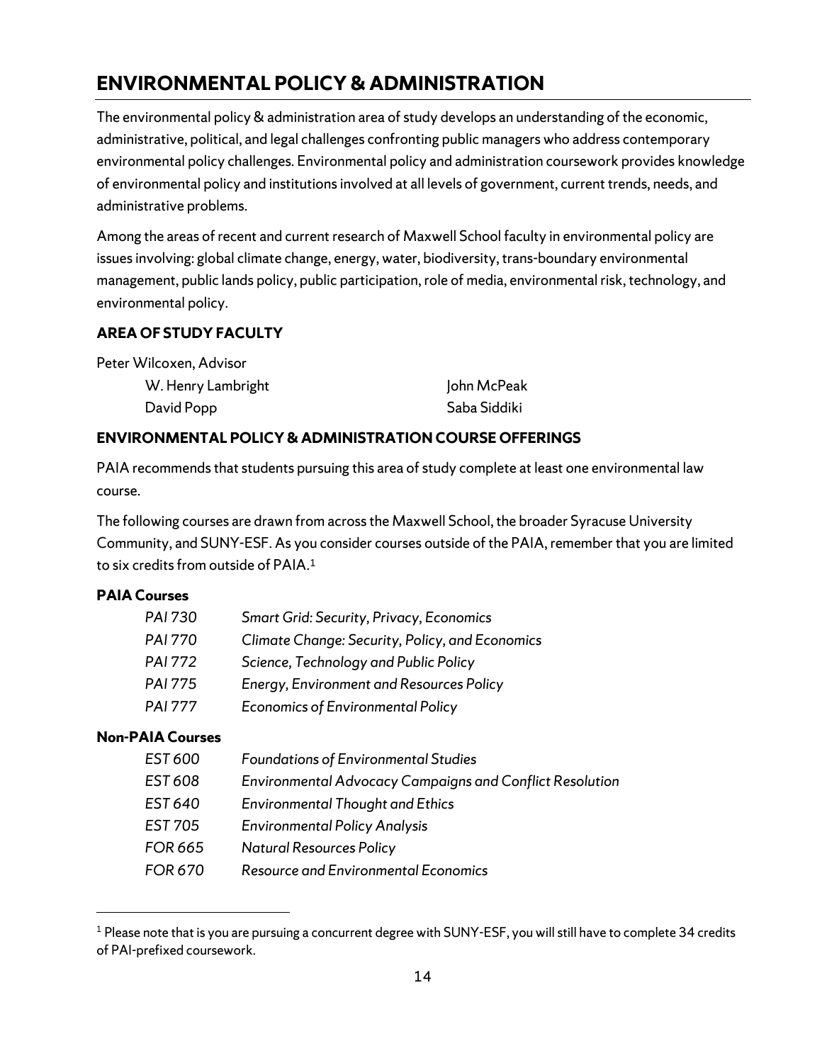# ENVIRONMENTAL POLICY & ADMINISTRATION

The environmental policy & administration area of study develops an understanding of the economic, administrative, political, and legal challenges confronting public managers who address contemporary environmental policy challenges. Environmental policy and administration coursework provides knowledge of environmental policy and institutions involved at all levels of government, current trends, needs, and administrative problems.

Among the areas of recent and current research of Maxwell School faculty in environmental policy are issues involving: global climate change, energy, water, biodiversity, trans-boundary environmental management, public lands policy, public participation, role of media, environmental risk, technology, and environmental policy.

## AREA OF STUDY FACULTY

Peter Wilcoxen, Advisor

W. Henry Lambright

John McPeak

David Popp

Saba Siddiki

## ENVIRONMENTAL POLICY & ADMINISTRATION COURSE OFFERINGS

PAIA recommends that students pursuing this area of study complete at least one environmental law course.

The following courses are drawn from across the Maxwell School, the broader Syracuse University Community, and SUNY-ESF. As you consider courses outside of the PAIA, remember that you are limited to six credits from outside of PAIA.[1]

**PAIA Courses**

| | |
|---|---|
| *PAI 730* | *Smart Grid: Security, Privacy, Economics* |
| *PAI 770* | *Climate Change: Security, Policy, and Economics* |
| *PAI 772* | *Science, Technology and Public Policy* |
| *PAI 775* | *Energy, Environment and Resources Policy* |
| *PAI 777* | *Economics of Environmental Policy* |

**Non-PAIA Courses**

| | |
|---|---|
| *EST 600* | *Foundations of Environmental Studies* |
| *EST 608* | *Environmental Advocacy Campaigns and Conflict Resolution* |
| *EST 640* | *Environmental Thought and Ethics* |
| *EST 705* | *Environmental Policy Analysis* |
| *FOR 665* | *Natural Resources Policy* |
| *FOR 670* | *Resource and Environmental Economics* |

---

[1] Please note that is you are pursuing a concurrent degree with SUNY-ESF, you will still have to complete 34 credits of PAI-prefixed coursework.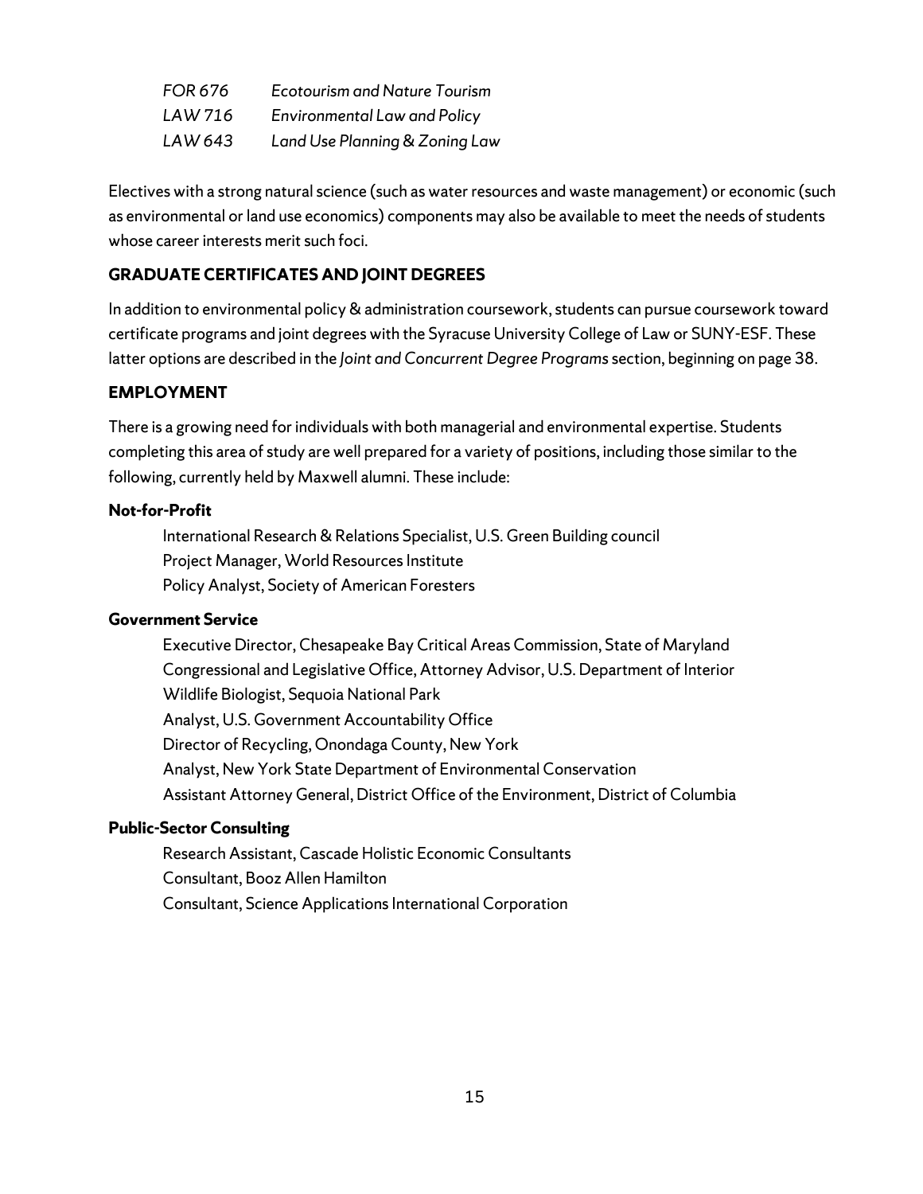*FOR 676 Ecotourism and Nature Tourism*
*LAW 716 Environmental Law and Policy*
*LAW 643 Land Use Planning & Zoning Law*

Electives with a strong natural science (such as water resources and waste management) or economic (such as environmental or land use economics) components may also be available to meet the needs of students whose career interests merit such foci.

## GRADUATE CERTIFICATES AND JOINT DEGREES

In addition to environmental policy & administration coursework, students can pursue coursework toward certificate programs and joint degrees with the Syracuse University College of Law or SUNY-ESF. These latter options are described in the *Joint and Concurrent Degree Programs* section, beginning on page 38.

## EMPLOYMENT

There is a growing need for individuals with both managerial and environmental expertise. Students completing this area of study are well prepared for a variety of positions, including those similar to the following, currently held by Maxwell alumni. These include:

**Not-for-Profit**

- International Research & Relations Specialist, U.S. Green Building council
- Project Manager, World Resources Institute
- Policy Analyst, Society of American Foresters

**Government Service**

- Executive Director, Chesapeake Bay Critical Areas Commission, State of Maryland
- Congressional and Legislative Office, Attorney Advisor, U.S. Department of Interior
- Wildlife Biologist, Sequoia National Park
- Analyst, U.S. Government Accountability Office
- Director of Recycling, Onondaga County, New York
- Analyst, New York State Department of Environmental Conservation
- Assistant Attorney General, District Office of the Environment, District of Columbia

**Public-Sector Consulting**

- Research Assistant, Cascade Holistic Economic Consultants
- Consultant, Booz Allen Hamilton
- Consultant, Science Applications International Corporation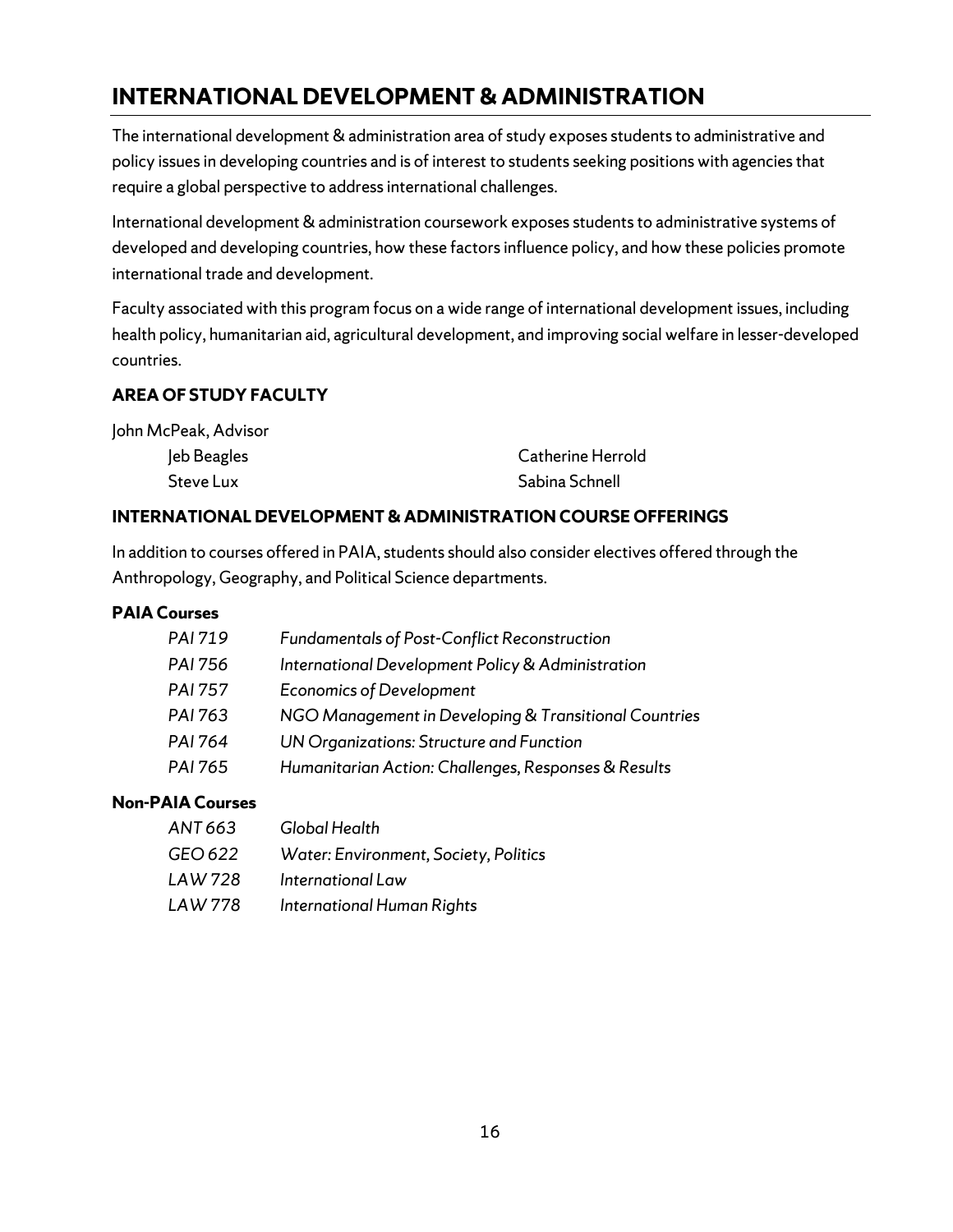# INTERNATIONAL DEVELOPMENT & ADMINISTRATION

The international development & administration area of study exposes students to administrative and policy issues in developing countries and is of interest to students seeking positions with agencies that require a global perspective to address international challenges.

International development & administration coursework exposes students to administrative systems of developed and developing countries, how these factors influence policy, and how these policies promote international trade and development.

Faculty associated with this program focus on a wide range of international development issues, including health policy, humanitarian aid, agricultural development, and improving social welfare in lesser-developed countries.

### AREA OF STUDY FACULTY

John McPeak, Advisor

- Jeb Beagles
- Steve Lux
- Catherine Herrold
- Sabina Schnell

### INTERNATIONAL DEVELOPMENT & ADMINISTRATION COURSE OFFERINGS

In addition to courses offered in PAIA, students should also consider electives offered through the Anthropology, Geography, and Political Science departments.

**PAIA Courses**

| | |
|---|---|
| *PAI 719* | *Fundamentals of Post-Conflict Reconstruction* |
| *PAI 756* | *International Development Policy & Administration* |
| *PAI 757* | *Economics of Development* |
| *PAI 763* | *NGO Management in Developing & Transitional Countries* |
| *PAI 764* | *UN Organizations: Structure and Function* |
| *PAI 765* | *Humanitarian Action: Challenges, Responses & Results* |

**Non-PAIA Courses**

| | |
|---|---|
| *ANT 663* | *Global Health* |
| *GEO 622* | *Water: Environment, Society, Politics* |
| *LAW 728* | *International Law* |
| *LAW 778* | *International Human Rights* |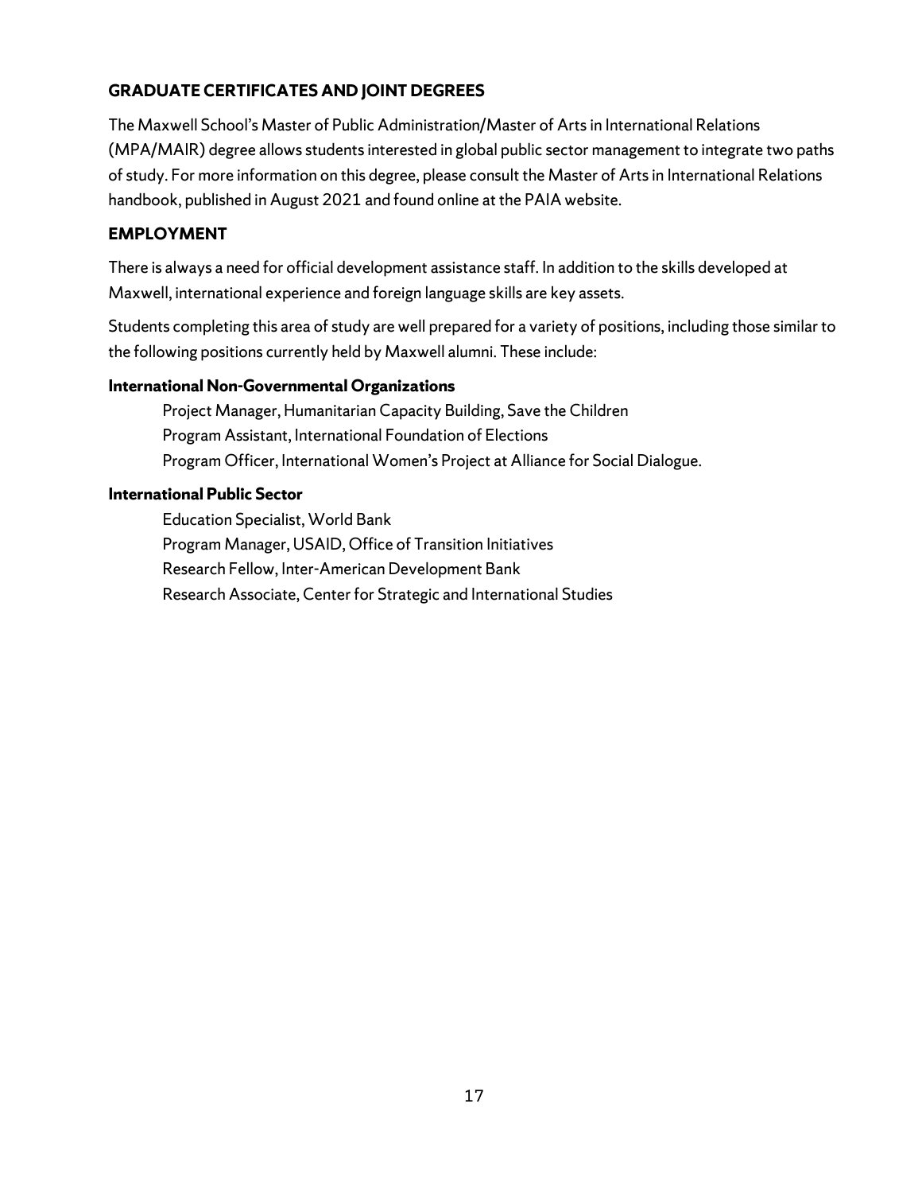## GRADUATE CERTIFICATES AND JOINT DEGREES

The Maxwell School's Master of Public Administration/Master of Arts in International Relations (MPA/MAIR) degree allows students interested in global public sector management to integrate two paths of study. For more information on this degree, please consult the Master of Arts in International Relations handbook, published in August 2021 and found online at the PAIA website.

## EMPLOYMENT

There is always a need for official development assistance staff. In addition to the skills developed at Maxwell, international experience and foreign language skills are key assets.

Students completing this area of study are well prepared for a variety of positions, including those similar to the following positions currently held by Maxwell alumni. These include:

**International Non-Governmental Organizations**

- Project Manager, Humanitarian Capacity Building, Save the Children
- Program Assistant, International Foundation of Elections
- Program Officer, International Women's Project at Alliance for Social Dialogue.

**International Public Sector**

- Education Specialist, World Bank
- Program Manager, USAID, Office of Transition Initiatives
- Research Fellow, Inter-American Development Bank
- Research Associate, Center for Strategic and International Studies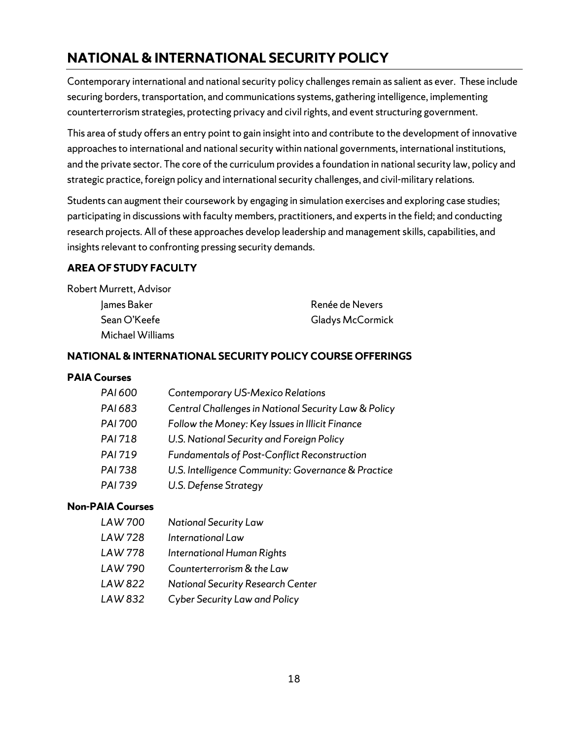# NATIONAL & INTERNATIONAL SECURITY POLICY

Contemporary international and national security policy challenges remain as salient as ever. These include securing borders, transportation, and communications systems, gathering intelligence, implementing counterterrorism strategies, protecting privacy and civil rights, and event structuring government.

This area of study offers an entry point to gain insight into and contribute to the development of innovative approaches to international and national security within national governments, international institutions, and the private sector. The core of the curriculum provides a foundation in national security law, policy and strategic practice, foreign policy and international security challenges, and civil-military relations.

Students can augment their coursework by engaging in simulation exercises and exploring case studies; participating in discussions with faculty members, practitioners, and experts in the field; and conducting research projects. All of these approaches develop leadership and management skills, capabilities, and insights relevant to confronting pressing security demands.

## AREA OF STUDY FACULTY

Robert Murrett, Advisor

- James Baker
- Sean O'Keefe
- Michael Williams
- Renée de Nevers
- Gladys McCormick

## NATIONAL & INTERNATIONAL SECURITY POLICY COURSE OFFERINGS

### PAIA Courses

| | |
|---|---|
| *PAI 600* | *Contemporary US-Mexico Relations* |
| *PAI 683* | *Central Challenges in National Security Law & Policy* |
| *PAI 700* | *Follow the Money: Key Issues in Illicit Finance* |
| *PAI 718* | *U.S. National Security and Foreign Policy* |
| *PAI 719* | *Fundamentals of Post-Conflict Reconstruction* |
| *PAI 738* | *U.S. Intelligence Community: Governance & Practice* |
| *PAI 739* | *U.S. Defense Strategy* |

### Non-PAIA Courses

| | |
|---|---|
| *LAW 700* | *National Security Law* |
| *LAW 728* | *International Law* |
| *LAW 778* | *International Human Rights* |
| *LAW 790* | *Counterterrorism & the Law* |
| *LAW 822* | *National Security Research Center* |
| *LAW 832* | *Cyber Security Law and Policy* |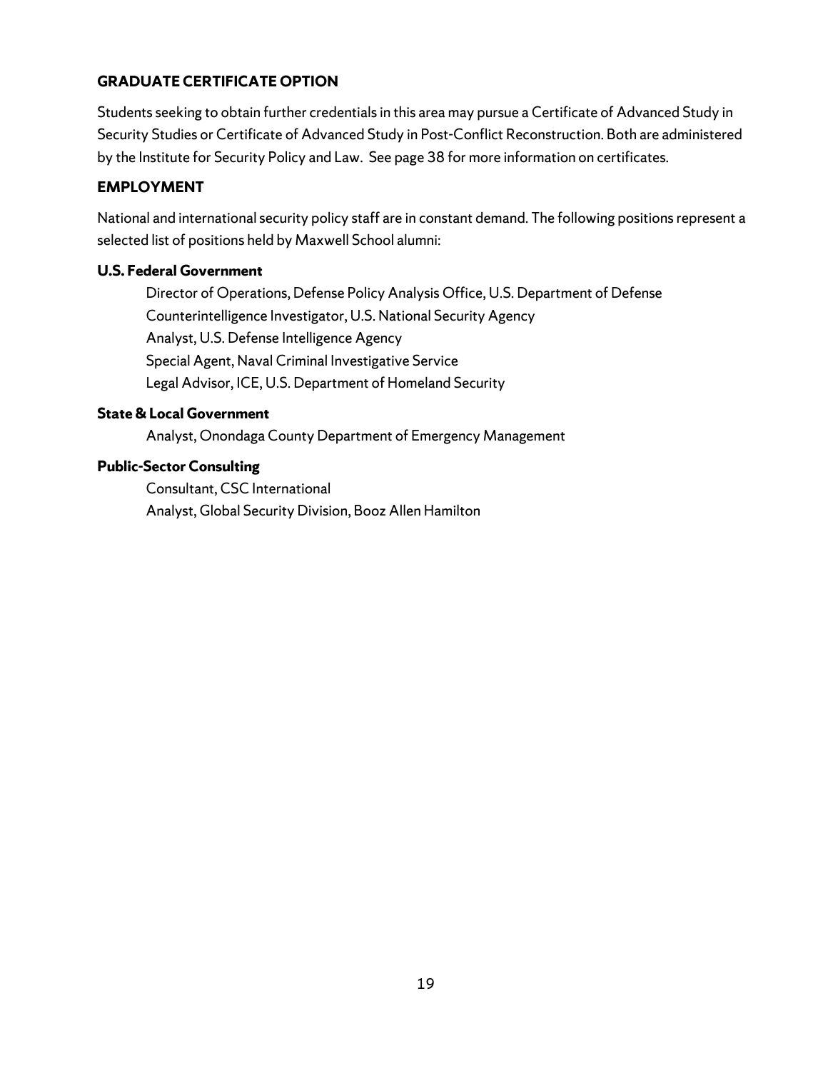### GRADUATE CERTIFICATE OPTION

Students seeking to obtain further credentials in this area may pursue a Certificate of Advanced Study in Security Studies or Certificate of Advanced Study in Post-Conflict Reconstruction. Both are administered by the Institute for Security Policy and Law. See page 38 for more information on certificates.

### EMPLOYMENT

National and international security policy staff are in constant demand. The following positions represent a selected list of positions held by Maxwell School alumni:

**U.S. Federal Government**

- Director of Operations, Defense Policy Analysis Office, U.S. Department of Defense
- Counterintelligence Investigator, U.S. National Security Agency
- Analyst, U.S. Defense Intelligence Agency
- Special Agent, Naval Criminal Investigative Service
- Legal Advisor, ICE, U.S. Department of Homeland Security

**State & Local Government**

- Analyst, Onondaga County Department of Emergency Management

**Public-Sector Consulting**

- Consultant, CSC International
- Analyst, Global Security Division, Booz Allen Hamilton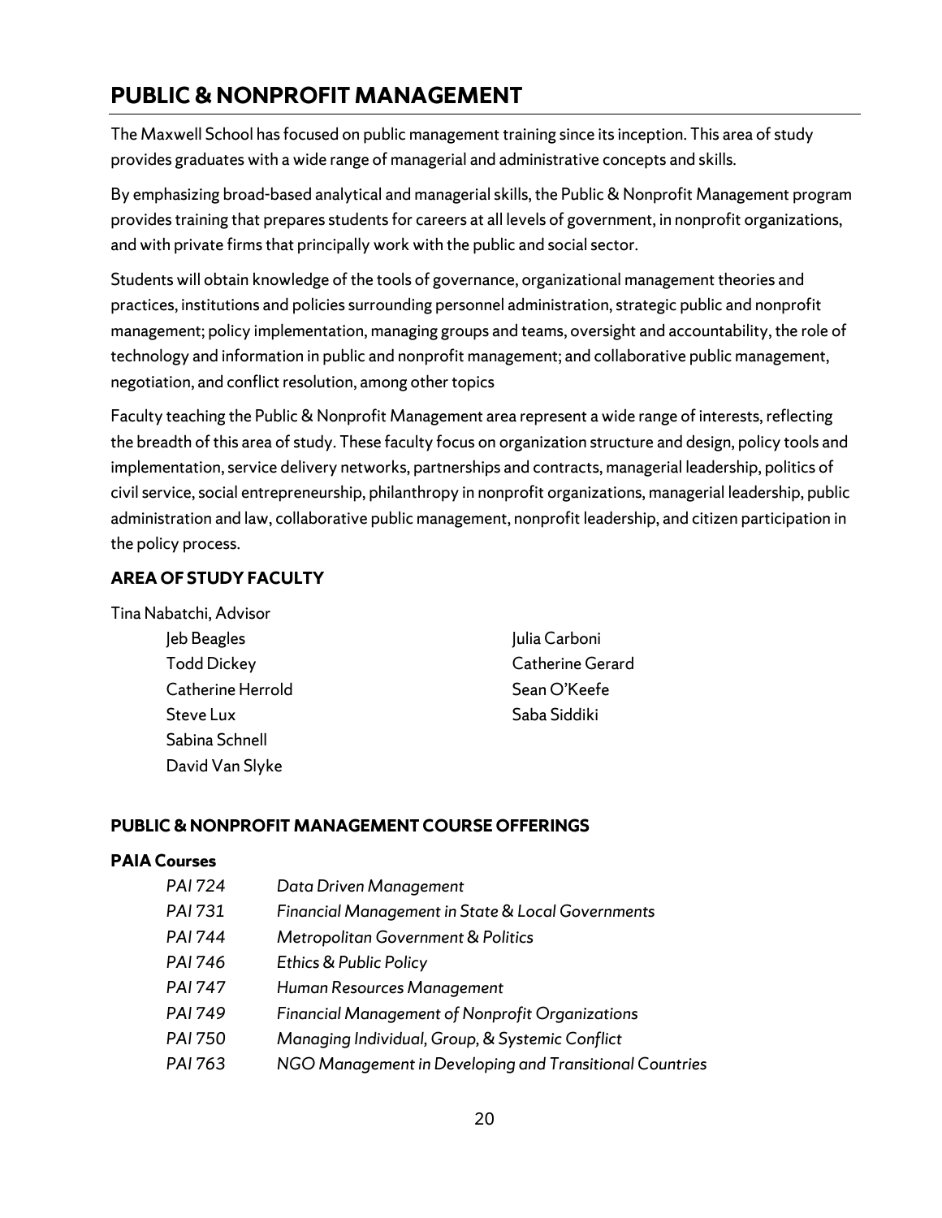## PUBLIC & NONPROFIT MANAGEMENT

The Maxwell School has focused on public management training since its inception. This area of study provides graduates with a wide range of managerial and administrative concepts and skills.

By emphasizing broad-based analytical and managerial skills, the Public & Nonprofit Management program provides training that prepares students for careers at all levels of government, in nonprofit organizations, and with private firms that principally work with the public and social sector.

Students will obtain knowledge of the tools of governance, organizational management theories and practices, institutions and policies surrounding personnel administration, strategic public and nonprofit management; policy implementation, managing groups and teams, oversight and accountability, the role of technology and information in public and nonprofit management; and collaborative public management, negotiation, and conflict resolution, among other topics

Faculty teaching the Public & Nonprofit Management area represent a wide range of interests, reflecting the breadth of this area of study. These faculty focus on organization structure and design, policy tools and implementation, service delivery networks, partnerships and contracts, managerial leadership, politics of civil service, social entrepreneurship, philanthropy in nonprofit organizations, managerial leadership, public administration and law, collaborative public management, nonprofit leadership, and citizen participation in the policy process.

### AREA OF STUDY FACULTY

Tina Nabatchi, Advisor

- Jeb Beagles
- Todd Dickey
- Catherine Herrold
- Steve Lux
- Sabina Schnell
- David Van Slyke
- Julia Carboni
- Catherine Gerard
- Sean O'Keefe
- Saba Siddiki

### PUBLIC & NONPROFIT MANAGEMENT COURSE OFFERINGS

**PAIA Courses**

| | |
|---|---|
| *PAI 724* | *Data Driven Management* |
| *PAI 731* | *Financial Management in State & Local Governments* |
| *PAI 744* | *Metropolitan Government & Politics* |
| *PAI 746* | *Ethics & Public Policy* |
| *PAI 747* | *Human Resources Management* |
| *PAI 749* | *Financial Management of Nonprofit Organizations* |
| *PAI 750* | *Managing Individual, Group, & Systemic Conflict* |
| *PAI 763* | *NGO Management in Developing and Transitional Countries* |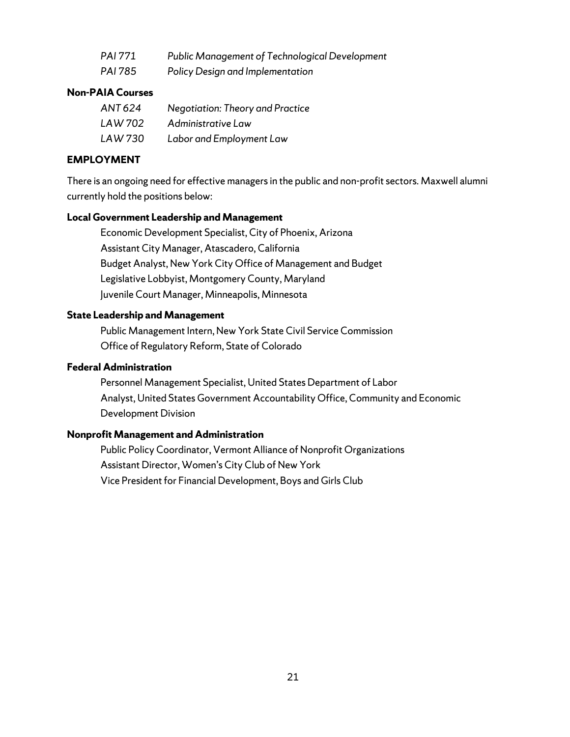*PAI 771* *Public Management of Technological Development*
*PAI 785* *Policy Design and Implementation*

**Non-PAIA Courses**

*ANT 624* *Negotiation: Theory and Practice*
*LAW 702* *Administrative Law*
*LAW 730* *Labor and Employment Law*

## EMPLOYMENT

There is an ongoing need for effective managers in the public and non-profit sectors. Maxwell alumni currently hold the positions below:

**Local Government Leadership and Management**

Economic Development Specialist, City of Phoenix, Arizona
Assistant City Manager, Atascadero, California
Budget Analyst, New York City Office of Management and Budget
Legislative Lobbyist, Montgomery County, Maryland
Juvenile Court Manager, Minneapolis, Minnesota

**State Leadership and Management**

Public Management Intern, New York State Civil Service Commission
Office of Regulatory Reform, State of Colorado

**Federal Administration**

Personnel Management Specialist, United States Department of Labor
Analyst, United States Government Accountability Office, Community and Economic Development Division

**Nonprofit Management and Administration**

Public Policy Coordinator, Vermont Alliance of Nonprofit Organizations
Assistant Director, Women's City Club of New York
Vice President for Financial Development, Boys and Girls Club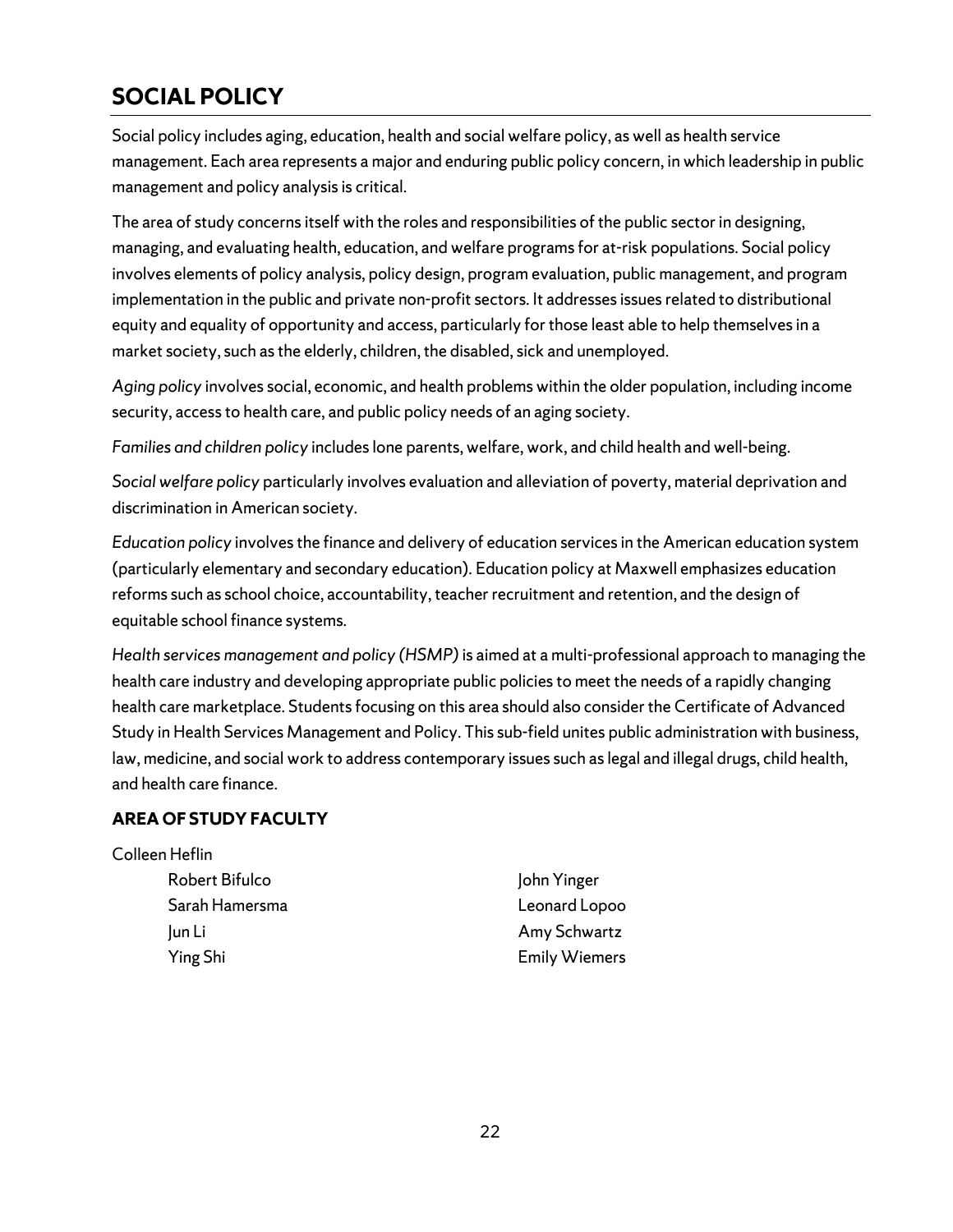## SOCIAL POLICY

Social policy includes aging, education, health and social welfare policy, as well as health service management. Each area represents a major and enduring public policy concern, in which leadership in public management and policy analysis is critical.

The area of study concerns itself with the roles and responsibilities of the public sector in designing, managing, and evaluating health, education, and welfare programs for at-risk populations. Social policy involves elements of policy analysis, policy design, program evaluation, public management, and program implementation in the public and private non-profit sectors. It addresses issues related to distributional equity and equality of opportunity and access, particularly for those least able to help themselves in a market society, such as the elderly, children, the disabled, sick and unemployed.

*Aging policy* involves social, economic, and health problems within the older population, including income security, access to health care, and public policy needs of an aging society.

*Families and children policy* includes lone parents, welfare, work, and child health and well-being.

*Social welfare policy* particularly involves evaluation and alleviation of poverty, material deprivation and discrimination in American society.

*Education policy* involves the finance and delivery of education services in the American education system (particularly elementary and secondary education). Education policy at Maxwell emphasizes education reforms such as school choice, accountability, teacher recruitment and retention, and the design of equitable school finance systems.

*Health services management and policy (HSMP)* is aimed at a multi-professional approach to managing the health care industry and developing appropriate public policies to meet the needs of a rapidly changing health care marketplace. Students focusing on this area should also consider the Certificate of Advanced Study in Health Services Management and Policy. This sub-field unites public administration with business, law, medicine, and social work to address contemporary issues such as legal and illegal drugs, child health, and health care finance.

### AREA OF STUDY FACULTY

Colleen Heflin

- Robert Bifulco
- Sarah Hamersma
- Jun Li
- Ying Shi
- John Yinger
- Leonard Lopoo
- Amy Schwartz
- Emily Wiemers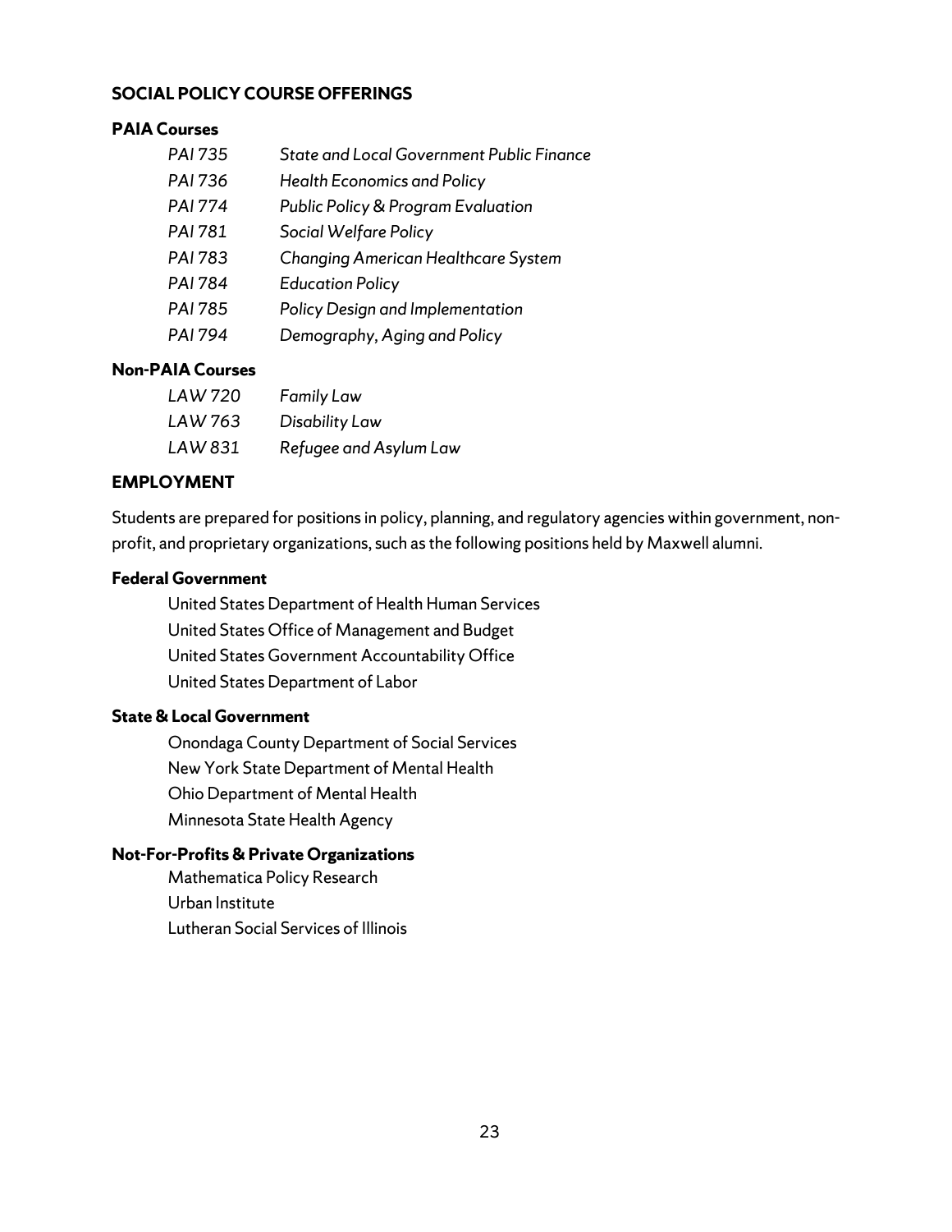## SOCIAL POLICY COURSE OFFERINGS

### PAIA Courses

| | |
|---|---|
| *PAI 735* | *State and Local Government Public Finance* |
| *PAI 736* | *Health Economics and Policy* |
| *PAI 774* | *Public Policy & Program Evaluation* |
| *PAI 781* | *Social Welfare Policy* |
| *PAI 783* | *Changing American Healthcare System* |
| *PAI 784* | *Education Policy* |
| *PAI 785* | *Policy Design and Implementation* |
| *PAI 794* | *Demography, Aging and Policy* |

### Non-PAIA Courses

| | |
|---|---|
| *LAW 720* | *Family Law* |
| *LAW 763* | *Disability Law* |
| *LAW 831* | *Refugee and Asylum Law* |

## EMPLOYMENT

Students are prepared for positions in policy, planning, and regulatory agencies within government, non-profit, and proprietary organizations, such as the following positions held by Maxwell alumni.

### Federal Government

- United States Department of Health Human Services
- United States Office of Management and Budget
- United States Government Accountability Office
- United States Department of Labor

### State & Local Government

- Onondaga County Department of Social Services
- New York State Department of Mental Health
- Ohio Department of Mental Health
- Minnesota State Health Agency

### Not-For-Profits & Private Organizations

- Mathematica Policy Research
- Urban Institute
- Lutheran Social Services of Illinois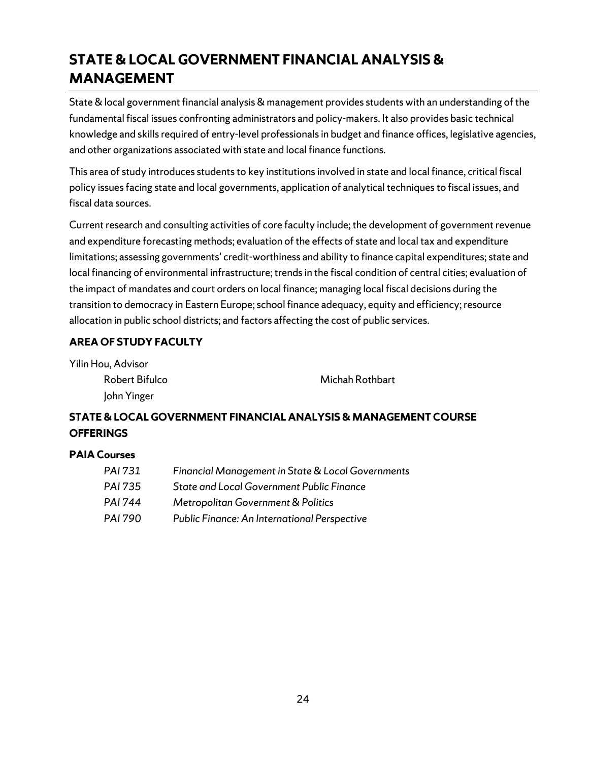# STATE & LOCAL GOVERNMENT FINANCIAL ANALYSIS & MANAGEMENT

State & local government financial analysis & management provides students with an understanding of the fundamental fiscal issues confronting administrators and policy-makers. It also provides basic technical knowledge and skills required of entry-level professionals in budget and finance offices, legislative agencies, and other organizations associated with state and local finance functions.

This area of study introduces students to key institutions involved in state and local finance, critical fiscal policy issues facing state and local governments, application of analytical techniques to fiscal issues, and fiscal data sources.

Current research and consulting activities of core faculty include; the development of government revenue and expenditure forecasting methods; evaluation of the effects of state and local tax and expenditure limitations; assessing governments' credit-worthiness and ability to finance capital expenditures; state and local financing of environmental infrastructure; trends in the fiscal condition of central cities; evaluation of the impact of mandates and court orders on local finance; managing local fiscal decisions during the transition to democracy in Eastern Europe; school finance adequacy, equity and efficiency; resource allocation in public school districts; and factors affecting the cost of public services.

### AREA OF STUDY FACULTY

Yilin Hou, Advisor

- Robert Bifulco
- Michah Rothbart
- John Yinger

### STATE & LOCAL GOVERNMENT FINANCIAL ANALYSIS & MANAGEMENT COURSE OFFERINGS

#### PAIA Courses

| | |
|---|---|
| *PAI 731* | *Financial Management in State & Local Governments* |
| *PAI 735* | *State and Local Government Public Finance* |
| *PAI 744* | *Metropolitan Government & Politics* |
| *PAI 790* | *Public Finance: An International Perspective* |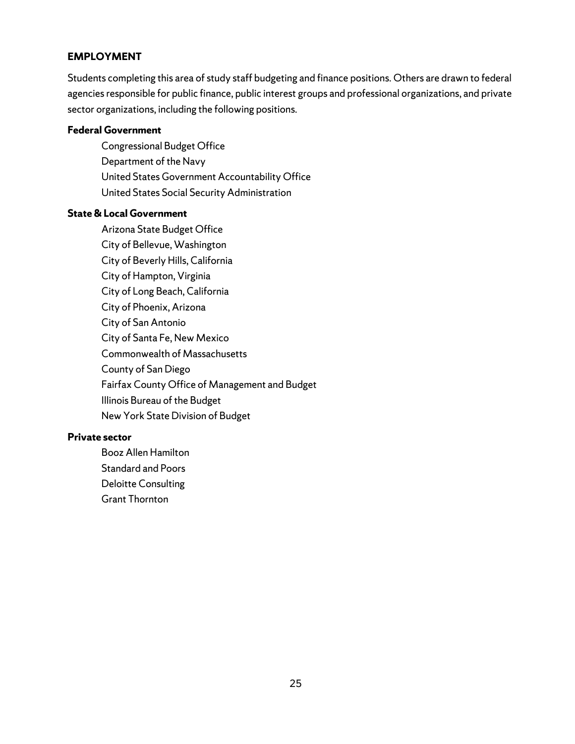## EMPLOYMENT

Students completing this area of study staff budgeting and finance positions. Others are drawn to federal agencies responsible for public finance, public interest groups and professional organizations, and private sector organizations, including the following positions.

**Federal Government**

- Congressional Budget Office
- Department of the Navy
- United States Government Accountability Office
- United States Social Security Administration

**State & Local Government**

- Arizona State Budget Office
- City of Bellevue, Washington
- City of Beverly Hills, California
- City of Hampton, Virginia
- City of Long Beach, California
- City of Phoenix, Arizona
- City of San Antonio
- City of Santa Fe, New Mexico
- Commonwealth of Massachusetts
- County of San Diego
- Fairfax County Office of Management and Budget
- Illinois Bureau of the Budget
- New York State Division of Budget

**Private sector**

- Booz Allen Hamilton
- Standard and Poors
- Deloitte Consulting
- Grant Thornton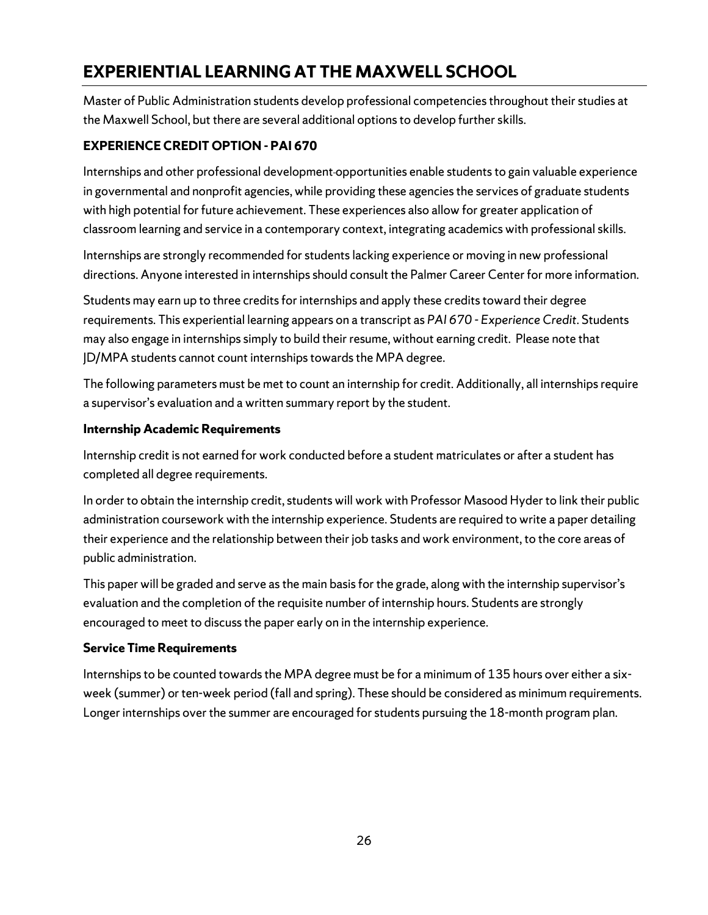# EXPERIENTIAL LEARNING AT THE MAXWELL SCHOOL

Master of Public Administration students develop professional competencies throughout their studies at the Maxwell School, but there are several additional options to develop further skills.

## EXPERIENCE CREDIT OPTION - PAI 670

Internships and other professional development opportunities enable students to gain valuable experience in governmental and nonprofit agencies, while providing these agencies the services of graduate students with high potential for future achievement. These experiences also allow for greater application of classroom learning and service in a contemporary context, integrating academics with professional skills.

Internships are strongly recommended for students lacking experience or moving in new professional directions. Anyone interested in internships should consult the Palmer Career Center for more information.

Students may earn up to three credits for internships and apply these credits toward their degree requirements. This experiential learning appears on a transcript as *PAI 670 - Experience Credit*. Students may also engage in internships simply to build their resume, without earning credit. Please note that JD/MPA students cannot count internships towards the MPA degree.

The following parameters must be met to count an internship for credit. Additionally, all internships require a supervisor's evaluation and a written summary report by the student.

### Internship Academic Requirements

Internship credit is not earned for work conducted before a student matriculates or after a student has completed all degree requirements.

In order to obtain the internship credit, students will work with Professor Masood Hyder to link their public administration coursework with the internship experience. Students are required to write a paper detailing their experience and the relationship between their job tasks and work environment, to the core areas of public administration.

This paper will be graded and serve as the main basis for the grade, along with the internship supervisor's evaluation and the completion of the requisite number of internship hours. Students are strongly encouraged to meet to discuss the paper early on in the internship experience.

### Service Time Requirements

Internships to be counted towards the MPA degree must be for a minimum of 135 hours over either a six-week (summer) or ten-week period (fall and spring). These should be considered as minimum requirements. Longer internships over the summer are encouraged for students pursuing the 18-month program plan.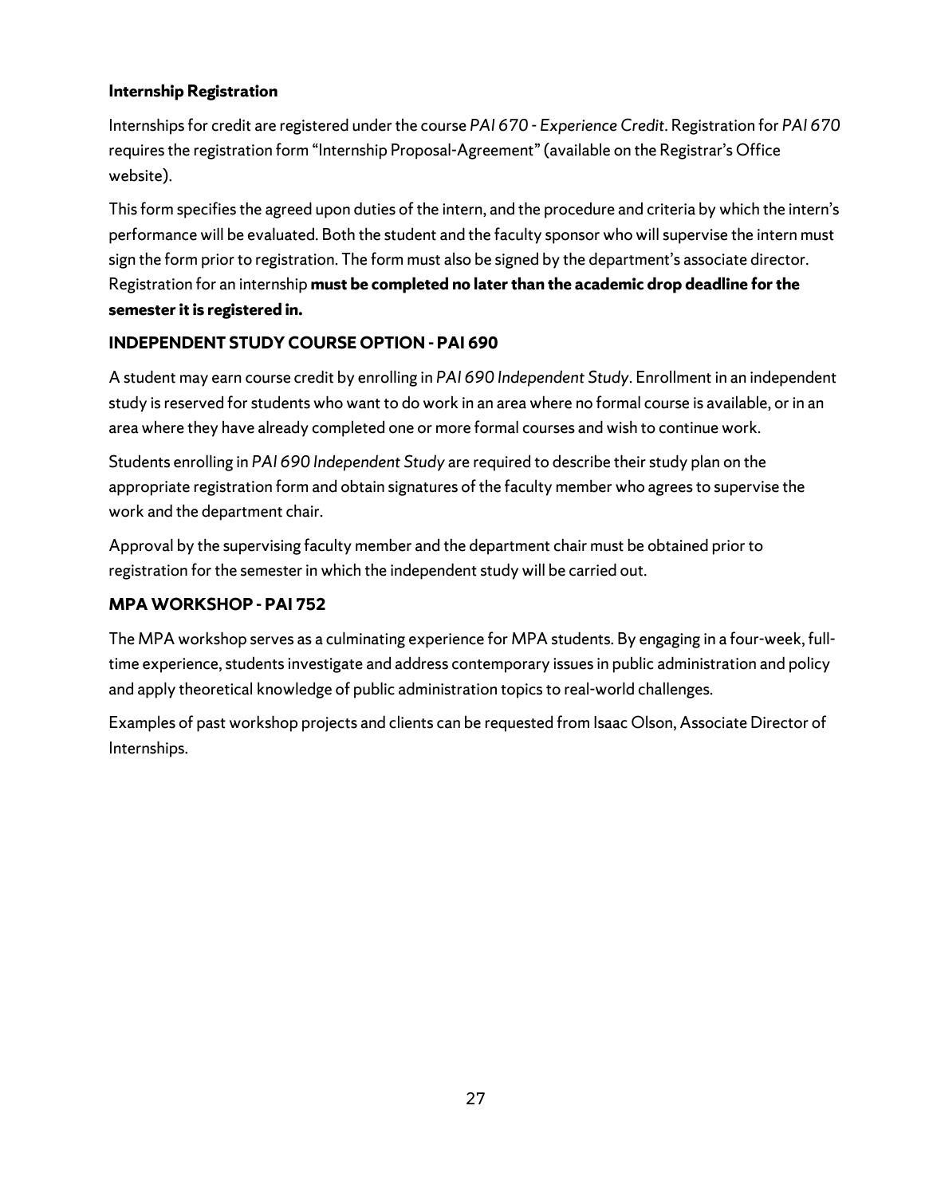### Internship Registration

Internships for credit are registered under the course *PAI 670 - Experience Credit*. Registration for *PAI 670* requires the registration form "Internship Proposal-Agreement" (available on the Registrar's Office website).

This form specifies the agreed upon duties of the intern, and the procedure and criteria by which the intern's performance will be evaluated. Both the student and the faculty sponsor who will supervise the intern must sign the form prior to registration. The form must also be signed by the department's associate director. Registration for an internship **must be completed no later than the academic drop deadline for the semester it is registered in.**

## INDEPENDENT STUDY COURSE OPTION - PAI 690

A student may earn course credit by enrolling in *PAI 690 Independent Study*. Enrollment in an independent study is reserved for students who want to do work in an area where no formal course is available, or in an area where they have already completed one or more formal courses and wish to continue work.

Students enrolling in *PAI 690 Independent Study* are required to describe their study plan on the appropriate registration form and obtain signatures of the faculty member who agrees to supervise the work and the department chair.

Approval by the supervising faculty member and the department chair must be obtained prior to registration for the semester in which the independent study will be carried out.

## MPA WORKSHOP - PAI 752

The MPA workshop serves as a culminating experience for MPA students. By engaging in a four-week, full-time experience, students investigate and address contemporary issues in public administration and policy and apply theoretical knowledge of public administration topics to real-world challenges.

Examples of past workshop projects and clients can be requested from Isaac Olson, Associate Director of Internships.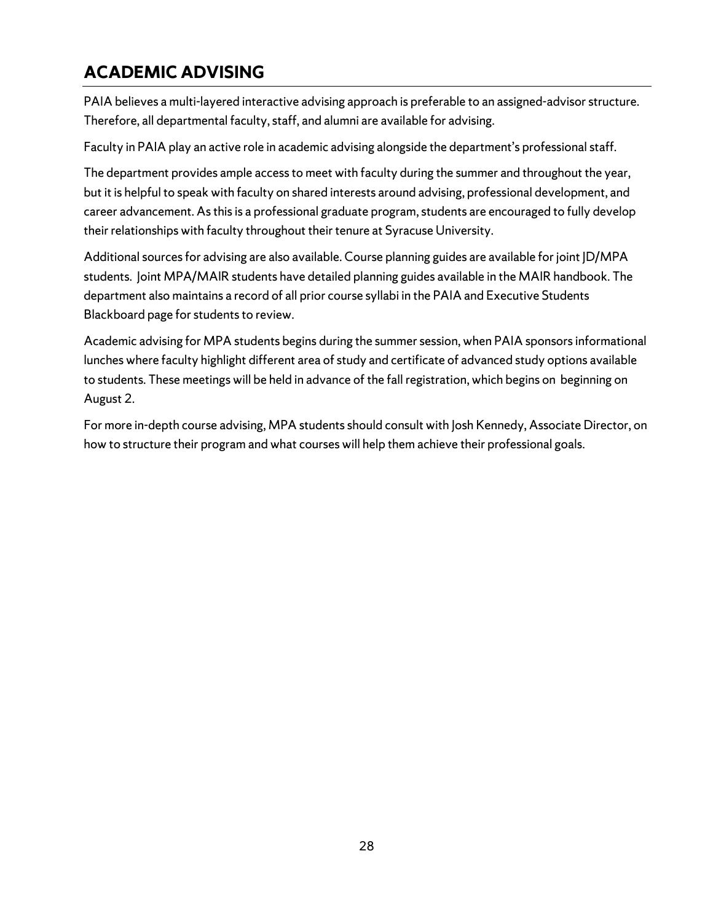## ACADEMIC ADVISING

PAIA believes a multi-layered interactive advising approach is preferable to an assigned-advisor structure. Therefore, all departmental faculty, staff, and alumni are available for advising.

Faculty in PAIA play an active role in academic advising alongside the department's professional staff.

The department provides ample access to meet with faculty during the summer and throughout the year, but it is helpful to speak with faculty on shared interests around advising, professional development, and career advancement. As this is a professional graduate program, students are encouraged to fully develop their relationships with faculty throughout their tenure at Syracuse University.

Additional sources for advising are also available. Course planning guides are available for joint JD/MPA students. Joint MPA/MAIR students have detailed planning guides available in the MAIR handbook. The department also maintains a record of all prior course syllabi in the PAIA and Executive Students Blackboard page for students to review.

Academic advising for MPA students begins during the summer session, when PAIA sponsors informational lunches where faculty highlight different area of study and certificate of advanced study options available to students. These meetings will be held in advance of the fall registration, which begins on beginning on August 2.

For more in-depth course advising, MPA students should consult with Josh Kennedy, Associate Director, on how to structure their program and what courses will help them achieve their professional goals.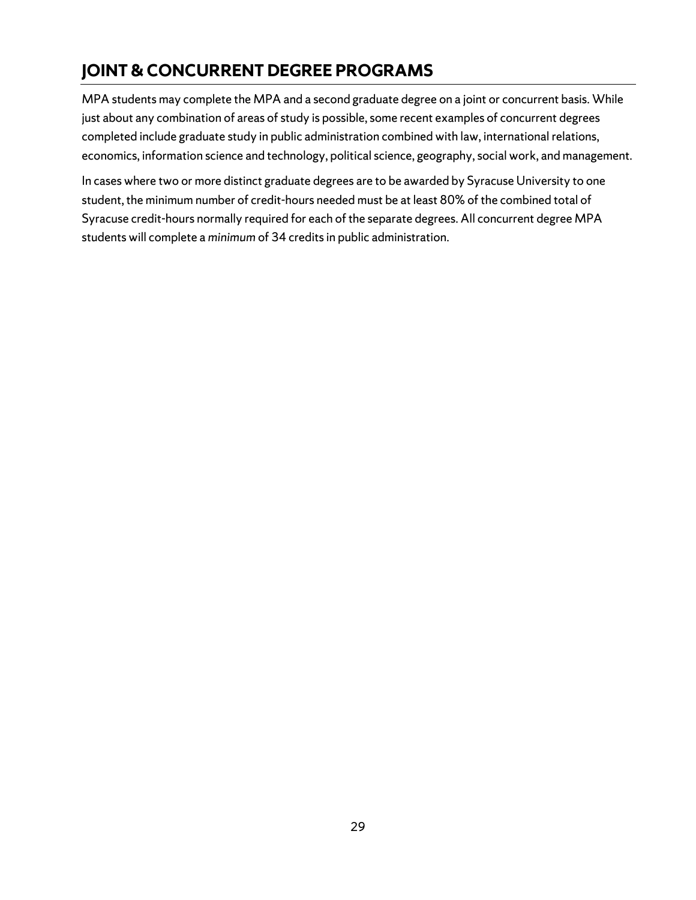## JOINT & CONCURRENT DEGREE PROGRAMS

MPA students may complete the MPA and a second graduate degree on a joint or concurrent basis. While just about any combination of areas of study is possible, some recent examples of concurrent degrees completed include graduate study in public administration combined with law, international relations, economics, information science and technology, political science, geography, social work, and management.

In cases where two or more distinct graduate degrees are to be awarded by Syracuse University to one student, the minimum number of credit-hours needed must be at least 80% of the combined total of Syracuse credit-hours normally required for each of the separate degrees. All concurrent degree MPA students will complete a *minimum* of 34 credits in public administration.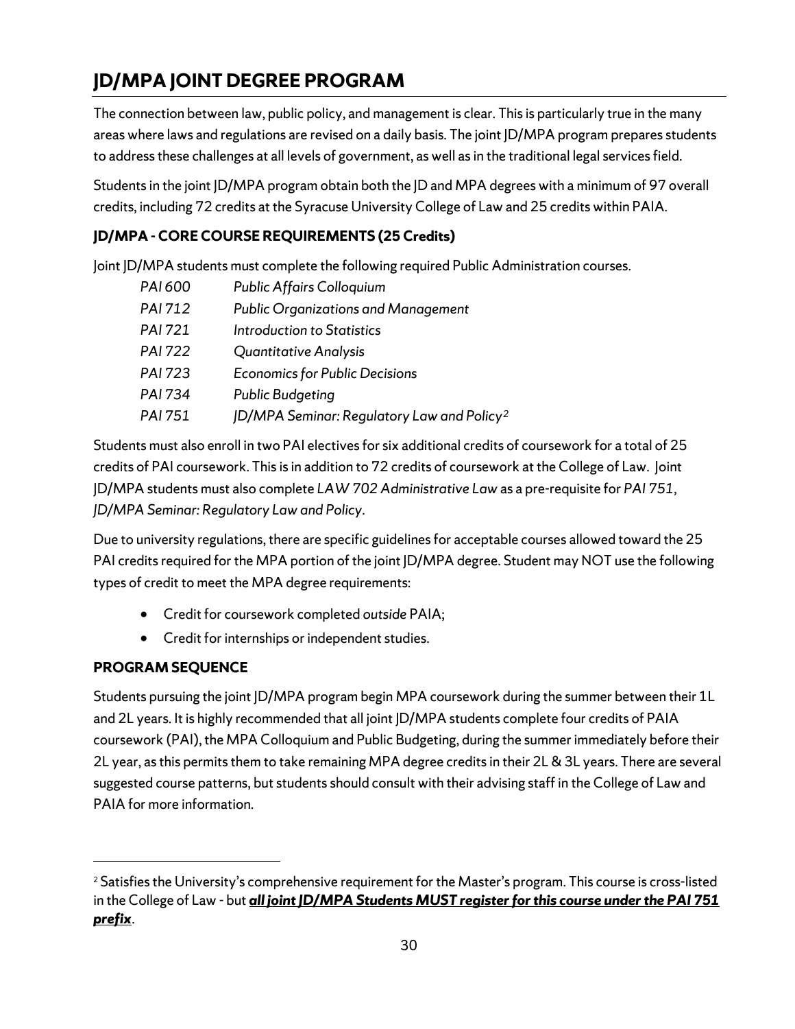# JD/MPA JOINT DEGREE PROGRAM

The connection between law, public policy, and management is clear. This is particularly true in the many areas where laws and regulations are revised on a daily basis. The joint JD/MPA program prepares students to address these challenges at all levels of government, as well as in the traditional legal services field.

Students in the joint JD/MPA program obtain both the JD and MPA degrees with a minimum of 97 overall credits, including 72 credits at the Syracuse University College of Law and 25 credits within PAIA.

### JD/MPA - CORE COURSE REQUIREMENTS (25 Credits)

Joint JD/MPA students must complete the following required Public Administration courses.

| | |
|---|---|
| *PAI 600* | *Public Affairs Colloquium* |
| *PAI 712* | *Public Organizations and Management* |
| *PAI 721* | *Introduction to Statistics* |
| *PAI 722* | *Quantitative Analysis* |
| *PAI 723* | *Economics for Public Decisions* |
| *PAI 734* | *Public Budgeting* |
| *PAI 751* | *JD/MPA Seminar: Regulatory Law and Policy*[2] |

Students must also enroll in two PAI electives for six additional credits of coursework for a total of 25 credits of PAI coursework. This is in addition to 72 credits of coursework at the College of Law. Joint JD/MPA students must also complete *LAW 702 Administrative Law* as a pre-requisite for *PAI 751*, *JD/MPA Seminar: Regulatory Law and Policy*.

Due to university regulations, there are specific guidelines for acceptable courses allowed toward the 25 PAI credits required for the MPA portion of the joint JD/MPA degree. Student may NOT use the following types of credit to meet the MPA degree requirements:

- Credit for coursework completed *outside* PAIA;
- Credit for internships or independent studies.

### PROGRAM SEQUENCE

Students pursuing the joint JD/MPA program begin MPA coursework during the summer between their 1L and 2L years. It is highly recommended that all joint JD/MPA students complete four credits of PAIA coursework (PAI), the MPA Colloquium and Public Budgeting, during the summer immediately before their 2L year, as this permits them to take remaining MPA degree credits in their 2L & 3L years. There are several suggested course patterns, but students should consult with their advising staff in the College of Law and PAIA for more information.

---

[2] Satisfies the University's comprehensive requirement for the Master's program. This course is cross-listed in the College of Law - but ***all joint JD/MPA Students MUST register for this course under the PAI 751 prefix***.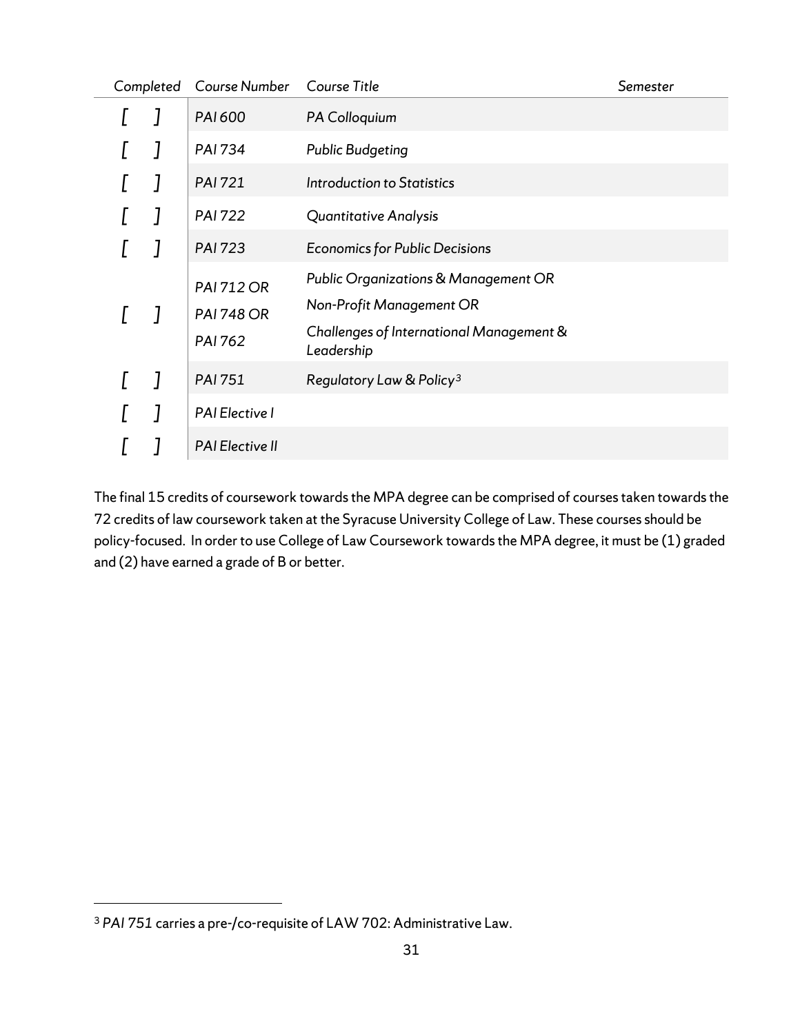| Completed | Course Number | Course Title | Semester |
| --- | --- | --- | --- |
| [ ] | PAI 600 | PA Colloquium | |
| [ ] | PAI 734 | Public Budgeting | |
| [ ] | PAI 721 | Introduction to Statistics | |
| [ ] | PAI 722 | Quantitative Analysis | |
| [ ] | PAI 723 | Economics for Public Decisions | |
| [ ] | PAI 712 OR<br>PAI 748 OR<br>PAI 762 | Public Organizations & Management OR<br>Non-Profit Management OR<br>Challenges of International Management & Leadership | |
| [ ] | PAI 751 | Regulatory Law & Policy[3] | |
| [ ] | PAI Elective I | | |
| [ ] | PAI Elective II | | |

The final 15 credits of coursework towards the MPA degree can be comprised of courses taken towards the 72 credits of law coursework taken at the Syracuse University College of Law. These courses should be policy-focused. In order to use College of Law Coursework towards the MPA degree, it must be (1) graded and (2) have earned a grade of B or better.

[3] PAI 751 carries a pre-/co-requisite of LAW 702: Administrative Law.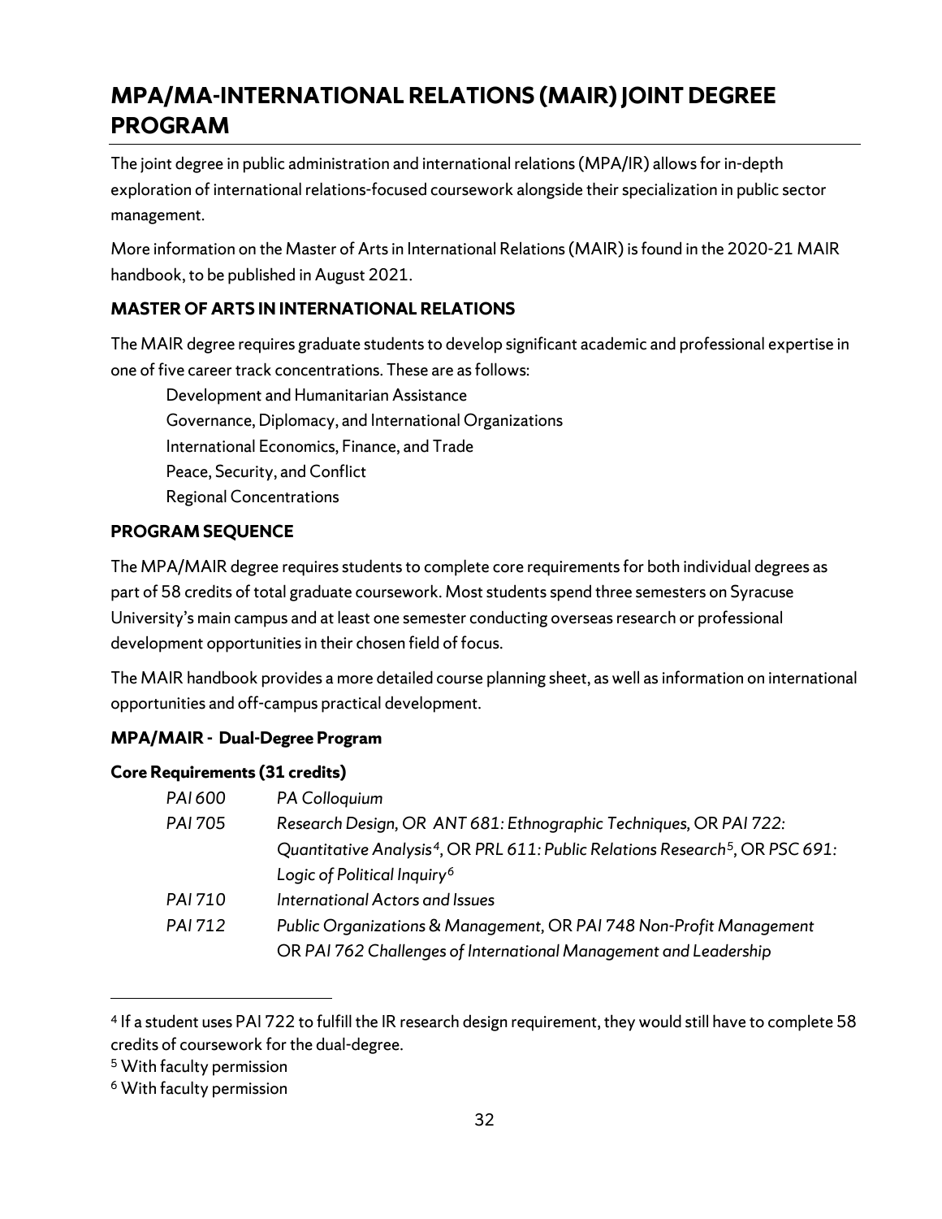# MPA/MA-INTERNATIONAL RELATIONS (MAIR) JOINT DEGREE PROGRAM

The joint degree in public administration and international relations (MPA/IR) allows for in-depth exploration of international relations-focused coursework alongside their specialization in public sector management.

More information on the Master of Arts in International Relations (MAIR) is found in the 2020-21 MAIR handbook, to be published in August 2021.

## MASTER OF ARTS IN INTERNATIONAL RELATIONS

The MAIR degree requires graduate students to develop significant academic and professional expertise in one of five career track concentrations. These are as follows:

- Development and Humanitarian Assistance
- Governance, Diplomacy, and International Organizations
- International Economics, Finance, and Trade
- Peace, Security, and Conflict
- Regional Concentrations

## PROGRAM SEQUENCE

The MPA/MAIR degree requires students to complete core requirements for both individual degrees as part of 58 credits of total graduate coursework. Most students spend three semesters on Syracuse University's main campus and at least one semester conducting overseas research or professional development opportunities in their chosen field of focus.

The MAIR handbook provides a more detailed course planning sheet, as well as information on international opportunities and off-campus practical development.

### MPA/MAIR - Dual-Degree Program

**Core Requirements (31 credits)**

| | |
|---|---|
| *PAI 600* | *PA Colloquium* |
| *PAI 705* | *Research Design, OR ANT 681: Ethnographic Techniques, OR PAI 722: Quantitative Analysis*[4]*, OR PRL 611: Public Relations Research*[5]*, OR PSC 691: Logic of Political Inquiry*[6] |
| *PAI 710* | *International Actors and Issues* |
| *PAI 712* | *Public Organizations & Management, OR PAI 748 Non-Profit Management OR PAI 762 Challenges of International Management and Leadership* |

[4] If a student uses PAI 722 to fulfill the IR research design requirement, they would still have to complete 58 credits of coursework for the dual-degree.

[5] With faculty permission

[6] With faculty permission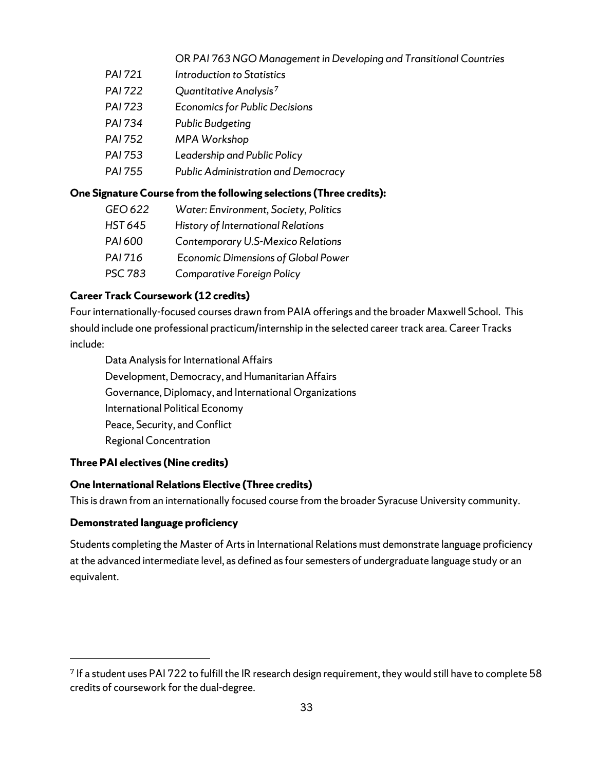OR *PAI 763 NGO Management in Developing and Transitional Countries*

| | |
|---|---|
| *PAI 721* | *Introduction to Statistics* |
| *PAI 722* | *Quantitative Analysis*[7] |
| *PAI 723* | *Economics for Public Decisions* |
| *PAI 734* | *Public Budgeting* |
| *PAI 752* | *MPA Workshop* |
| *PAI 753* | *Leadership and Public Policy* |
| *PAI 755* | *Public Administration and Democracy* |

**One Signature Course from the following selections (Three credits):**

| | |
|---|---|
| *GEO 622* | *Water: Environment, Society, Politics* |
| *HST 645* | *History of International Relations* |
| *PAI 600* | *Contemporary U.S-Mexico Relations* |
| *PAI 716* | *Economic Dimensions of Global Power* |
| *PSC 783* | *Comparative Foreign Policy* |

**Career Track Coursework (12 credits)**

Four internationally-focused courses drawn from PAIA offerings and the broader Maxwell School. This should include one professional practicum/internship in the selected career track area. Career Tracks include:

- Data Analysis for International Affairs
- Development, Democracy, and Humanitarian Affairs
- Governance, Diplomacy, and International Organizations
- International Political Economy
- Peace, Security, and Conflict
- Regional Concentration

**Three PAI electives (Nine credits)**

**One International Relations Elective (Three credits)**

This is drawn from an internationally focused course from the broader Syracuse University community.

**Demonstrated language proficiency**

Students completing the Master of Arts in International Relations must demonstrate language proficiency at the advanced intermediate level, as defined as four semesters of undergraduate language study or an equivalent.

---

[7] If a student uses PAI 722 to fulfill the IR research design requirement, they would still have to complete 58 credits of coursework for the dual-degree.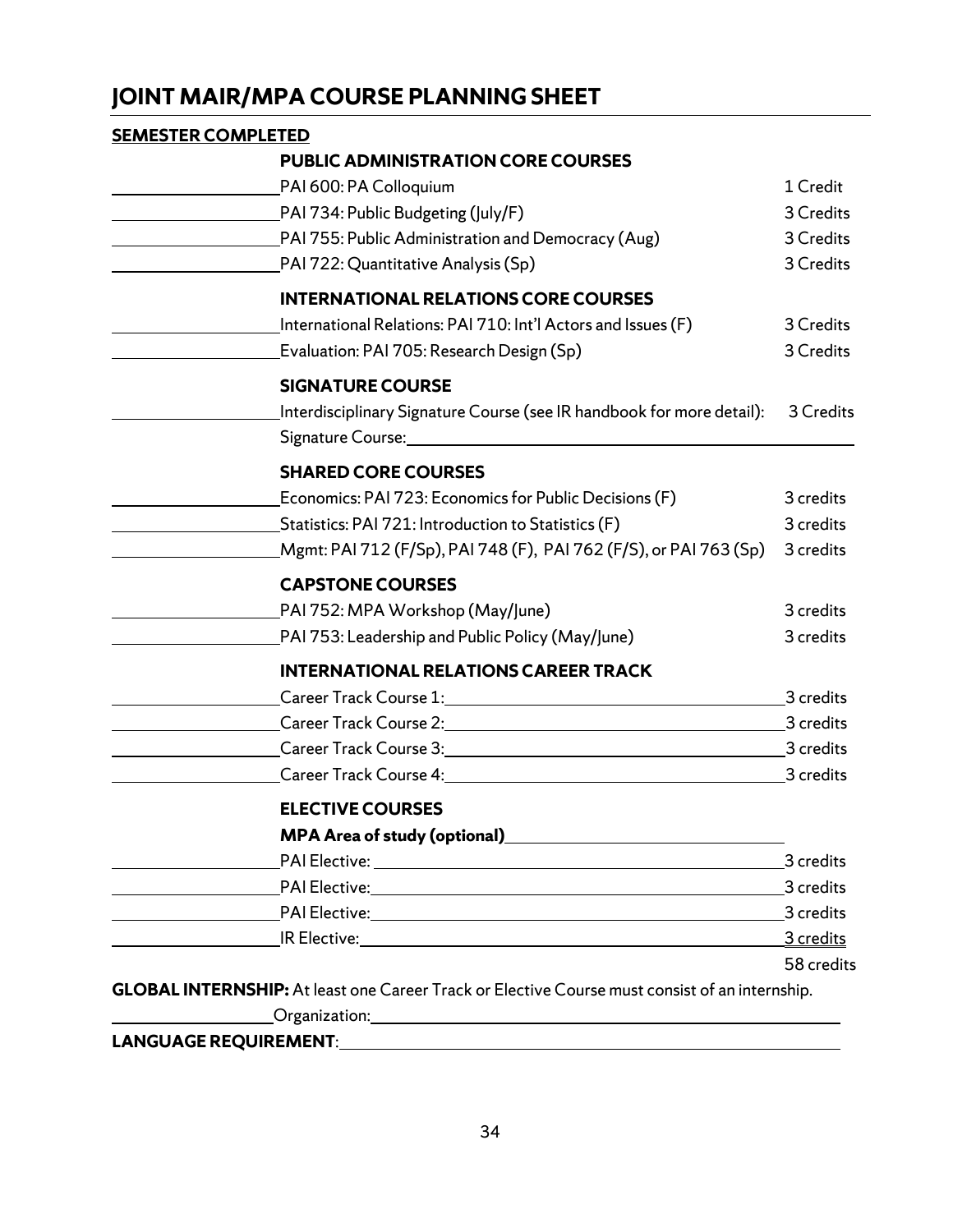# JOINT MAIR/MPA COURSE PLANNING SHEET

**SEMESTER COMPLETED**

| Semester Completed | Course | Credits |
| --- | --- | --- |
| | **PUBLIC ADMINISTRATION CORE COURSES** | |
| ________ | PAI 600: PA Colloquium | 1 Credit |
| ________ | PAI 734: Public Budgeting (July/F) | 3 Credits |
| ________ | PAI 755: Public Administration and Democracy (Aug) | 3 Credits |
| ________ | PAI 722: Quantitative Analysis (Sp) | 3 Credits |
| | **INTERNATIONAL RELATIONS CORE COURSES** | |
| ________ | International Relations: PAI 710: Int'l Actors and Issues (F) | 3 Credits |
| ________ | Evaluation: PAI 705: Research Design (Sp) | 3 Credits |
| | **SIGNATURE COURSE** | |
| ________ | Interdisciplinary Signature Course (see IR handbook for more detail): Signature Course: ________ | 3 Credits |
| | **SHARED CORE COURSES** | |
| ________ | Economics: PAI 723: Economics for Public Decisions (F) | 3 credits |
| ________ | Statistics: PAI 721: Introduction to Statistics (F) | 3 credits |
| ________ | Mgmt: PAI 712 (F/Sp), PAI 748 (F), PAI 762 (F/S), or PAI 763 (Sp) | 3 credits |
| | **CAPSTONE COURSES** | |
| ________ | PAI 752: MPA Workshop (May/June) | 3 credits |
| ________ | PAI 753: Leadership and Public Policy (May/June) | 3 credits |
| | **INTERNATIONAL RELATIONS CAREER TRACK** | |
| ________ | Career Track Course 1: ________ | 3 credits |
| ________ | Career Track Course 2: ________ | 3 credits |
| ________ | Career Track Course 3: ________ | 3 credits |
| ________ | Career Track Course 4: ________ | 3 credits |
| | **ELECTIVE COURSES** | |
| | **MPA Area of study (optional)** ________ | |
| ________ | PAI Elective: ________ | 3 credits |
| ________ | PAI Elective: ________ | 3 credits |
| ________ | PAI Elective: ________ | 3 credits |
| ________ | IR Elective: ________ | 3 credits |
| | | 58 credits |

**GLOBAL INTERNSHIP:** At least one Career Track or Elective Course must consist of an internship.

________ Organization: ________

**LANGUAGE REQUIREMENT**: ________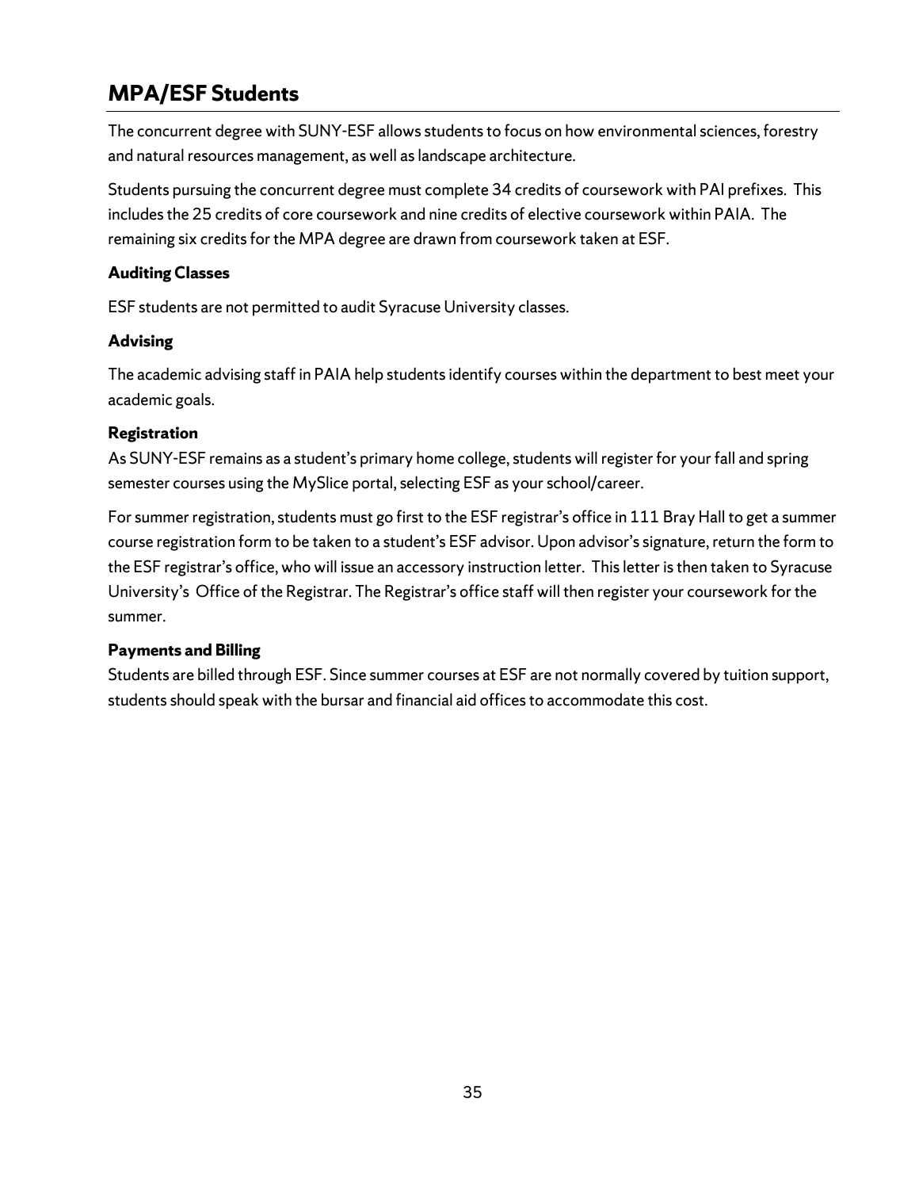## MPA/ESF Students

The concurrent degree with SUNY-ESF allows students to focus on how environmental sciences, forestry and natural resources management, as well as landscape architecture.

Students pursuing the concurrent degree must complete 34 credits of coursework with PAI prefixes. This includes the 25 credits of core coursework and nine credits of elective coursework within PAIA. The remaining six credits for the MPA degree are drawn from coursework taken at ESF.

### Auditing Classes

ESF students are not permitted to audit Syracuse University classes.

### Advising

The academic advising staff in PAIA help students identify courses within the department to best meet your academic goals.

### Registration

As SUNY-ESF remains as a student's primary home college, students will register for your fall and spring semester courses using the MySlice portal, selecting ESF as your school/career.

For summer registration, students must go first to the ESF registrar's office in 111 Bray Hall to get a summer course registration form to be taken to a student's ESF advisor. Upon advisor's signature, return the form to the ESF registrar's office, who will issue an accessory instruction letter. This letter is then taken to Syracuse University's Office of the Registrar. The Registrar's office staff will then register your coursework for the summer.

### Payments and Billing

Students are billed through ESF. Since summer courses at ESF are not normally covered by tuition support, students should speak with the bursar and financial aid offices to accommodate this cost.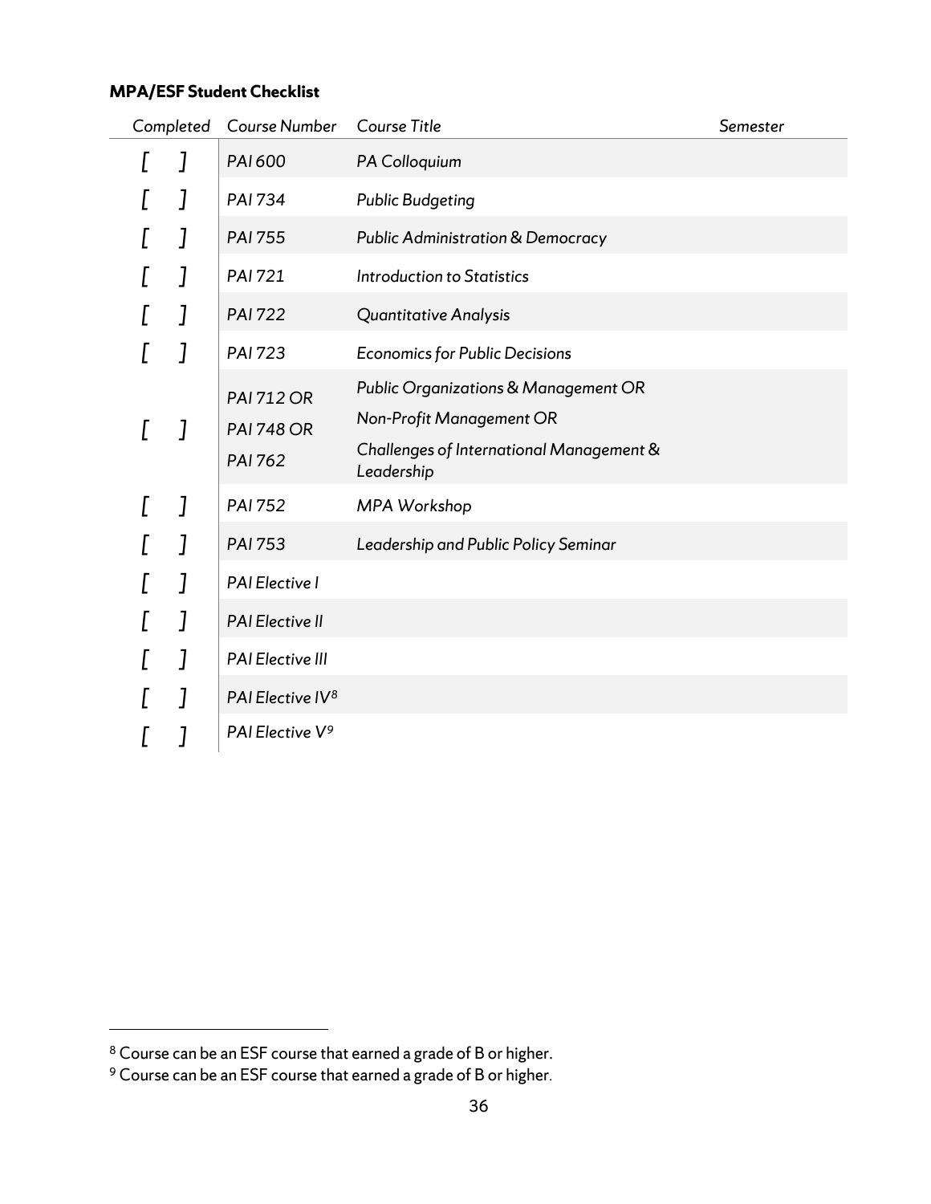**MPA/ESF Student Checklist**

| Completed | Course Number | Course Title | Semester |
|---|---|---|---|
| [ ] | PAI 600 | PA Colloquium | |
| [ ] | PAI 734 | Public Budgeting | |
| [ ] | PAI 755 | Public Administration & Democracy | |
| [ ] | PAI 721 | Introduction to Statistics | |
| [ ] | PAI 722 | Quantitative Analysis | |
| [ ] | PAI 723 | Economics for Public Decisions | |
| [ ] | PAI 712 OR<br>PAI 748 OR<br>PAI 762 | Public Organizations & Management OR<br>Non-Profit Management OR<br>Challenges of International Management & Leadership | |
| [ ] | PAI 752 | MPA Workshop | |
| [ ] | PAI 753 | Leadership and Public Policy Seminar | |
| [ ] | PAI Elective I | | |
| [ ] | PAI Elective II | | |
| [ ] | PAI Elective III | | |
| [ ] | PAI Elective IV[8] | | |
| [ ] | PAI Elective V[9] | | |

[8] Course can be an ESF course that earned a grade of B or higher.

[9] Course can be an ESF course that earned a grade of B or higher.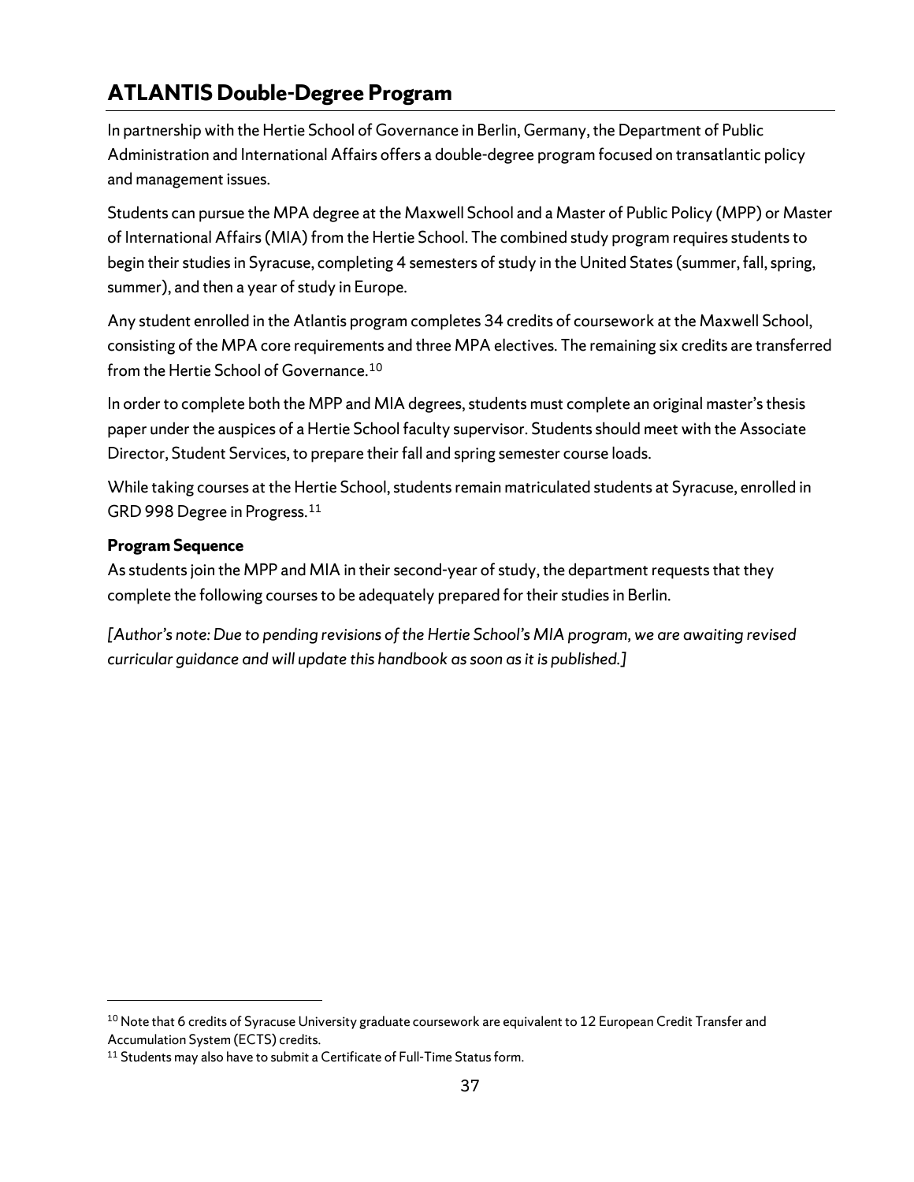## ATLANTIS Double-Degree Program

In partnership with the Hertie School of Governance in Berlin, Germany, the Department of Public Administration and International Affairs offers a double-degree program focused on transatlantic policy and management issues.

Students can pursue the MPA degree at the Maxwell School and a Master of Public Policy (MPP) or Master of International Affairs (MIA) from the Hertie School. The combined study program requires students to begin their studies in Syracuse, completing 4 semesters of study in the United States (summer, fall, spring, summer), and then a year of study in Europe.

Any student enrolled in the Atlantis program completes 34 credits of coursework at the Maxwell School, consisting of the MPA core requirements and three MPA electives. The remaining six credits are transferred from the Hertie School of Governance.[10]

In order to complete both the MPP and MIA degrees, students must complete an original master's thesis paper under the auspices of a Hertie School faculty supervisor. Students should meet with the Associate Director, Student Services, to prepare their fall and spring semester course loads.

While taking courses at the Hertie School, students remain matriculated students at Syracuse, enrolled in GRD 998 Degree in Progress.[11]

**Program Sequence**

As students join the MPP and MIA in their second-year of study, the department requests that they complete the following courses to be adequately prepared for their studies in Berlin.

*[Author's note: Due to pending revisions of the Hertie School's MIA program, we are awaiting revised curricular guidance and will update this handbook as soon as it is published.]*

---

[10] Note that 6 credits of Syracuse University graduate coursework are equivalent to 12 European Credit Transfer and Accumulation System (ECTS) credits.

[11] Students may also have to submit a Certificate of Full-Time Status form.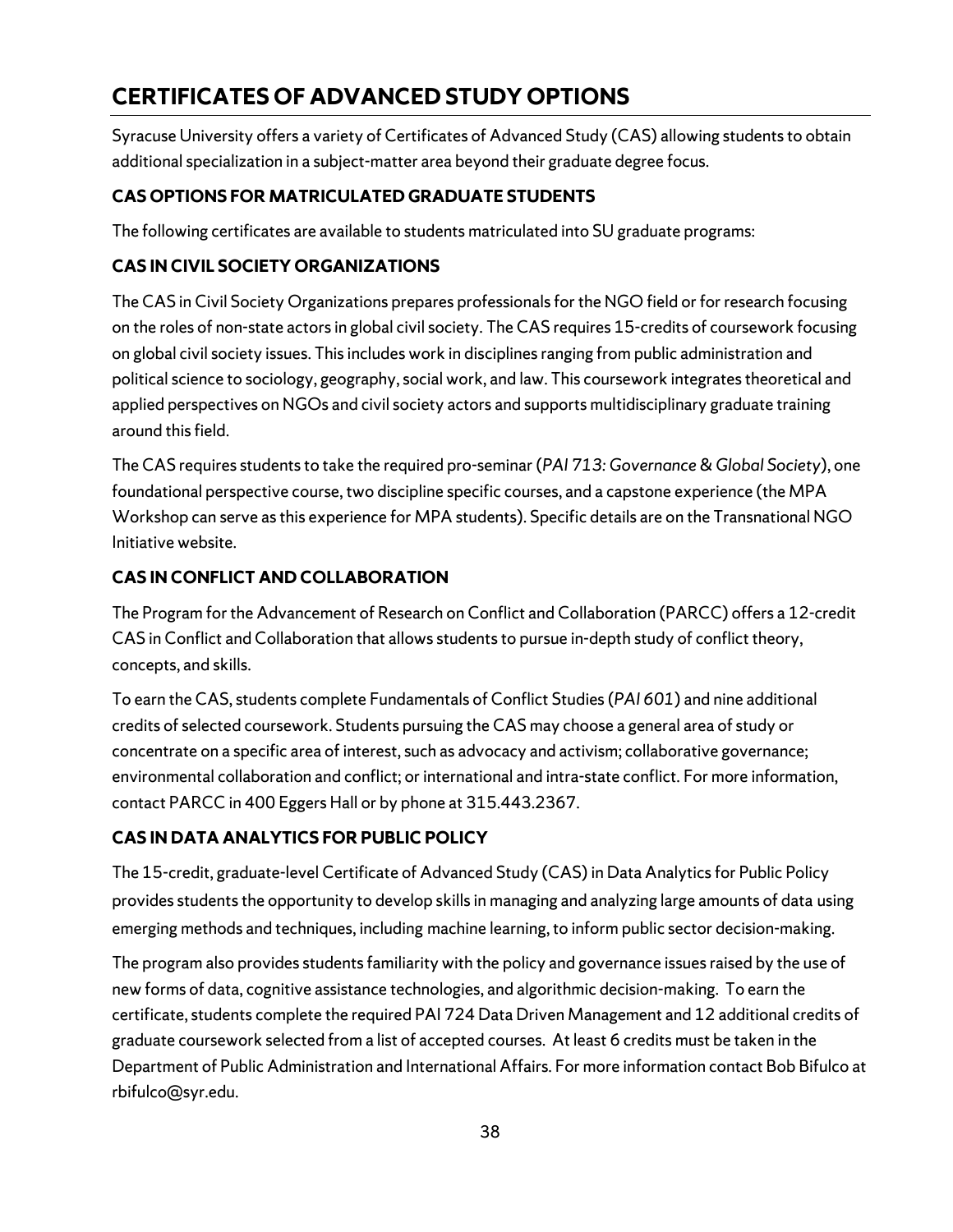# CERTIFICATES OF ADVANCED STUDY OPTIONS

Syracuse University offers a variety of Certificates of Advanced Study (CAS) allowing students to obtain additional specialization in a subject-matter area beyond their graduate degree focus.

### CAS OPTIONS FOR MATRICULATED GRADUATE STUDENTS

The following certificates are available to students matriculated into SU graduate programs:

### CAS IN CIVIL SOCIETY ORGANIZATIONS

The CAS in Civil Society Organizations prepares professionals for the NGO field or for research focusing on the roles of non-state actors in global civil society. The CAS requires 15-credits of coursework focusing on global civil society issues. This includes work in disciplines ranging from public administration and political science to sociology, geography, social work, and law. This coursework integrates theoretical and applied perspectives on NGOs and civil society actors and supports multidisciplinary graduate training around this field.

The CAS requires students to take the required pro-seminar (*PAI 713: Governance & Global Society*), one foundational perspective course, two discipline specific courses, and a capstone experience (the MPA Workshop can serve as this experience for MPA students). Specific details are on the Transnational NGO Initiative website.

### CAS IN CONFLICT AND COLLABORATION

The Program for the Advancement of Research on Conflict and Collaboration (PARCC) offers a 12-credit CAS in Conflict and Collaboration that allows students to pursue in-depth study of conflict theory, concepts, and skills.

To earn the CAS, students complete Fundamentals of Conflict Studies (*PAI 601*) and nine additional credits of selected coursework. Students pursuing the CAS may choose a general area of study or concentrate on a specific area of interest, such as advocacy and activism; collaborative governance; environmental collaboration and conflict; or international and intra-state conflict. For more information, contact PARCC in 400 Eggers Hall or by phone at 315.443.2367.

### CAS IN DATA ANALYTICS FOR PUBLIC POLICY

The 15-credit, graduate-level Certificate of Advanced Study (CAS) in Data Analytics for Public Policy provides students the opportunity to develop skills in managing and analyzing large amounts of data using emerging methods and techniques, including machine learning, to inform public sector decision-making.

The program also provides students familiarity with the policy and governance issues raised by the use of new forms of data, cognitive assistance technologies, and algorithmic decision-making. To earn the certificate, students complete the required PAI 724 Data Driven Management and 12 additional credits of graduate coursework selected from a list of accepted courses. At least 6 credits must be taken in the Department of Public Administration and International Affairs. For more information contact Bob Bifulco at rbifulco@syr.edu.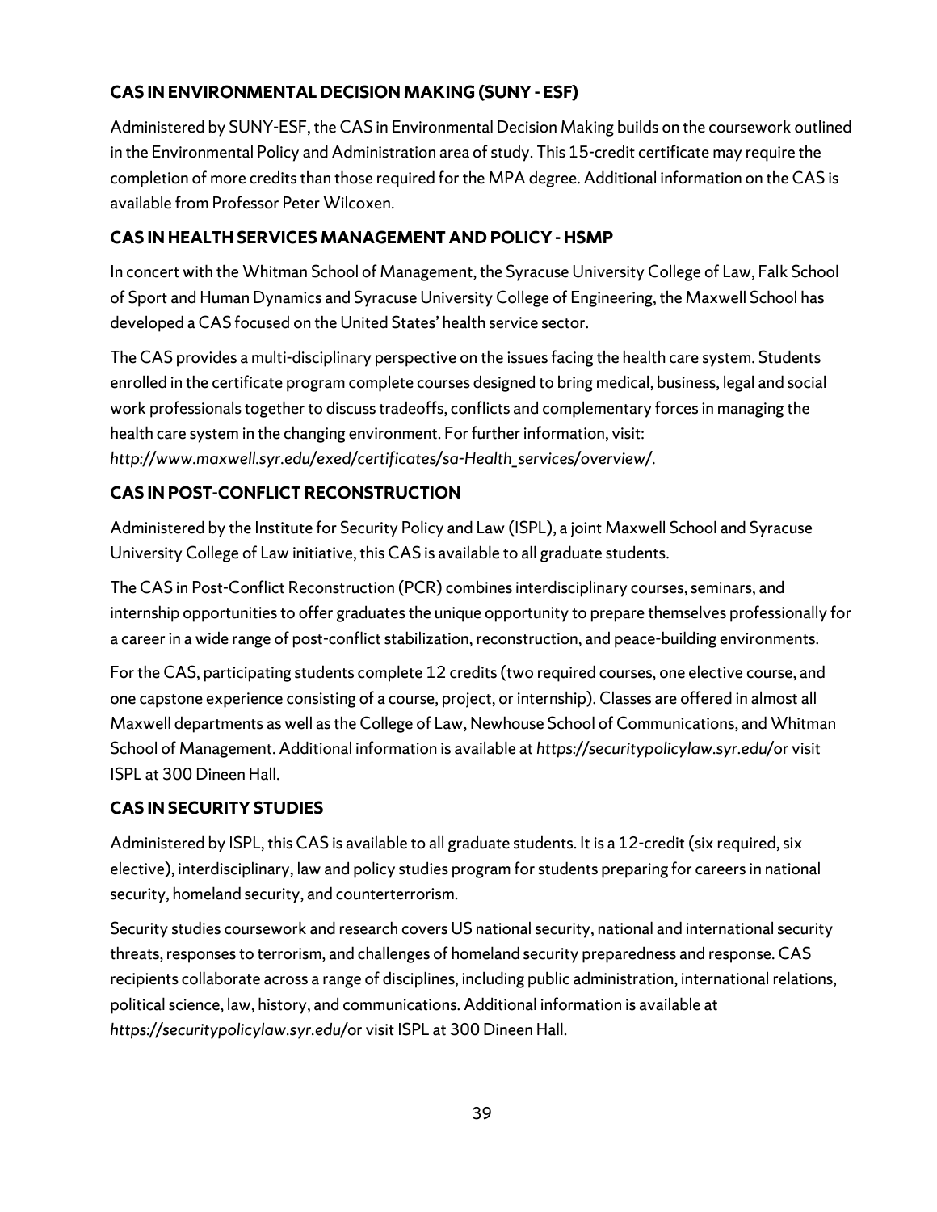### CAS IN ENVIRONMENTAL DECISION MAKING (SUNY - ESF)

Administered by SUNY-ESF, the CAS in Environmental Decision Making builds on the coursework outlined in the Environmental Policy and Administration area of study. This 15-credit certificate may require the completion of more credits than those required for the MPA degree. Additional information on the CAS is available from Professor Peter Wilcoxen.

### CAS IN HEALTH SERVICES MANAGEMENT AND POLICY - HSMP

In concert with the Whitman School of Management, the Syracuse University College of Law, Falk School of Sport and Human Dynamics and Syracuse University College of Engineering, the Maxwell School has developed a CAS focused on the United States' health service sector.

The CAS provides a multi-disciplinary perspective on the issues facing the health care system. Students enrolled in the certificate program complete courses designed to bring medical, business, legal and social work professionals together to discuss tradeoffs, conflicts and complementary forces in managing the health care system in the changing environment. For further information, visit: *http://www.maxwell.syr.edu/exed/certificates/sa-Health_services/overview/*.

### CAS IN POST-CONFLICT RECONSTRUCTION

Administered by the Institute for Security Policy and Law (ISPL), a joint Maxwell School and Syracuse University College of Law initiative, this CAS is available to all graduate students.

The CAS in Post-Conflict Reconstruction (PCR) combines interdisciplinary courses, seminars, and internship opportunities to offer graduates the unique opportunity to prepare themselves professionally for a career in a wide range of post-conflict stabilization, reconstruction, and peace-building environments.

For the CAS, participating students complete 12 credits (two required courses, one elective course, and one capstone experience consisting of a course, project, or internship). Classes are offered in almost all Maxwell departments as well as the College of Law, Newhouse School of Communications, and Whitman School of Management. Additional information is available at *https://securitypolicylaw.syr.edu/* or visit ISPL at 300 Dineen Hall.

### CAS IN SECURITY STUDIES

Administered by ISPL, this CAS is available to all graduate students. It is a 12-credit (six required, six elective), interdisciplinary, law and policy studies program for students preparing for careers in national security, homeland security, and counterterrorism.

Security studies coursework and research covers US national security, national and international security threats, responses to terrorism, and challenges of homeland security preparedness and response. CAS recipients collaborate across a range of disciplines, including public administration, international relations, political science, law, history, and communications. Additional information is available at *https://securitypolicylaw.syr.edu/* or visit ISPL at 300 Dineen Hall.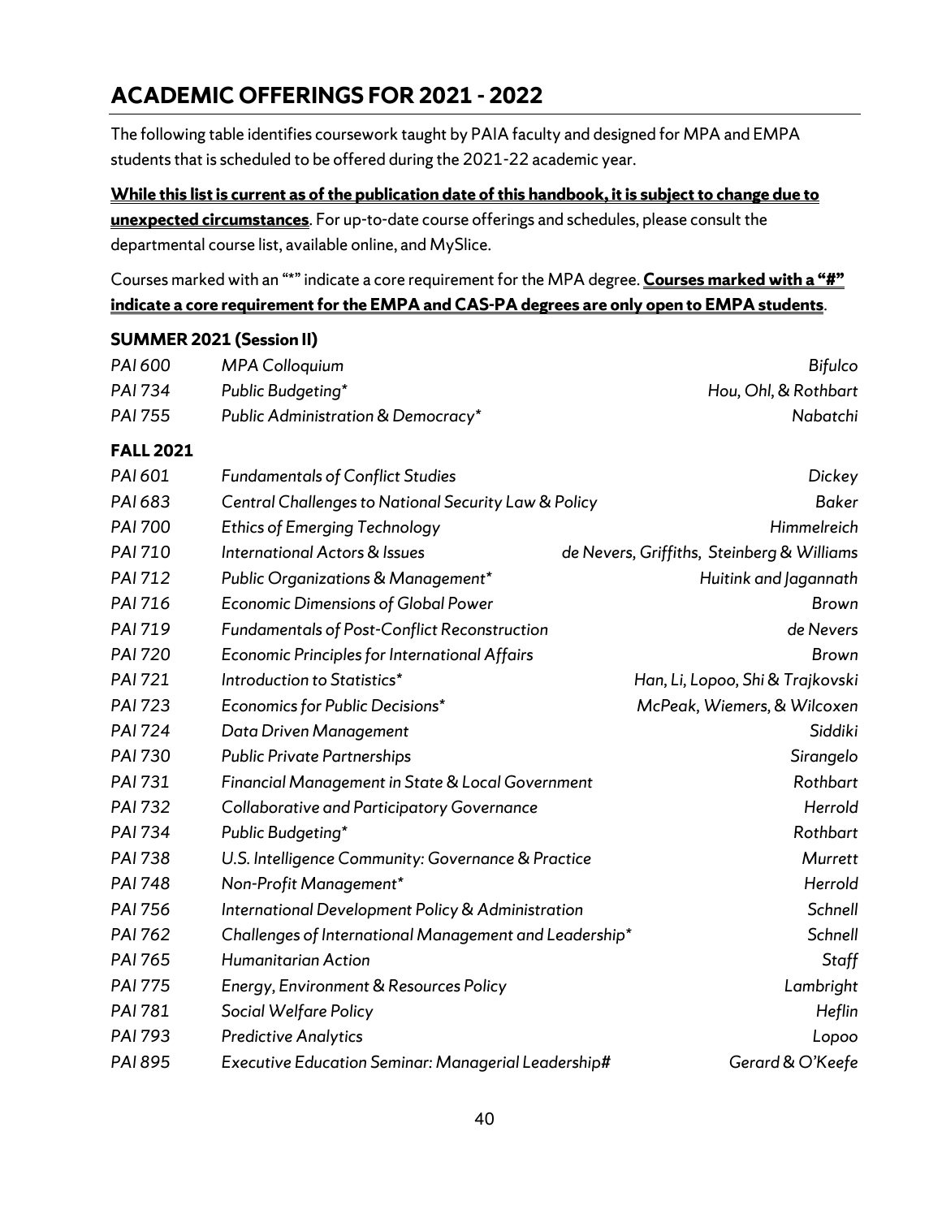## ACADEMIC OFFERINGS FOR 2021 - 2022

The following table identifies coursework taught by PAIA faculty and designed for MPA and EMPA students that is scheduled to be offered during the 2021-22 academic year.

**While this list is current as of the publication date of this handbook, it is subject to change due to unexpected circumstances**. For up-to-date course offerings and schedules, please consult the departmental course list, available online, and MySlice.

Courses marked with an "*" indicate a core requirement for the MPA degree. **Courses marked with a "#" indicate a core requirement for the EMPA and CAS-PA degrees are only open to EMPA students**.

### SUMMER 2021 (Session II)

| Course | Title | Instructor |
|---|---|---|
| *PAI 600* | *MPA Colloquium* | *Bifulco* |
| *PAI 734* | *Public Budgeting** | *Hou, Ohl, & Rothbart* |
| *PAI 755* | *Public Administration & Democracy** | *Nabatchi* |

### FALL 2021

| Course | Title | Instructor |
|---|---|---|
| *PAI 601* | *Fundamentals of Conflict Studies* | *Dickey* |
| *PAI 683* | *Central Challenges to National Security Law & Policy* | *Baker* |
| *PAI 700* | *Ethics of Emerging Technology* | *Himmelreich* |
| *PAI 710* | *International Actors & Issues* | *de Nevers, Griffiths, Steinberg & Williams* |
| *PAI 712* | *Public Organizations & Management** | *Huitink and Jagannath* |
| *PAI 716* | *Economic Dimensions of Global Power* | *Brown* |
| *PAI 719* | *Fundamentals of Post-Conflict Reconstruction* | *de Nevers* |
| *PAI 720* | *Economic Principles for International Affairs* | *Brown* |
| *PAI 721* | *Introduction to Statistics** | *Han, Li, Lopoo, Shi & Trajkovski* |
| *PAI 723* | *Economics for Public Decisions** | *McPeak, Wiemers, & Wilcoxen* |
| *PAI 724* | *Data Driven Management* | *Siddiki* |
| *PAI 730* | *Public Private Partnerships* | *Sirangelo* |
| *PAI 731* | *Financial Management in State & Local Government* | *Rothbart* |
| *PAI 732* | *Collaborative and Participatory Governance* | *Herrold* |
| *PAI 734* | *Public Budgeting** | *Rothbart* |
| *PAI 738* | *U.S. Intelligence Community: Governance & Practice* | *Murrett* |
| *PAI 748* | *Non-Profit Management** | *Herrold* |
| *PAI 756* | *International Development Policy & Administration* | *Schnell* |
| *PAI 762* | *Challenges of International Management and Leadership** | *Schnell* |
| *PAI 765* | *Humanitarian Action* | *Staff* |
| *PAI 775* | *Energy, Environment & Resources Policy* | *Lambright* |
| *PAI 781* | *Social Welfare Policy* | *Heflin* |
| *PAI 793* | *Predictive Analytics* | *Lopoo* |
| *PAI 895* | *Executive Education Seminar: Managerial Leadership#* | *Gerard & O'Keefe* |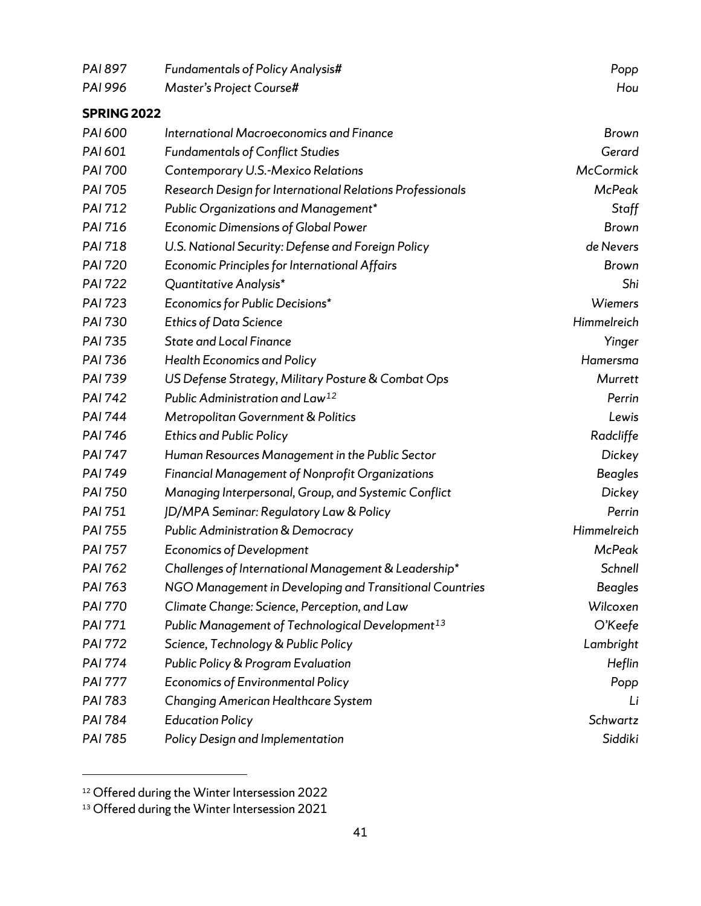| | | |
|---|---|---|
| *PAI 897* | *Fundamentals of Policy Analysis#* | *Popp* |
| *PAI 996* | *Master's Project Course#* | *Hou* |

**SPRING 2022**

| | | |
|---|---|---|
| *PAI 600* | *International Macroeconomics and Finance* | *Brown* |
| *PAI 601* | *Fundamentals of Conflict Studies* | *Gerard* |
| *PAI 700* | *Contemporary U.S.-Mexico Relations* | *McCormick* |
| *PAI 705* | *Research Design for International Relations Professionals* | *McPeak* |
| *PAI 712* | *Public Organizations and Management** | *Staff* |
| *PAI 716* | *Economic Dimensions of Global Power* | *Brown* |
| *PAI 718* | *U.S. National Security: Defense and Foreign Policy* | *de Nevers* |
| *PAI 720* | *Economic Principles for International Affairs* | *Brown* |
| *PAI 722* | *Quantitative Analysis** | *Shi* |
| *PAI 723* | *Economics for Public Decisions** | *Wiemers* |
| *PAI 730* | *Ethics of Data Science* | *Himmelreich* |
| *PAI 735* | *State and Local Finance* | *Yinger* |
| *PAI 736* | *Health Economics and Policy* | *Hamersma* |
| *PAI 739* | *US Defense Strategy, Military Posture & Combat Ops* | *Murrett* |
| *PAI 742* | *Public Administration and Law*[12] | *Perrin* |
| *PAI 744* | *Metropolitan Government & Politics* | *Lewis* |
| *PAI 746* | *Ethics and Public Policy* | *Radcliffe* |
| *PAI 747* | *Human Resources Management in the Public Sector* | *Dickey* |
| *PAI 749* | *Financial Management of Nonprofit Organizations* | *Beagles* |
| *PAI 750* | *Managing Interpersonal, Group, and Systemic Conflict* | *Dickey* |
| *PAI 751* | *JD/MPA Seminar: Regulatory Law & Policy* | *Perrin* |
| *PAI 755* | *Public Administration & Democracy* | *Himmelreich* |
| *PAI 757* | *Economics of Development* | *McPeak* |
| *PAI 762* | *Challenges of International Management & Leadership** | *Schnell* |
| *PAI 763* | *NGO Management in Developing and Transitional Countries* | *Beagles* |
| *PAI 770* | *Climate Change: Science, Perception, and Law* | *Wilcoxen* |
| *PAI 771* | *Public Management of Technological Development*[13] | *O'Keefe* |
| *PAI 772* | *Science, Technology & Public Policy* | *Lambright* |
| *PAI 774* | *Public Policy & Program Evaluation* | *Heflin* |
| *PAI 777* | *Economics of Environmental Policy* | *Popp* |
| *PAI 783* | *Changing American Healthcare System* | *Li* |
| *PAI 784* | *Education Policy* | *Schwartz* |
| *PAI 785* | *Policy Design and Implementation* | *Siddiki* |

[12] Offered during the Winter Intersession 2022

[13] Offered during the Winter Intersession 2021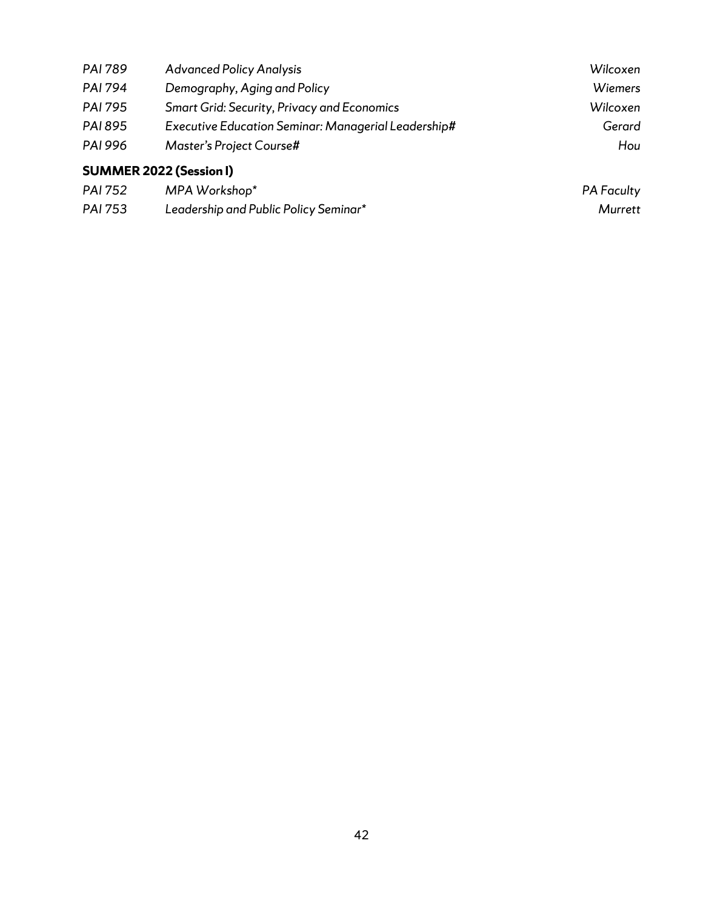| | | |
|---|---|---|
| *PAI 789* | *Advanced Policy Analysis* | *Wilcoxen* |
| *PAI 794* | *Demography, Aging and Policy* | *Wiemers* |
| *PAI 795* | *Smart Grid: Security, Privacy and Economics* | *Wilcoxen* |
| *PAI 895* | *Executive Education Seminar: Managerial Leadership#* | *Gerard* |
| *PAI 996* | *Master's Project Course#* | *Hou* |

**SUMMER 2022 (Session I)**

| | | |
|---|---|---|
| *PAI 752* | *MPA Workshop** | *PA Faculty* |
| *PAI 753* | *Leadership and Public Policy Seminar** | *Murrett* |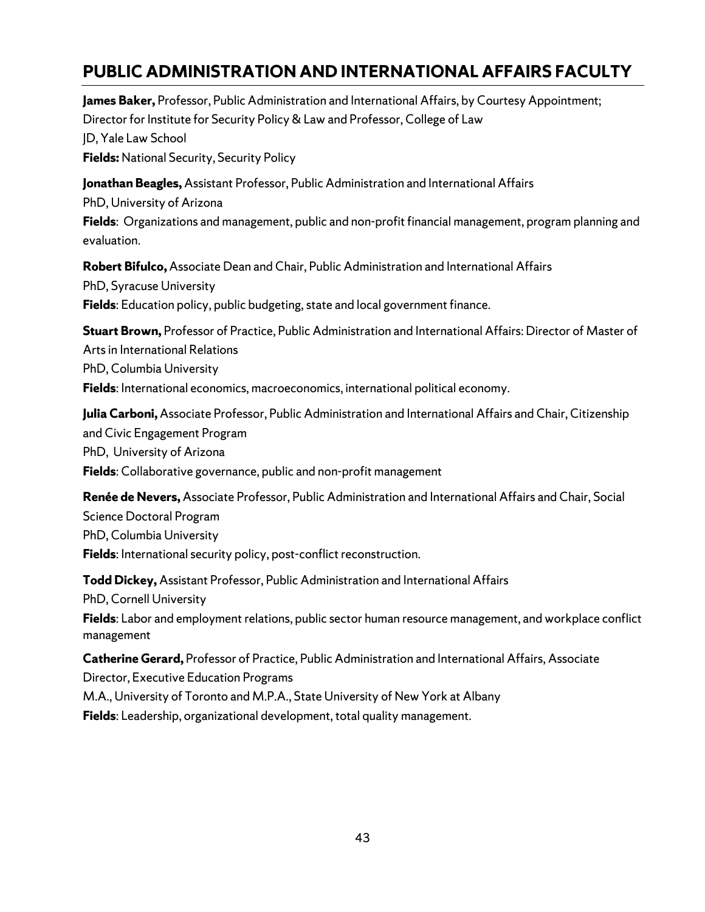## PUBLIC ADMINISTRATION AND INTERNATIONAL AFFAIRS FACULTY

**James Baker,** Professor, Public Administration and International Affairs, by Courtesy Appointment; Director for Institute for Security Policy & Law and Professor, College of Law
JD, Yale Law School
**Fields:** National Security, Security Policy

**Jonathan Beagles,** Assistant Professor, Public Administration and International Affairs
PhD, University of Arizona
**Fields**: Organizations and management, public and non-profit financial management, program planning and evaluation.

**Robert Bifulco,** Associate Dean and Chair, Public Administration and International Affairs
PhD, Syracuse University
**Fields**: Education policy, public budgeting, state and local government finance.

**Stuart Brown,** Professor of Practice, Public Administration and International Affairs: Director of Master of Arts in International Relations
PhD, Columbia University
**Fields**: International economics, macroeconomics, international political economy.

**Julia Carboni,** Associate Professor, Public Administration and International Affairs and Chair, Citizenship and Civic Engagement Program
PhD, University of Arizona
**Fields**: Collaborative governance, public and non-profit management

**Renée de Nevers,** Associate Professor, Public Administration and International Affairs and Chair, Social Science Doctoral Program
PhD, Columbia University
**Fields**: International security policy, post-conflict reconstruction.

**Todd Dickey,** Assistant Professor, Public Administration and International Affairs
PhD, Cornell University
**Fields**: Labor and employment relations, public sector human resource management, and workplace conflict management

**Catherine Gerard,** Professor of Practice, Public Administration and International Affairs, Associate Director, Executive Education Programs
M.A., University of Toronto and M.P.A., State University of New York at Albany
**Fields**: Leadership, organizational development, total quality management.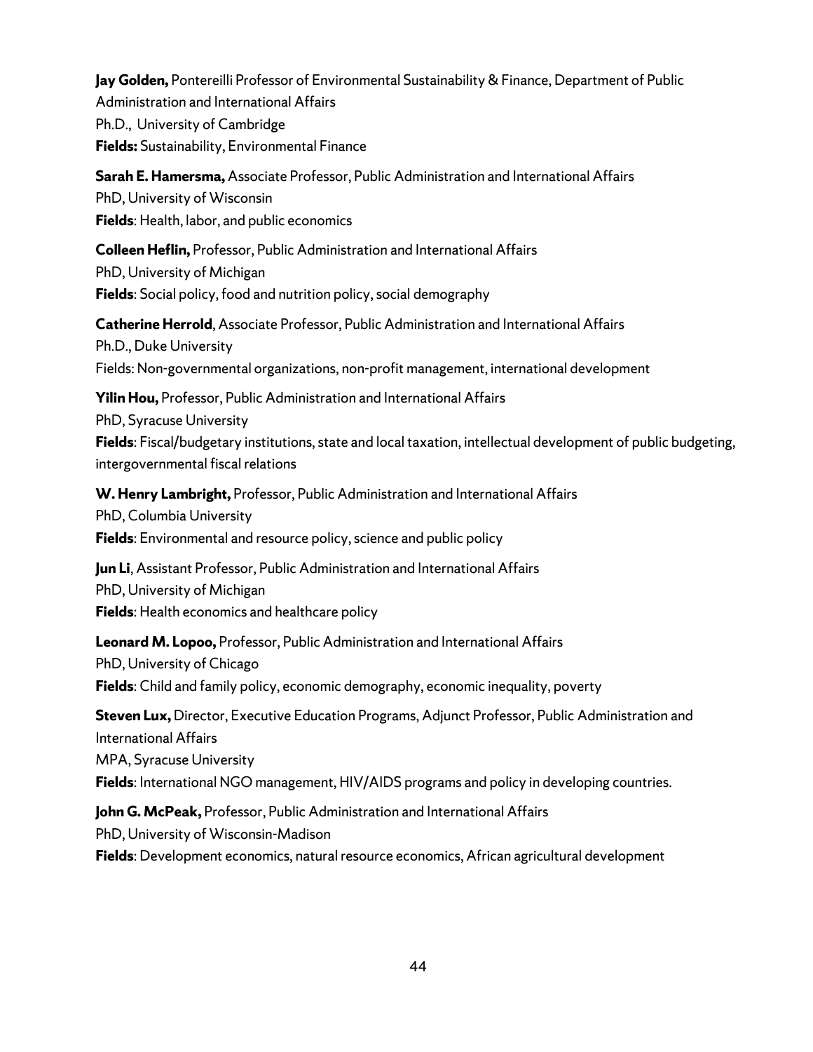**Jay Golden,** Pontereilli Professor of Environmental Sustainability & Finance, Department of Public Administration and International Affairs
Ph.D., University of Cambridge
**Fields:** Sustainability, Environmental Finance

**Sarah E. Hamersma,** Associate Professor, Public Administration and International Affairs
PhD, University of Wisconsin
**Fields**: Health, labor, and public economics

**Colleen Heflin,** Professor, Public Administration and International Affairs
PhD, University of Michigan
**Fields**: Social policy, food and nutrition policy, social demography

**Catherine Herrold**, Associate Professor, Public Administration and International Affairs
Ph.D., Duke University
Fields: Non-governmental organizations, non-profit management, international development

**Yilin Hou,** Professor, Public Administration and International Affairs
PhD, Syracuse University
**Fields**: Fiscal/budgetary institutions, state and local taxation, intellectual development of public budgeting, intergovernmental fiscal relations

**W. Henry Lambright,** Professor, Public Administration and International Affairs
PhD, Columbia University
**Fields**: Environmental and resource policy, science and public policy

**Jun Li**, Assistant Professor, Public Administration and International Affairs
PhD, University of Michigan
**Fields**: Health economics and healthcare policy

**Leonard M. Lopoo,** Professor, Public Administration and International Affairs
PhD, University of Chicago
**Fields**: Child and family policy, economic demography, economic inequality, poverty

**Steven Lux,** Director, Executive Education Programs, Adjunct Professor, Public Administration and International Affairs
MPA, Syracuse University
**Fields**: International NGO management, HIV/AIDS programs and policy in developing countries.

**John G. McPeak,** Professor, Public Administration and International Affairs
PhD, University of Wisconsin-Madison
**Fields**: Development economics, natural resource economics, African agricultural development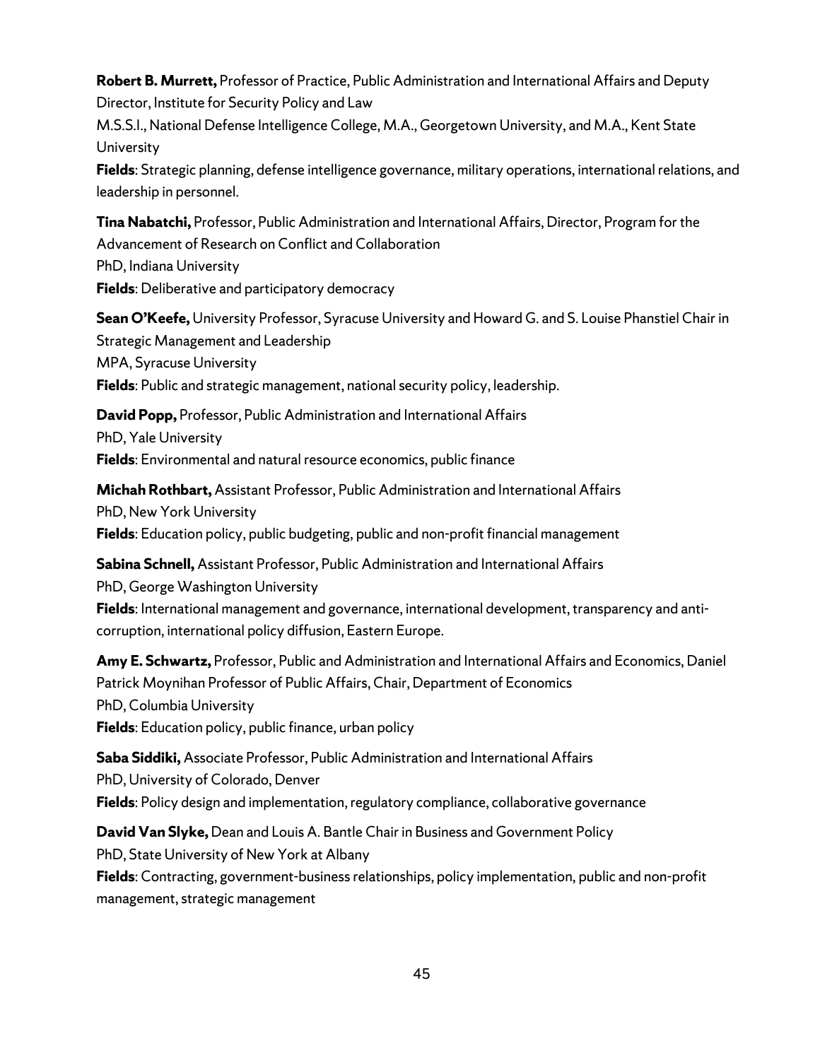**Robert B. Murrett,** Professor of Practice, Public Administration and International Affairs and Deputy Director, Institute for Security Policy and Law
M.S.S.I., National Defense Intelligence College, M.A., Georgetown University, and M.A., Kent State University
**Fields**: Strategic planning, defense intelligence governance, military operations, international relations, and leadership in personnel.

**Tina Nabatchi,** Professor, Public Administration and International Affairs, Director, Program for the Advancement of Research on Conflict and Collaboration
PhD, Indiana University
**Fields**: Deliberative and participatory democracy

**Sean O'Keefe,** University Professor, Syracuse University and Howard G. and S. Louise Phanstiel Chair in Strategic Management and Leadership
MPA, Syracuse University
**Fields**: Public and strategic management, national security policy, leadership.

**David Popp,** Professor, Public Administration and International Affairs
PhD, Yale University
**Fields**: Environmental and natural resource economics, public finance

**Michah Rothbart,** Assistant Professor, Public Administration and International Affairs
PhD, New York University
**Fields**: Education policy, public budgeting, public and non-profit financial management

**Sabina Schnell,** Assistant Professor, Public Administration and International Affairs
PhD, George Washington University
**Fields**: International management and governance, international development, transparency and anti-corruption, international policy diffusion, Eastern Europe.

**Amy E. Schwartz,** Professor, Public and Administration and International Affairs and Economics, Daniel Patrick Moynihan Professor of Public Affairs, Chair, Department of Economics
PhD, Columbia University
**Fields**: Education policy, public finance, urban policy

**Saba Siddiki,** Associate Professor, Public Administration and International Affairs
PhD, University of Colorado, Denver
**Fields**: Policy design and implementation, regulatory compliance, collaborative governance

**David Van Slyke,** Dean and Louis A. Bantle Chair in Business and Government Policy
PhD, State University of New York at Albany
**Fields**: Contracting, government-business relationships, policy implementation, public and non-profit management, strategic management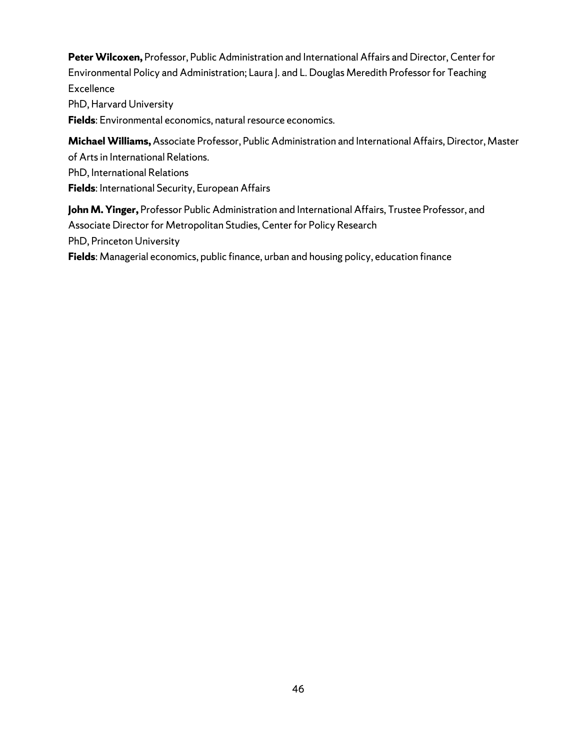**Peter Wilcoxen,** Professor, Public Administration and International Affairs and Director, Center for Environmental Policy and Administration; Laura J. and L. Douglas Meredith Professor for Teaching Excellence  
PhD, Harvard University  
**Fields**: Environmental economics, natural resource economics.

**Michael Williams,** Associate Professor, Public Administration and International Affairs, Director, Master of Arts in International Relations.  
PhD, International Relations  
**Fields**: International Security, European Affairs

**John M. Yinger,** Professor Public Administration and International Affairs, Trustee Professor, and Associate Director for Metropolitan Studies, Center for Policy Research  
PhD, Princeton University  
**Fields**: Managerial economics, public finance, urban and housing policy, education finance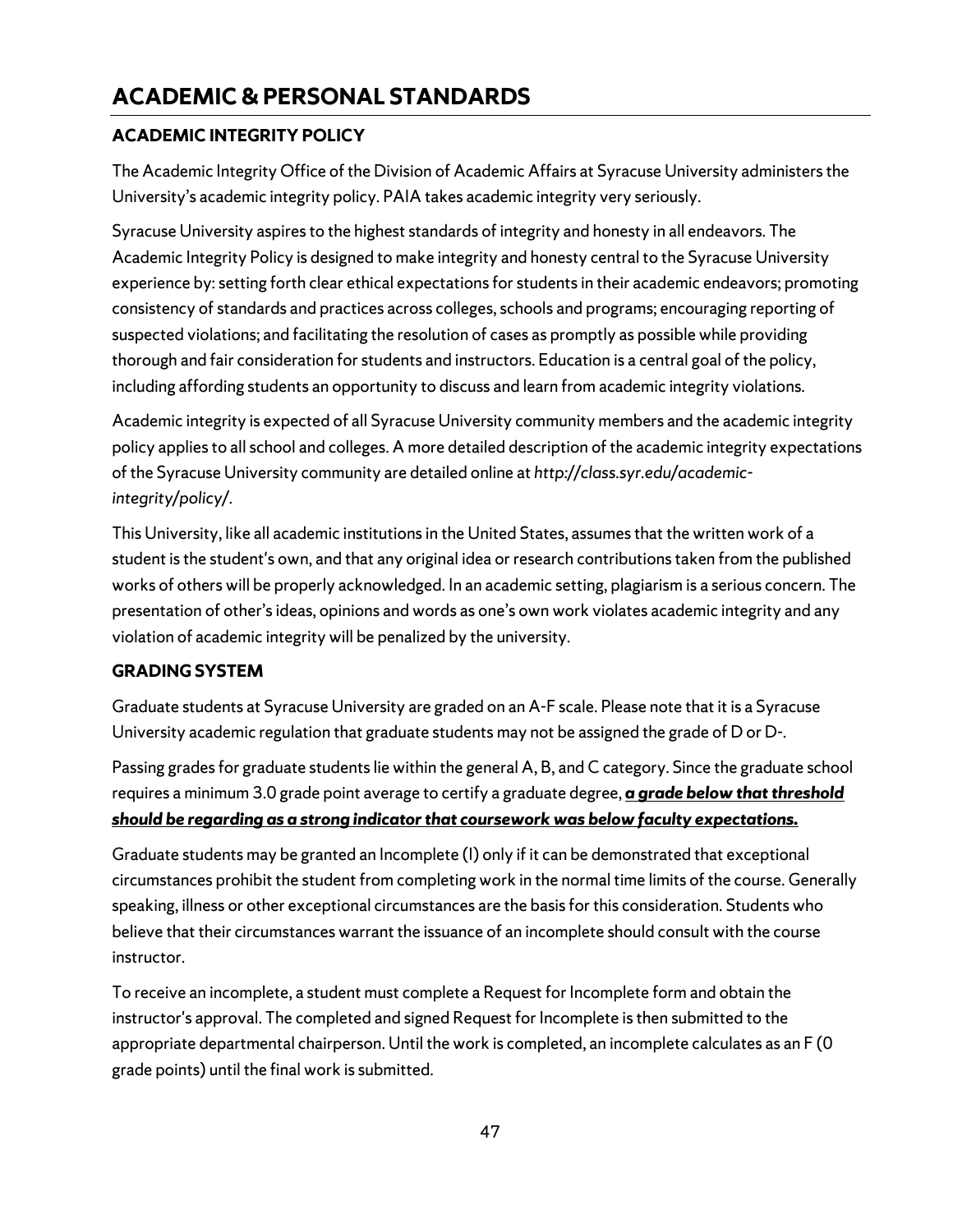# ACADEMIC & PERSONAL STANDARDS

## ACADEMIC INTEGRITY POLICY

The Academic Integrity Office of the Division of Academic Affairs at Syracuse University administers the University's academic integrity policy. PAIA takes academic integrity very seriously.

Syracuse University aspires to the highest standards of integrity and honesty in all endeavors. The Academic Integrity Policy is designed to make integrity and honesty central to the Syracuse University experience by: setting forth clear ethical expectations for students in their academic endeavors; promoting consistency of standards and practices across colleges, schools and programs; encouraging reporting of suspected violations; and facilitating the resolution of cases as promptly as possible while providing thorough and fair consideration for students and instructors. Education is a central goal of the policy, including affording students an opportunity to discuss and learn from academic integrity violations.

Academic integrity is expected of all Syracuse University community members and the academic integrity policy applies to all school and colleges. A more detailed description of the academic integrity expectations of the Syracuse University community are detailed online at *http://class.syr.edu/academic-integrity/policy/*.

This University, like all academic institutions in the United States, assumes that the written work of a student is the student's own, and that any original idea or research contributions taken from the published works of others will be properly acknowledged. In an academic setting, plagiarism is a serious concern. The presentation of other's ideas, opinions and words as one's own work violates academic integrity and any violation of academic integrity will be penalized by the university.

## GRADING SYSTEM

Graduate students at Syracuse University are graded on an A-F scale. Please note that it is a Syracuse University academic regulation that graduate students may not be assigned the grade of D or D-.

Passing grades for graduate students lie within the general A, B, and C category. Since the graduate school requires a minimum 3.0 grade point average to certify a graduate degree, ***a grade below that threshold should be regarding as a strong indicator that coursework was below faculty expectations.***

Graduate students may be granted an Incomplete (I) only if it can be demonstrated that exceptional circumstances prohibit the student from completing work in the normal time limits of the course. Generally speaking, illness or other exceptional circumstances are the basis for this consideration. Students who believe that their circumstances warrant the issuance of an incomplete should consult with the course instructor.

To receive an incomplete, a student must complete a Request for Incomplete form and obtain the instructor's approval. The completed and signed Request for Incomplete is then submitted to the appropriate departmental chairperson. Until the work is completed, an incomplete calculates as an F (0 grade points) until the final work is submitted.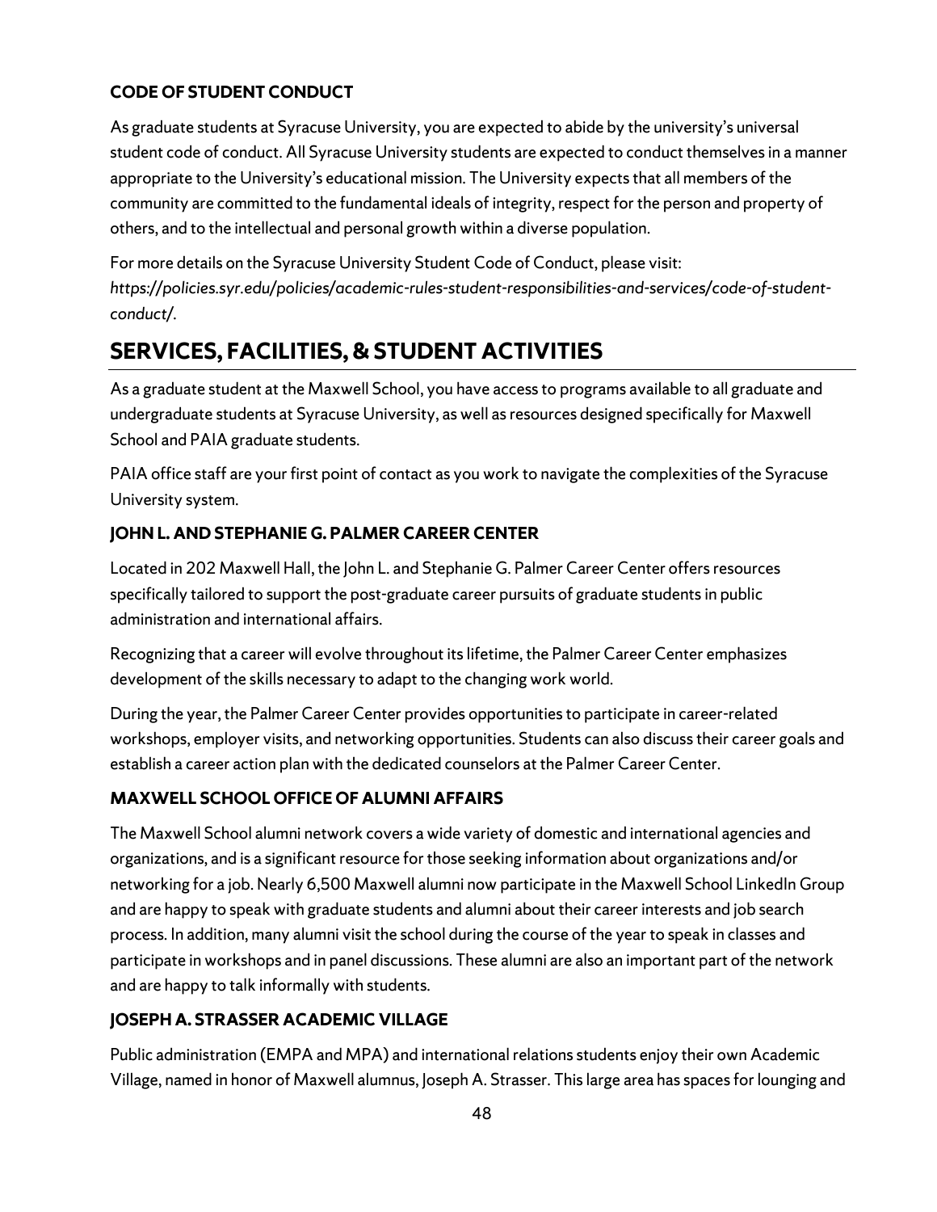### CODE OF STUDENT CONDUCT

As graduate students at Syracuse University, you are expected to abide by the university's universal student code of conduct. All Syracuse University students are expected to conduct themselves in a manner appropriate to the University's educational mission. The University expects that all members of the community are committed to the fundamental ideals of integrity, respect for the person and property of others, and to the intellectual and personal growth within a diverse population.

For more details on the Syracuse University Student Code of Conduct, please visit: *https://policies.syr.edu/policies/academic-rules-student-responsibilities-and-services/code-of-student-conduct/*.

## SERVICES, FACILITIES, & STUDENT ACTIVITIES

As a graduate student at the Maxwell School, you have access to programs available to all graduate and undergraduate students at Syracuse University, as well as resources designed specifically for Maxwell School and PAIA graduate students.

PAIA office staff are your first point of contact as you work to navigate the complexities of the Syracuse University system.

### JOHN L. AND STEPHANIE G. PALMER CAREER CENTER

Located in 202 Maxwell Hall, the John L. and Stephanie G. Palmer Career Center offers resources specifically tailored to support the post-graduate career pursuits of graduate students in public administration and international affairs.

Recognizing that a career will evolve throughout its lifetime, the Palmer Career Center emphasizes development of the skills necessary to adapt to the changing work world.

During the year, the Palmer Career Center provides opportunities to participate in career-related workshops, employer visits, and networking opportunities. Students can also discuss their career goals and establish a career action plan with the dedicated counselors at the Palmer Career Center.

### MAXWELL SCHOOL OFFICE OF ALUMNI AFFAIRS

The Maxwell School alumni network covers a wide variety of domestic and international agencies and organizations, and is a significant resource for those seeking information about organizations and/or networking for a job. Nearly 6,500 Maxwell alumni now participate in the Maxwell School LinkedIn Group and are happy to speak with graduate students and alumni about their career interests and job search process. In addition, many alumni visit the school during the course of the year to speak in classes and participate in workshops and in panel discussions. These alumni are also an important part of the network and are happy to talk informally with students.

### JOSEPH A. STRASSER ACADEMIC VILLAGE

Public administration (EMPA and MPA) and international relations students enjoy their own Academic Village, named in honor of Maxwell alumnus, Joseph A. Strasser. This large area has spaces for lounging and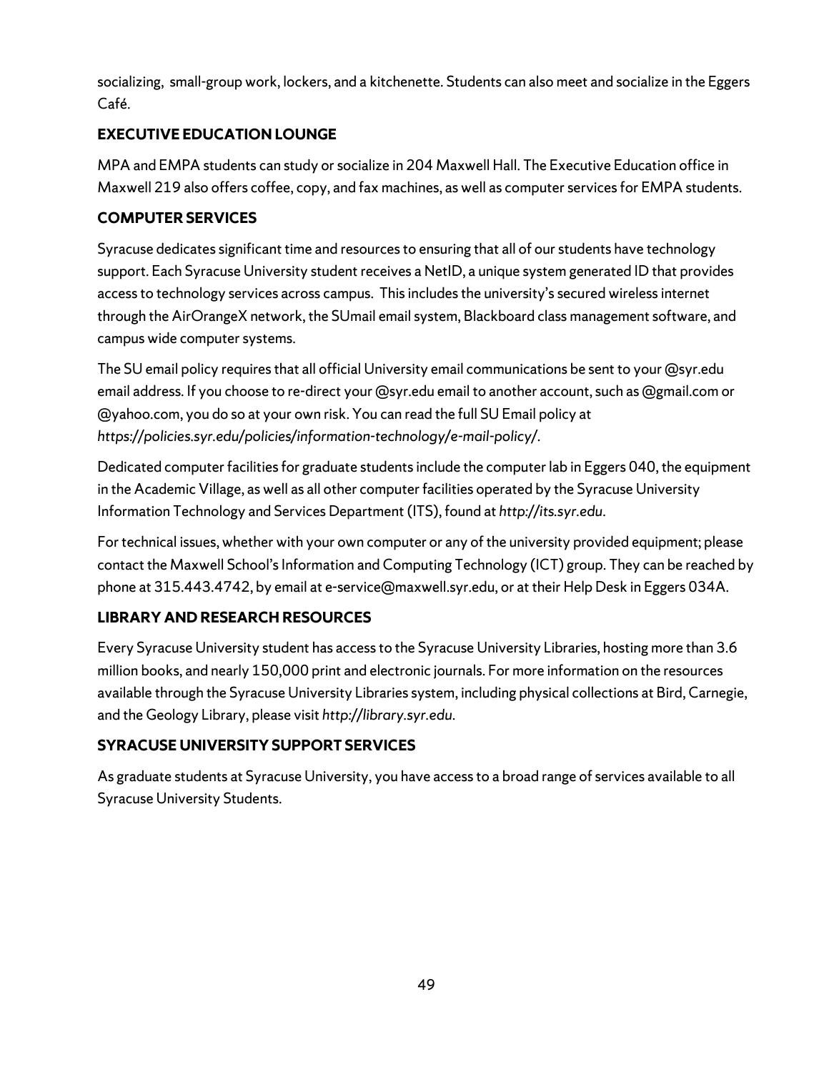socializing, small-group work, lockers, and a kitchenette. Students can also meet and socialize in the Eggers Café.

### EXECUTIVE EDUCATION LOUNGE

MPA and EMPA students can study or socialize in 204 Maxwell Hall. The Executive Education office in Maxwell 219 also offers coffee, copy, and fax machines, as well as computer services for EMPA students.

### COMPUTER SERVICES

Syracuse dedicates significant time and resources to ensuring that all of our students have technology support. Each Syracuse University student receives a NetID, a unique system generated ID that provides access to technology services across campus. This includes the university's secured wireless internet through the AirOrangeX network, the SUmail email system, Blackboard class management software, and campus wide computer systems.

The SU email policy requires that all official University email communications be sent to your @syr.edu email address. If you choose to re-direct your @syr.edu email to another account, such as @gmail.com or @yahoo.com, you do so at your own risk. You can read the full SU Email policy at *https://policies.syr.edu/policies/information-technology/e-mail-policy/*.

Dedicated computer facilities for graduate students include the computer lab in Eggers 040, the equipment in the Academic Village, as well as all other computer facilities operated by the Syracuse University Information Technology and Services Department (ITS), found at *http://its.syr.edu*.

For technical issues, whether with your own computer or any of the university provided equipment; please contact the Maxwell School's Information and Computing Technology (ICT) group. They can be reached by phone at 315.443.4742, by email at e-service@maxwell.syr.edu, or at their Help Desk in Eggers 034A.

### LIBRARY AND RESEARCH RESOURCES

Every Syracuse University student has access to the Syracuse University Libraries, hosting more than 3.6 million books, and nearly 150,000 print and electronic journals. For more information on the resources available through the Syracuse University Libraries system, including physical collections at Bird, Carnegie, and the Geology Library, please visit *http://library.syr.edu*.

### SYRACUSE UNIVERSITY SUPPORT SERVICES

As graduate students at Syracuse University, you have access to a broad range of services available to all Syracuse University Students.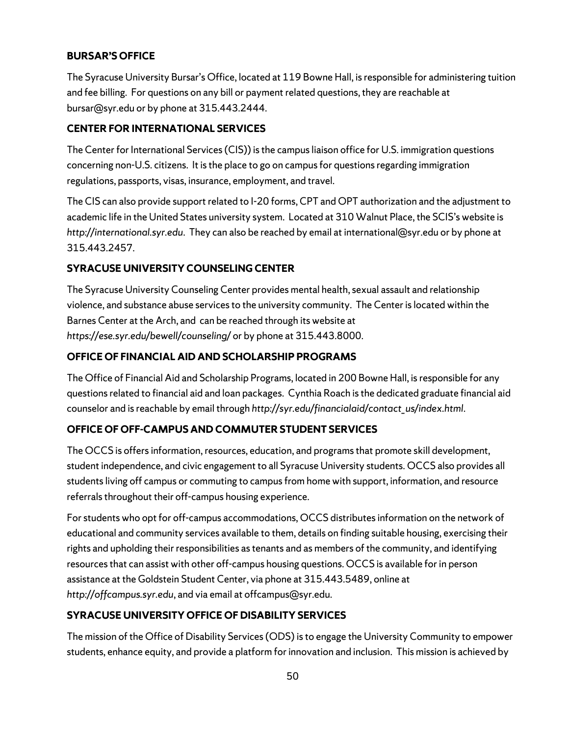### BURSAR'S OFFICE

The Syracuse University Bursar's Office, located at 119 Bowne Hall, is responsible for administering tuition and fee billing. For questions on any bill or payment related questions, they are reachable at bursar@syr.edu or by phone at 315.443.2444.

### CENTER FOR INTERNATIONAL SERVICES

The Center for International Services (CIS)) is the campus liaison office for U.S. immigration questions concerning non-U.S. citizens. It is the place to go on campus for questions regarding immigration regulations, passports, visas, insurance, employment, and travel.

The CIS can also provide support related to I-20 forms, CPT and OPT authorization and the adjustment to academic life in the United States university system. Located at 310 Walnut Place, the SCIS's website is *http://international.syr.edu*. They can also be reached by email at international@syr.edu or by phone at 315.443.2457.

### SYRACUSE UNIVERSITY COUNSELING CENTER

The Syracuse University Counseling Center provides mental health, sexual assault and relationship violence, and substance abuse services to the university community. The Center is located within the Barnes Center at the Arch, and can be reached through its website at *https://ese.syr.edu/bewell/counseling/* or by phone at 315.443.8000.

### OFFICE OF FINANCIAL AID AND SCHOLARSHIP PROGRAMS

The Office of Financial Aid and Scholarship Programs, located in 200 Bowne Hall, is responsible for any questions related to financial aid and loan packages. Cynthia Roach is the dedicated graduate financial aid counselor and is reachable by email through *http://syr.edu/financialaid/contact_us/index.html*.

### OFFICE OF OFF-CAMPUS AND COMMUTER STUDENT SERVICES

The OCCS is offers information, resources, education, and programs that promote skill development, student independence, and civic engagement to all Syracuse University students. OCCS also provides all students living off campus or commuting to campus from home with support, information, and resource referrals throughout their off-campus housing experience.

For students who opt for off-campus accommodations, OCCS distributes information on the network of educational and community services available to them, details on finding suitable housing, exercising their rights and upholding their responsibilities as tenants and as members of the community, and identifying resources that can assist with other off-campus housing questions. OCCS is available for in person assistance at the Goldstein Student Center, via phone at 315.443.5489, online at *http://offcampus.syr.edu*, and via email at offcampus@syr.edu.

### SYRACUSE UNIVERSITY OFFICE OF DISABILITY SERVICES

The mission of the Office of Disability Services (ODS) is to engage the University Community to empower students, enhance equity, and provide a platform for innovation and inclusion. This mission is achieved by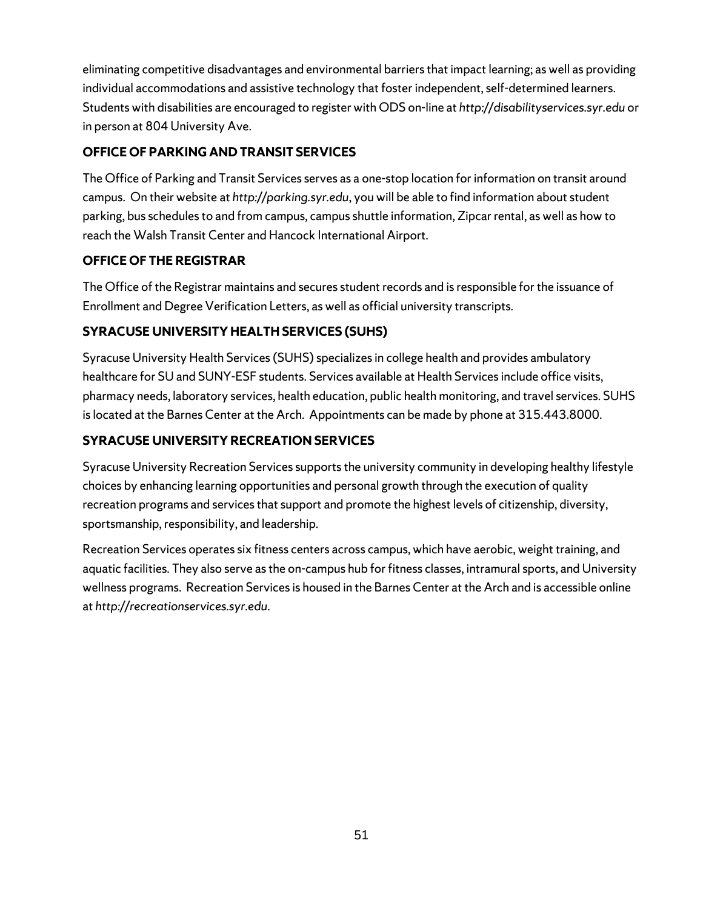eliminating competitive disadvantages and environmental barriers that impact learning; as well as providing individual accommodations and assistive technology that foster independent, self-determined learners. Students with disabilities are encouraged to register with ODS on-line at *http://disabilityservices.syr.edu* or in person at 804 University Ave.

**OFFICE OF PARKING AND TRANSIT SERVICES**

The Office of Parking and Transit Services serves as a one-stop location for information on transit around campus. On their website at *http://parking.syr.edu*, you will be able to find information about student parking, bus schedules to and from campus, campus shuttle information, Zipcar rental, as well as how to reach the Walsh Transit Center and Hancock International Airport.

**OFFICE OF THE REGISTRAR**

The Office of the Registrar maintains and secures student records and is responsible for the issuance of Enrollment and Degree Verification Letters, as well as official university transcripts.

**SYRACUSE UNIVERSITY HEALTH SERVICES (SUHS)**

Syracuse University Health Services (SUHS) specializes in college health and provides ambulatory healthcare for SU and SUNY-ESF students. Services available at Health Services include office visits, pharmacy needs, laboratory services, health education, public health monitoring, and travel services. SUHS is located at the Barnes Center at the Arch. Appointments can be made by phone at 315.443.8000.

**SYRACUSE UNIVERSITY RECREATION SERVICES**

Syracuse University Recreation Services supports the university community in developing healthy lifestyle choices by enhancing learning opportunities and personal growth through the execution of quality recreation programs and services that support and promote the highest levels of citizenship, diversity, sportsmanship, responsibility, and leadership.

Recreation Services operates six fitness centers across campus, which have aerobic, weight training, and aquatic facilities. They also serve as the on-campus hub for fitness classes, intramural sports, and University wellness programs. Recreation Services is housed in the Barnes Center at the Arch and is accessible online at *http://recreationservices.syr.edu*.